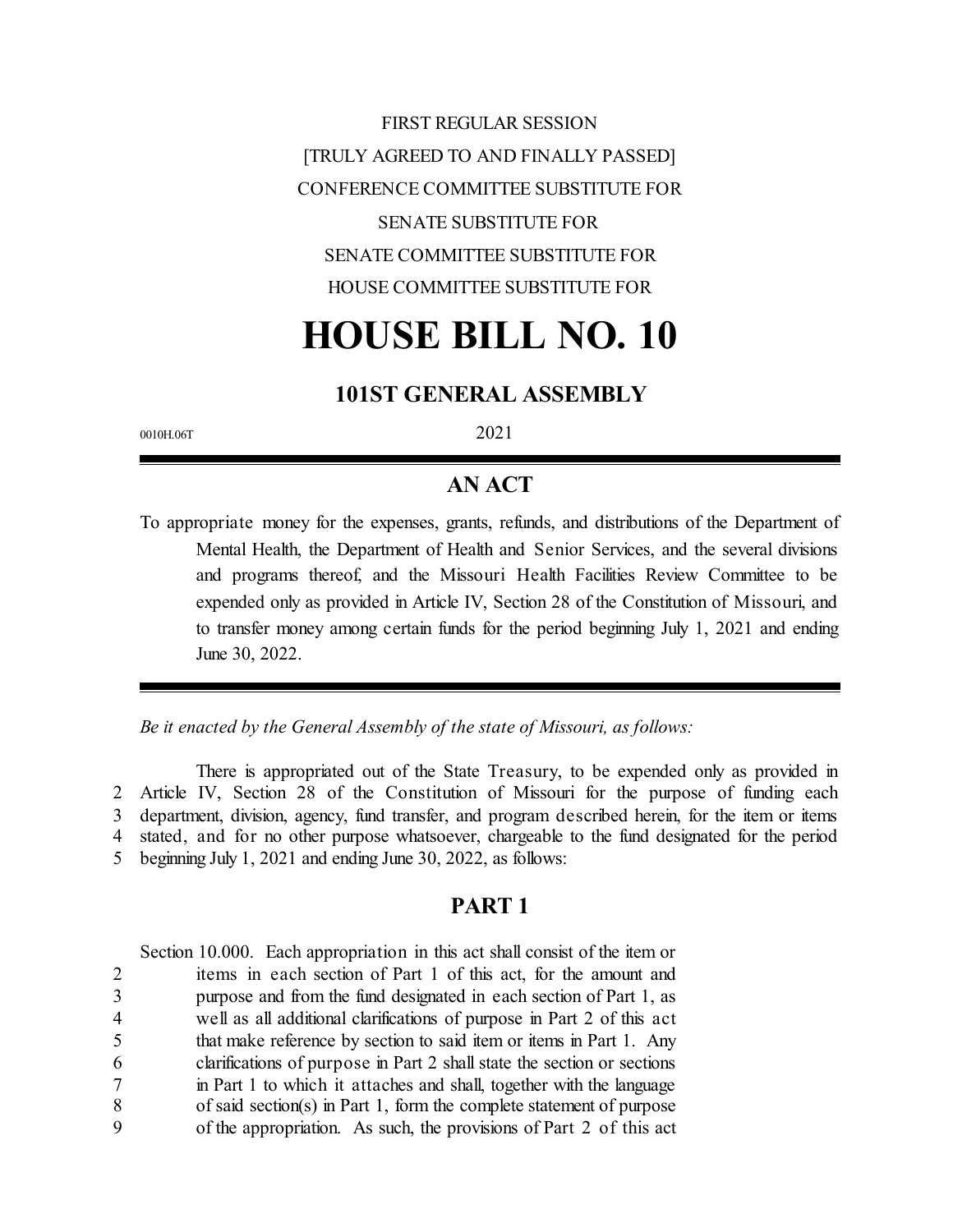FIRST REGULAR SESSION

[TRULY AGREED TO AND FINALLY PASSED]

CONFERENCE COMMITTEE SUBSTITUTE FOR

SENATE SUBSTITUTE FOR

SENATE COMMITTEE SUBSTITUTE FOR

HOUSE COMMITTEE SUBSTITUTE FOR

# HOUSE BILL NO. 10

## 101ST GENERAL ASSEMBLY

0010H.06T

2021

---

## AN ACT

To appropriate money for the expenses, grants, refunds, and distributions of the Department of Mental Health, the Department of Health and Senior Services, and the several divisions and programs thereof, and the Missouri Health Facilities Review Committee to be expended only as provided in Article IV, Section 28 of the Constitution of Missouri, and to transfer money among certain funds for the period beginning July 1, 2021 and ending June 30, 2022.

---

*Be it enacted by the General Assembly of the state of Missouri, as follows:*

There is appropriated out of the State Treasury, to be expended only as provided in
2 Article IV, Section 28 of the Constitution of Missouri for the purpose of funding each
3 department, division, agency, fund transfer, and program described herein, for the item or items
4 stated, and for no other purpose whatsoever, chargeable to the fund designated for the period
5 beginning July 1, 2021 and ending June 30, 2022, as follows:

## PART 1

Section 10.000. Each appropriation in this act shall consist of the item or
2 items in each section of Part 1 of this act, for the amount and
3 purpose and from the fund designated in each section of Part 1, as
4 well as all additional clarifications of purpose in Part 2 of this act
5 that make reference by section to said item or items in Part 1. Any
6 clarifications of purpose in Part 2 shall state the section or sections
7 in Part 1 to which it attaches and shall, together with the language
8 of said section(s) in Part 1, form the complete statement of purpose
9 of the appropriation. As such, the provisions of Part 2 of this act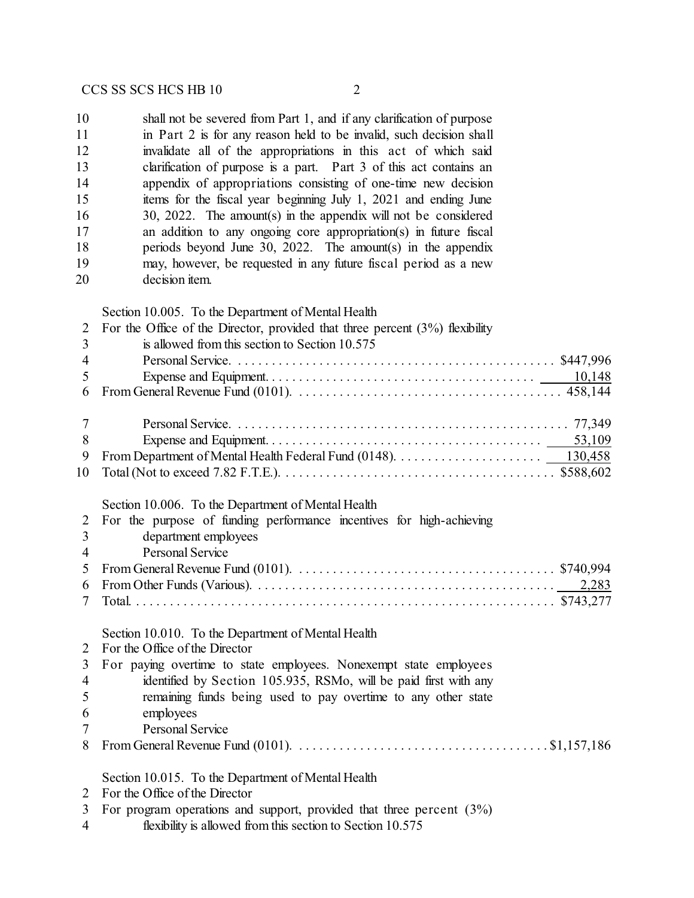shall not be severed from Part 1, and if any clarification of purpose in Part 2 is for any reason held to be invalid, such decision shall invalidate all of the appropriations in this act of which said clarification of purpose is a part. Part 3 of this act contains an appendix of appropriations consisting of one-time new decision items for the fiscal year beginning July 1, 2021 and ending June 30, 2022. The amount(s) in the appendix will not be considered an addition to any ongoing core appropriation(s) in future fiscal periods beyond June 30, 2022. The amount(s) in the appendix may, however, be requested in any future fiscal period as a new decision item.

Section 10.005. To the Department of Mental Health
For the Office of the Director, provided that three percent (3%) flexibility is allowed from this section to Section 10.575

| | |
|---|---|
| Personal Service | $447,996 |
| Expense and Equipment | 10,148 |
| From General Revenue Fund (0101) | 458,144 |
| Personal Service | 77,349 |
| Expense and Equipment | 53,109 |
| From Department of Mental Health Federal Fund (0148) | 130,458 |
| Total (Not to exceed 7.82 F.T.E.) | $588,602 |

Section 10.006. To the Department of Mental Health
For the purpose of funding performance incentives for high-achieving department employees
Personal Service

| | |
|---|---|
| From General Revenue Fund (0101) | $740,994 |
| From Other Funds (Various) | 2,283 |
| Total | $743,277 |

Section 10.010. To the Department of Mental Health
For the Office of the Director
For paying overtime to state employees. Nonexempt state employees identified by Section 105.935, RSMo, will be paid first with any remaining funds being used to pay overtime to any other state employees
Personal Service

| | |
|---|---|
| From General Revenue Fund (0101) | $1,157,186 |

Section 10.015. To the Department of Mental Health
For the Office of the Director
For program operations and support, provided that three percent (3%) flexibility is allowed from this section to Section 10.575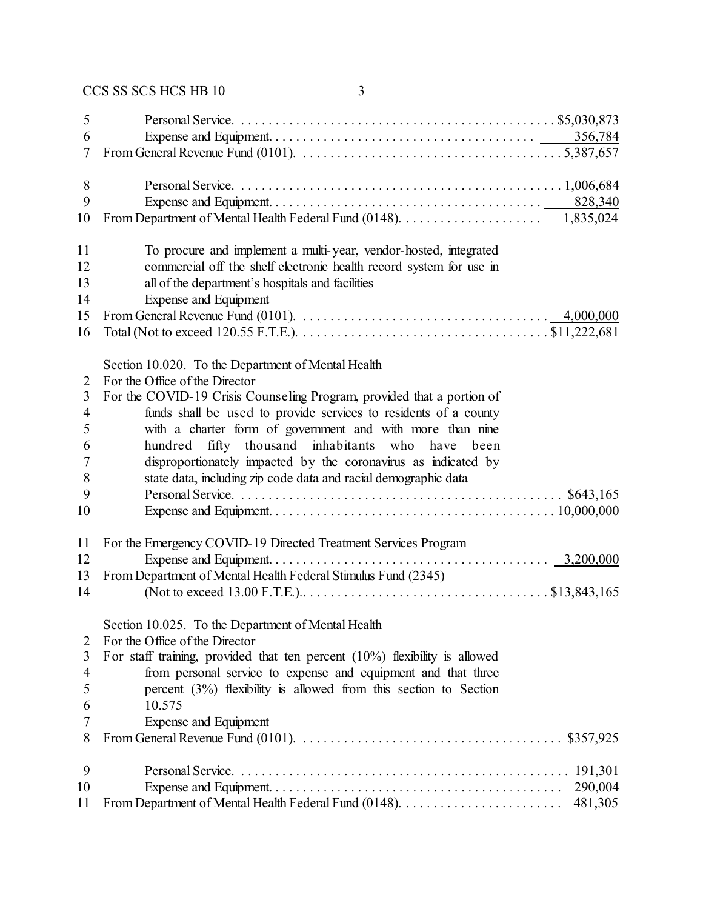| | | |
|---|---|---|
| 5 | Personal Service | $5,030,873 |
| 6 | Expense and Equipment | 356,784 |
| 7 | From General Revenue Fund (0101) | 5,387,657 |
| 8 | Personal Service | 1,006,684 |
| 9 | Expense and Equipment | 828,340 |
| 10 | From Department of Mental Health Federal Fund (0148) | 1,835,024 |
| 11 | To procure and implement a multi-year, vendor-hosted, integrated | |
| 12 | commercial off the shelf electronic health record system for use in | |
| 13 | all of the department's hospitals and facilities | |
| 14 | Expense and Equipment | |
| 15 | From General Revenue Fund (0101) | 4,000,000 |
| 16 | Total (Not to exceed 120.55 F.T.E.) | $11,222,681 |

Section 10.020. To the Department of Mental Health

| | | |
|---|---|---|
| 2 | For the Office of the Director | |
| 3 | For the COVID-19 Crisis Counseling Program, provided that a portion of | |
| 4 | funds shall be used to provide services to residents of a county | |
| 5 | with a charter form of government and with more than nine | |
| 6 | hundred fifty thousand inhabitants who have been | |
| 7 | disproportionately impacted by the coronavirus as indicated by | |
| 8 | state data, including zip code data and racial demographic data | |
| 9 | Personal Service | $643,165 |
| 10 | Expense and Equipment | 10,000,000 |
| 11 | For the Emergency COVID-19 Directed Treatment Services Program | |
| 12 | Expense and Equipment | 3,200,000 |
| 13 | From Department of Mental Health Federal Stimulus Fund (2345) | |
| 14 | (Not to exceed 13.00 F.T.E.) | $13,843,165 |

Section 10.025. To the Department of Mental Health

| | | |
|---|---|---|
| 2 | For the Office of the Director | |
| 3 | For staff training, provided that ten percent (10%) flexibility is allowed | |
| 4 | from personal service to expense and equipment and that three | |
| 5 | percent (3%) flexibility is allowed from this section to Section | |
| 6 | 10.575 | |
| 7 | Expense and Equipment | |
| 8 | From General Revenue Fund (0101) | $357,925 |
| 9 | Personal Service | 191,301 |
| 10 | Expense and Equipment | 290,004 |
| 11 | From Department of Mental Health Federal Fund (0148) | 481,305 |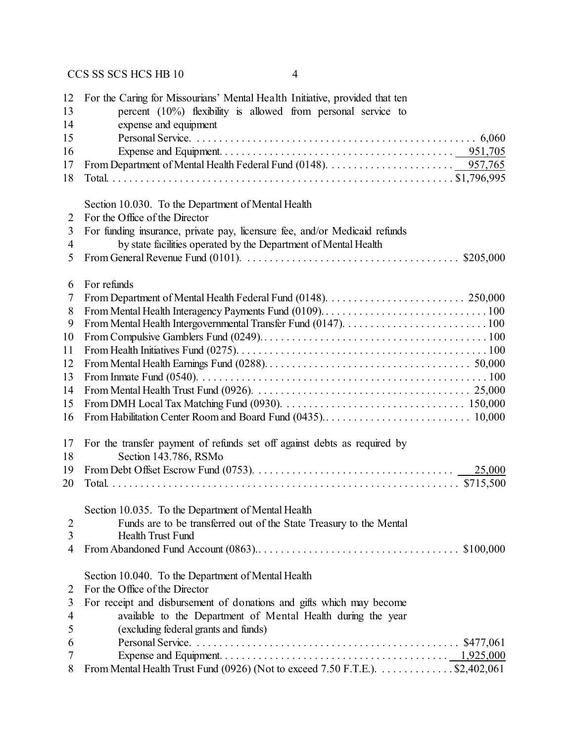12 For the Caring for Missourians' Mental Health Initiative, provided that ten
13 percent (10%) flexibility is allowed from personal service to
14 expense and equipment
15 Personal Service. . . . . . . . . . . . . . . . . . . . . . . . . . . . . . . . . . . . . . . . . . . . . . . . . 6,060
16 Expense and Equipment. . . . . . . . . . . . . . . . . . . . . . . . . . . . . . . . . . . . . . . . . 951,705
17 From Department of Mental Health Federal Fund (0148). . . . . . . . . . . . . . . . . . . . . . . 957,765
18 Total. . . . . . . . . . . . . . . . . . . . . . . . . . . . . . . . . . . . . . . . . . . . . . . . . . . . . . . . . . $1,796,995

Section 10.030. To the Department of Mental Health
2 For the Office of the Director
3 For funding insurance, private pay, licensure fee, and/or Medicaid refunds
4 by state facilities operated by the Department of Mental Health
5 From General Revenue Fund (0101). . . . . . . . . . . . . . . . . . . . . . . . . . . . . . . . . . . . . . $205,000

6 For refunds
7 From Department of Mental Health Federal Fund (0148). . . . . . . . . . . . . . . . . . . . . . . . . 250,000
8 From Mental Health Interagency Payments Fund (0109). . . . . . . . . . . . . . . . . . . . . . . . . . . . . 100
9 From Mental Health Intergovernmental Transfer Fund (0147). . . . . . . . . . . . . . . . . . . . . . . . . . 100
10 From Compulsive Gamblers Fund (0249). . . . . . . . . . . . . . . . . . . . . . . . . . . . . . . . . . . . . . . . . 100
11 From Health Initiatives Fund (0275). . . . . . . . . . . . . . . . . . . . . . . . . . . . . . . . . . . . . . . . . . . . 100
12 From Mental Health Earnings Fund (0288). . . . . . . . . . . . . . . . . . . . . . . . . . . . . . . . . . . . . 50,000
13 From Inmate Fund (0540). . . . . . . . . . . . . . . . . . . . . . . . . . . . . . . . . . . . . . . . . . . . . . . . . . . 100
14 From Mental Health Trust Fund (0926). . . . . . . . . . . . . . . . . . . . . . . . . . . . . . . . . . . . . . 25,000
15 From DMH Local Tax Matching Fund (0930). . . . . . . . . . . . . . . . . . . . . . . . . . . . . . . . 150,000
16 From Habilitation Center Room and Board Fund (0435). . . . . . . . . . . . . . . . . . . . . . . . . . 10,000

17 For the transfer payment of refunds set off against debts as required by
18 Section 143.786, RSMo
19 From Debt Offset Escrow Fund (0753). . . . . . . . . . . . . . . . . . . . . . . . . . . . . . . . . . . . 25,000
20 Total. . . . . . . . . . . . . . . . . . . . . . . . . . . . . . . . . . . . . . . . . . . . . . . . . . . . . . . . . . $715,500

Section 10.035. To the Department of Mental Health
2 Funds are to be transferred out of the State Treasury to the Mental
3 Health Trust Fund
4 From Abandoned Fund Account (0863). . . . . . . . . . . . . . . . . . . . . . . . . . . . . . . . . . . . $100,000

Section 10.040. To the Department of Mental Health
2 For the Office of the Director
3 For receipt and disbursement of donations and gifts which may become
4 available to the Department of Mental Health during the year
5 (excluding federal grants and funds)
6 Personal Service. . . . . . . . . . . . . . . . . . . . . . . . . . . . . . . . . . . . . . . . . . . . . . $477,061
7 Expense and Equipment. . . . . . . . . . . . . . . . . . . . . . . . . . . . . . . . . . . . . . . . 1,925,000
8 From Mental Health Trust Fund (0926) (Not to exceed 7.50 F.T.E.). . . . . . . . . . . . . . $2,402,061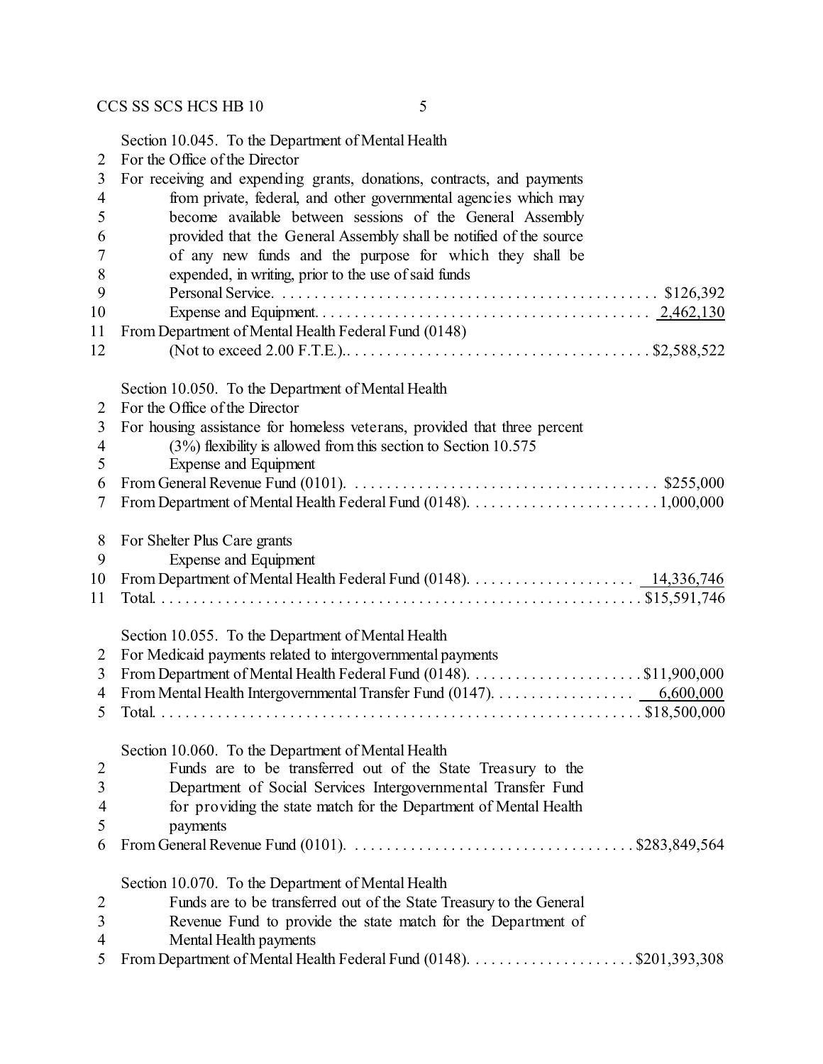Section 10.045. To the Department of Mental Health
For the Office of the Director
For receiving and expending grants, donations, contracts, and payments from private, federal, and other governmental agencies which may become available between sessions of the General Assembly provided that the General Assembly shall be notified of the source of any new funds and the purpose for which they shall be expended, in writing, prior to the use of said funds

| | |
|---|---|
| Personal Service | $126,392 |
| Expense and Equipment | 2,462,130 |
| From Department of Mental Health Federal Fund (0148) (Not to exceed 2.00 F.T.E.) | $2,588,522 |

Section 10.050. To the Department of Mental Health
For the Office of the Director
For housing assistance for homeless veterans, provided that three percent (3%) flexibility is allowed from this section to Section 10.575
Expense and Equipment

| | |
|---|---|
| From General Revenue Fund (0101) | $255,000 |
| From Department of Mental Health Federal Fund (0148) | 1,000,000 |

For Shelter Plus Care grants
Expense and Equipment

| | |
|---|---|
| From Department of Mental Health Federal Fund (0148) | 14,336,746 |
| Total | $15,591,746 |

Section 10.055. To the Department of Mental Health
For Medicaid payments related to intergovernmental payments

| | |
|---|---|
| From Department of Mental Health Federal Fund (0148) | $11,900,000 |
| From Mental Health Intergovernmental Transfer Fund (0147) | 6,600,000 |
| Total | $18,500,000 |

Section 10.060. To the Department of Mental Health
Funds are to be transferred out of the State Treasury to the Department of Social Services Intergovernmental Transfer Fund for providing the state match for the Department of Mental Health payments

| | |
|---|---|
| From General Revenue Fund (0101) | $283,849,564 |

Section 10.070. To the Department of Mental Health
Funds are to be transferred out of the State Treasury to the General Revenue Fund to provide the state match for the Department of Mental Health payments

| | |
|---|---|
| From Department of Mental Health Federal Fund (0148) | $201,393,308 |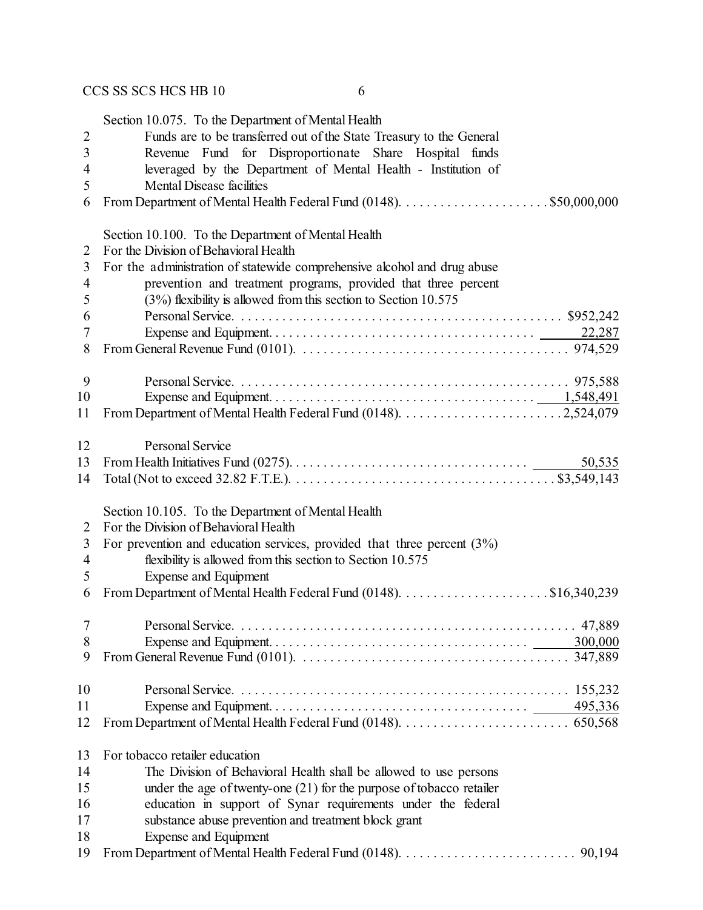Section 10.075. To the Department of Mental Health

Funds are to be transferred out of the State Treasury to the General Revenue Fund for Disproportionate Share Hospital funds leveraged by the Department of Mental Health - Institution of Mental Disease facilities

From Department of Mental Health Federal Fund (0148). . . . . . . . . . . . . . . . . . . . . . $50,000,000

Section 10.100. To the Department of Mental Health

For the Division of Behavioral Health

For the administration of statewide comprehensive alcohol and drug abuse prevention and treatment programs, provided that three percent (3%) flexibility is allowed from this section to Section 10.575

| | |
|---|---|
| Personal Service | $952,242 |
| Expense and Equipment | 22,287 |
| From General Revenue Fund (0101) | 974,529 |
| | |
| Personal Service | 975,588 |
| Expense and Equipment | 1,548,491 |
| From Department of Mental Health Federal Fund (0148) | 2,524,079 |
| | |
| Personal Service | |
| From Health Initiatives Fund (0275) | 50,535 |
| Total (Not to exceed 32.82 F.T.E.) | $3,549,143 |

Section 10.105. To the Department of Mental Health

For the Division of Behavioral Health

For prevention and education services, provided that three percent (3%) flexibility is allowed from this section to Section 10.575

| | |
|---|---|
| Expense and Equipment | |
| From Department of Mental Health Federal Fund (0148) | $16,340,239 |
| | |
| Personal Service | 47,889 |
| Expense and Equipment | 300,000 |
| From General Revenue Fund (0101) | 347,889 |
| | |
| Personal Service | 155,232 |
| Expense and Equipment | 495,336 |
| From Department of Mental Health Federal Fund (0148) | 650,568 |

For tobacco retailer education

The Division of Behavioral Health shall be allowed to use persons under the age of twenty-one (21) for the purpose of tobacco retailer education in support of Synar requirements under the federal substance abuse prevention and treatment block grant

| | |
|---|---|
| Expense and Equipment | |
| From Department of Mental Health Federal Fund (0148) | 90,194 |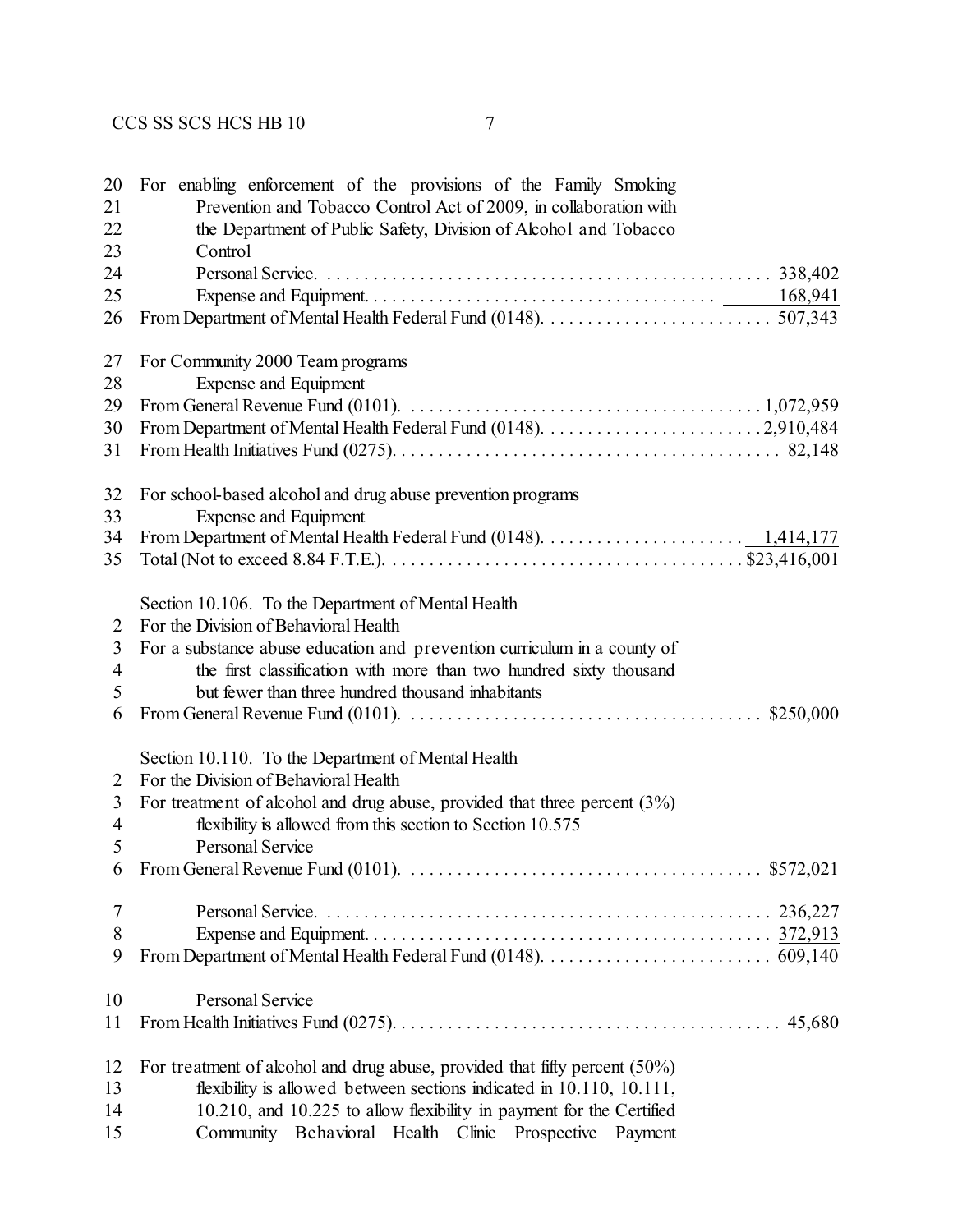20 For enabling enforcement of the provisions of the Family Smoking
21 Prevention and Tobacco Control Act of 2009, in collaboration with
22 the Department of Public Safety, Division of Alcohol and Tobacco
23 Control
24 Personal Service. . . . . . . . . . . . . . . . . . . . . . . . . . . . . . . . . . . . . . . . . . . . . . . . 338,402
25 Expense and Equipment. . . . . . . . . . . . . . . . . . . . . . . . . . . . . . . . . . . . . 168,941
26 From Department of Mental Health Federal Fund (0148). . . . . . . . . . . . . . . . . . . . . . . . . 507,343

27 For Community 2000 Team programs
28 Expense and Equipment
29 From General Revenue Fund (0101). . . . . . . . . . . . . . . . . . . . . . . . . . . . . . . . . . . . . . 1,072,959
30 From Department of Mental Health Federal Fund (0148). . . . . . . . . . . . . . . . . . . . . . . . 2,910,484
31 From Health Initiatives Fund (0275). . . . . . . . . . . . . . . . . . . . . . . . . . . . . . . . . . . . . . . . . 82,148

32 For school-based alcohol and drug abuse prevention programs
33 Expense and Equipment
34 From Department of Mental Health Federal Fund (0148). . . . . . . . . . . . . . . . . . . . . . 1,414,177
35 Total (Not to exceed 8.84 F.T.E.). . . . . . . . . . . . . . . . . . . . . . . . . . . . . . . . . . . . . . . $23,416,001

Section 10.106. To the Department of Mental Health
2 For the Division of Behavioral Health
3 For a substance abuse education and prevention curriculum in a county of
4 the first classification with more than two hundred sixty thousand
5 but fewer than three hundred thousand inhabitants
6 From General Revenue Fund (0101). . . . . . . . . . . . . . . . . . . . . . . . . . . . . . . . . . . . . . $250,000

Section 10.110. To the Department of Mental Health
2 For the Division of Behavioral Health
3 For treatment of alcohol and drug abuse, provided that three percent (3%)
4 flexibility is allowed from this section to Section 10.575
5 Personal Service
6 From General Revenue Fund (0101). . . . . . . . . . . . . . . . . . . . . . . . . . . . . . . . . . . . . . $572,021

7 Personal Service. . . . . . . . . . . . . . . . . . . . . . . . . . . . . . . . . . . . . . . . . . . . . . . . 236,227
8 Expense and Equipment. . . . . . . . . . . . . . . . . . . . . . . . . . . . . . . . . . . . . . . . . . . 372,913
9 From Department of Mental Health Federal Fund (0148). . . . . . . . . . . . . . . . . . . . . . . . . 609,140

10 Personal Service
11 From Health Initiatives Fund (0275). . . . . . . . . . . . . . . . . . . . . . . . . . . . . . . . . . . . . . . . . 45,680

12 For treatment of alcohol and drug abuse, provided that fifty percent (50%)
13 flexibility is allowed between sections indicated in 10.110, 10.111,
14 10.210, and 10.225 to allow flexibility in payment for the Certified
15 Community Behavioral Health Clinic Prospective Payment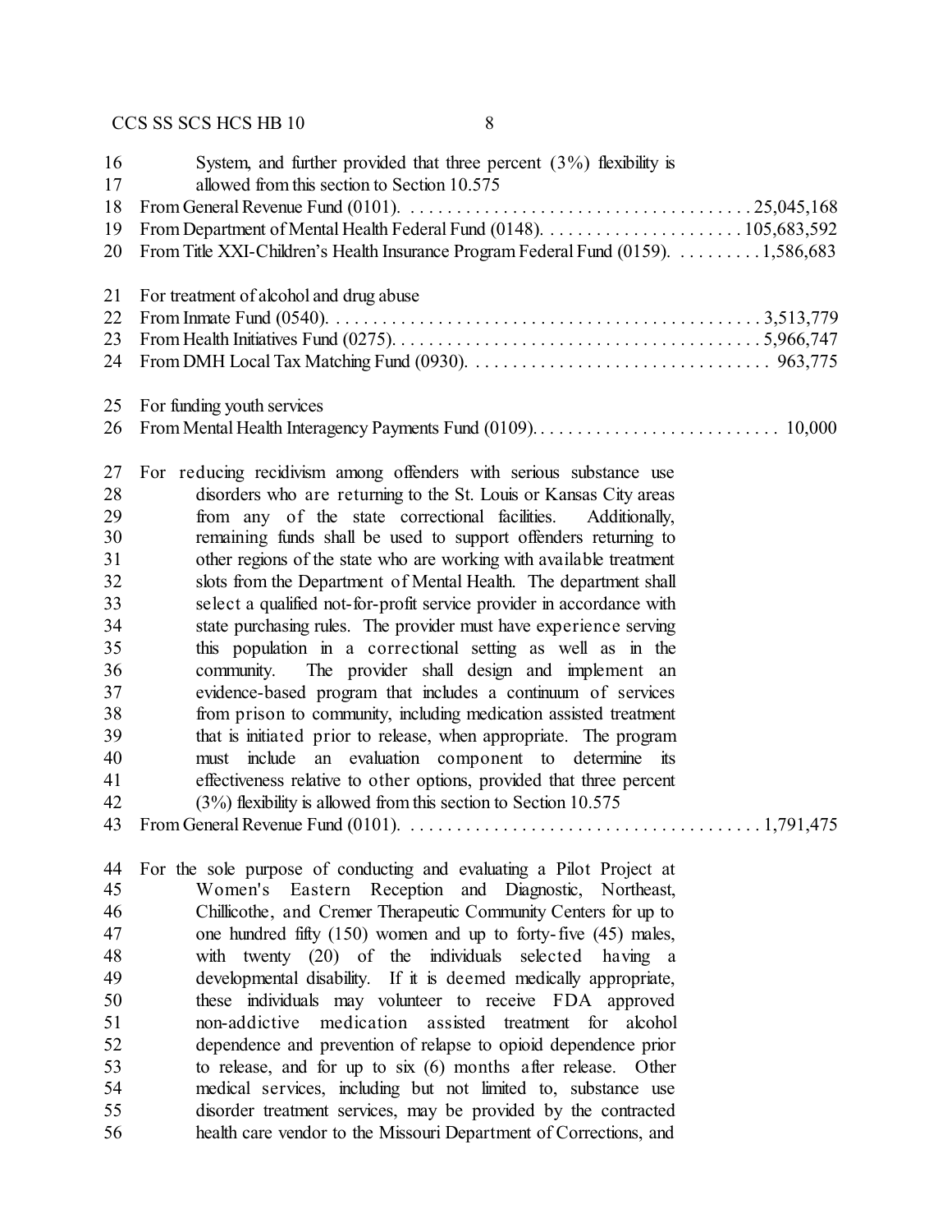System, and further provided that three percent (3%) flexibility is allowed from this section to Section 10.575

From General Revenue Fund (0101). . . . . . . . . . . . . . . . . . . . . . . . . . . . . . . . . . . . . 25,045,168

From Department of Mental Health Federal Fund (0148). . . . . . . . . . . . . . . . . . . . . . 105,683,592

From Title XXI-Children's Health Insurance Program Federal Fund (0159). . . . . . . . . . 1,586,683

For treatment of alcohol and drug abuse

From Inmate Fund (0540). . . . . . . . . . . . . . . . . . . . . . . . . . . . . . . . . . . . . . . . . . . . . . 3,513,779

From Health Initiatives Fund (0275). . . . . . . . . . . . . . . . . . . . . . . . . . . . . . . . . . . . . . . 5,966,747

From DMH Local Tax Matching Fund (0930). . . . . . . . . . . . . . . . . . . . . . . . . . . . . . . . 963,775

For funding youth services

From Mental Health Interagency Payments Fund (0109). . . . . . . . . . . . . . . . . . . . . . . . . . . 10,000

For reducing recidivism among offenders with serious substance use disorders who are returning to the St. Louis or Kansas City areas from any of the state correctional facilities. Additionally, remaining funds shall be used to support offenders returning to other regions of the state who are working with available treatment slots from the Department of Mental Health. The department shall select a qualified not-for-profit service provider in accordance with state purchasing rules. The provider must have experience serving this population in a correctional setting as well as in the community. The provider shall design and implement an evidence-based program that includes a continuum of services from prison to community, including medication assisted treatment that is initiated prior to release, when appropriate. The program must include an evaluation component to determine its effectiveness relative to other options, provided that three percent (3%) flexibility is allowed from this section to Section 10.575

From General Revenue Fund (0101). . . . . . . . . . . . . . . . . . . . . . . . . . . . . . . . . . . . . . 1,791,475

For the sole purpose of conducting and evaluating a Pilot Project at Women's Eastern Reception and Diagnostic, Northeast, Chillicothe, and Cremer Therapeutic Community Centers for up to one hundred fifty (150) women and up to forty-five (45) males, with twenty (20) of the individuals selected having a developmental disability. If it is deemed medically appropriate, these individuals may volunteer to receive FDA approved non-addictive medication assisted treatment for alcohol dependence and prevention of relapse to opioid dependence prior to release, and for up to six (6) months after release. Other medical services, including but not limited to, substance use disorder treatment services, may be provided by the contracted health care vendor to the Missouri Department of Corrections, and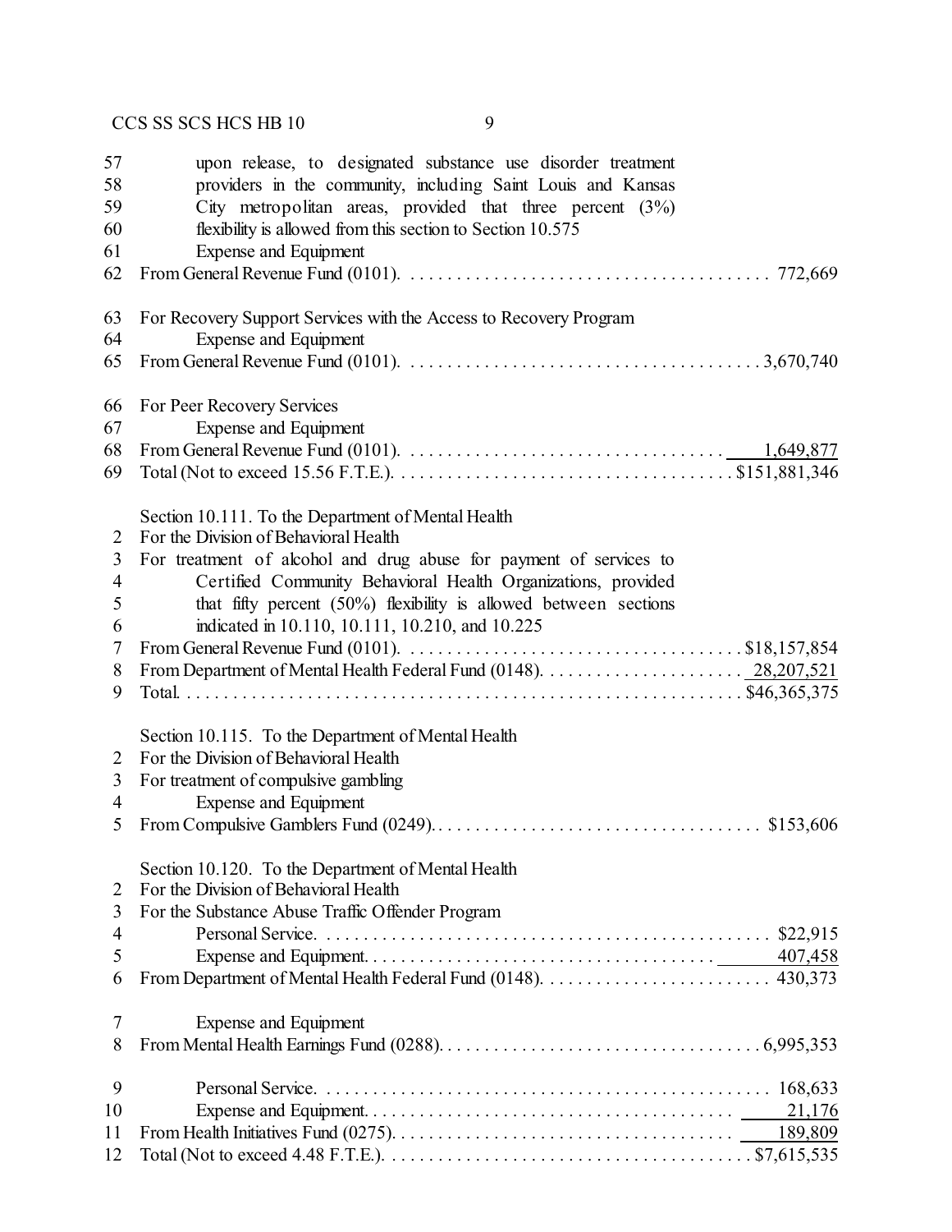upon release, to designated substance use disorder treatment providers in the community, including Saint Louis and Kansas City metropolitan areas, provided that three percent (3%) flexibility is allowed from this section to Section 10.575

Expense and Equipment

From General Revenue Fund (0101). . . . . . . . . . . . . . . . . . . . . . . . . . . . . . . . . . . . . . . 772,669

For Recovery Support Services with the Access to Recovery Program

Expense and Equipment

From General Revenue Fund (0101). . . . . . . . . . . . . . . . . . . . . . . . . . . . . . . . . . . . . 3,670,740

For Peer Recovery Services

Expense and Equipment

From General Revenue Fund (0101). . . . . . . . . . . . . . . . . . . . . . . . . . . . . . . . . . 1,649,877

Total (Not to exceed 15.56 F.T.E.). . . . . . . . . . . . . . . . . . . . . . . . . . . . . . . . . . . . $151,881,346

Section 10.111. To the Department of Mental Health

For the Division of Behavioral Health

For treatment of alcohol and drug abuse for payment of services to Certified Community Behavioral Health Organizations, provided that fifty percent (50%) flexibility is allowed between sections indicated in 10.110, 10.111, 10.210, and 10.225

From General Revenue Fund (0101). . . . . . . . . . . . . . . . . . . . . . . . . . . . . . . . . . . . $18,157,854

From Department of Mental Health Federal Fund (0148). . . . . . . . . . . . . . . . . . . . . . 28,207,521

Total. . . . . . . . . . . . . . . . . . . . . . . . . . . . . . . . . . . . . . . . . . . . . . . . . . . . . . . . . . . . $46,365,375

Section 10.115. To the Department of Mental Health

For the Division of Behavioral Health

For treatment of compulsive gambling

Expense and Equipment

From Compulsive Gamblers Fund (0249). . . . . . . . . . . . . . . . . . . . . . . . . . . . . . . . . . . $153,606

Section 10.120. To the Department of Mental Health

For the Division of Behavioral Health

For the Substance Abuse Traffic Offender Program

Personal Service. . . . . . . . . . . . . . . . . . . . . . . . . . . . . . . . . . . . . . . . . . . . . . . . $22,915

Expense and Equipment. . . . . . . . . . . . . . . . . . . . . . . . . . . . . . . . . . . . . . . 407,458

From Department of Mental Health Federal Fund (0148). . . . . . . . . . . . . . . . . . . . . . . . . 430,373

Expense and Equipment

From Mental Health Earnings Fund (0288). . . . . . . . . . . . . . . . . . . . . . . . . . . . . . . . . . 6,995,353

Personal Service. . . . . . . . . . . . . . . . . . . . . . . . . . . . . . . . . . . . . . . . . . . . . . . . 168,633

Expense and Equipment. . . . . . . . . . . . . . . . . . . . . . . . . . . . . . . . . . . . . . . 21,176

From Health Initiatives Fund (0275). . . . . . . . . . . . . . . . . . . . . . . . . . . . . . . . . . . . 189,809

Total (Not to exceed 4.48 F.T.E.). . . . . . . . . . . . . . . . . . . . . . . . . . . . . . . . . . . . . . $7,615,535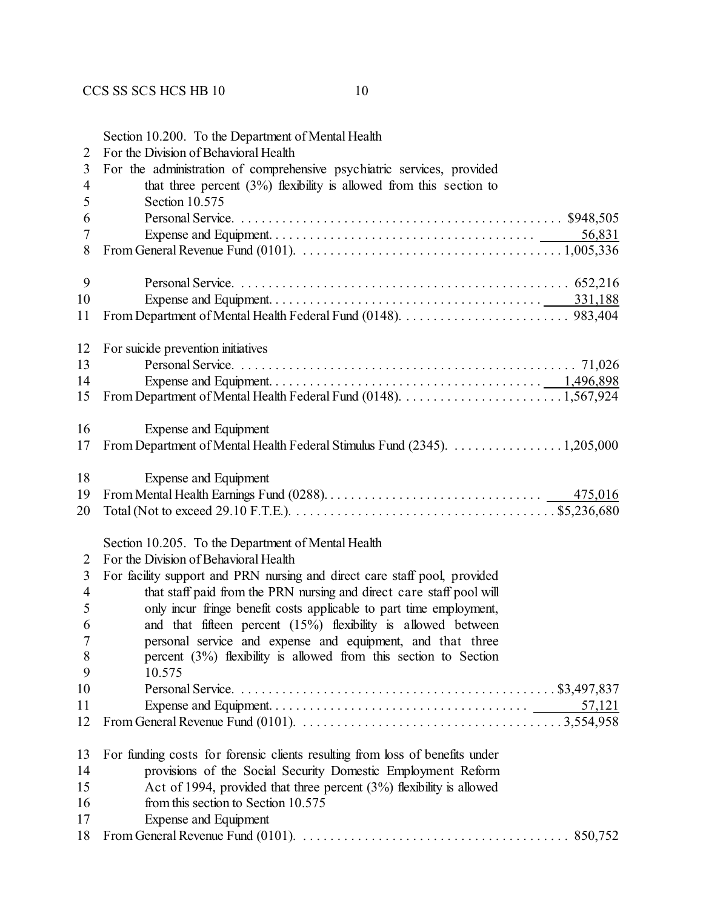Section 10.200. To the Department of Mental Health
For the Division of Behavioral Health
For the administration of comprehensive psychiatric services, provided that three percent (3%) flexibility is allowed from this section to Section 10.575

| | |
|---|---|
| Personal Service | $948,505 |
| Expense and Equipment | 56,831 |
| From General Revenue Fund (0101) | 1,005,336 |
| | |
| Personal Service | 652,216 |
| Expense and Equipment | 331,188 |
| From Department of Mental Health Federal Fund (0148) | 983,404 |

For suicide prevention initiatives

| | |
|---|---|
| Personal Service | 71,026 |
| Expense and Equipment | 1,496,898 |
| From Department of Mental Health Federal Fund (0148) | 1,567,924 |
| | |
| Expense and Equipment | |
| From Department of Mental Health Federal Stimulus Fund (2345) | 1,205,000 |
| | |
| Expense and Equipment | |
| From Mental Health Earnings Fund (0288) | 475,016 |
| Total (Not to exceed 29.10 F.T.E.) | $5,236,680 |

Section 10.205. To the Department of Mental Health
For the Division of Behavioral Health
For facility support and PRN nursing and direct care staff pool, provided that staff paid from the PRN nursing and direct care staff pool will only incur fringe benefit costs applicable to part time employment, and that fifteen percent (15%) flexibility is allowed between personal service and expense and equipment, and that three percent (3%) flexibility is allowed from this section to Section 10.575

| | |
|---|---|
| Personal Service | $3,497,837 |
| Expense and Equipment | 57,121 |
| From General Revenue Fund (0101) | 3,554,958 |

For funding costs for forensic clients resulting from loss of benefits under provisions of the Social Security Domestic Employment Reform Act of 1994, provided that three percent (3%) flexibility is allowed from this section to Section 10.575

| | |
|---|---|
| Expense and Equipment | |
| From General Revenue Fund (0101) | 850,752 |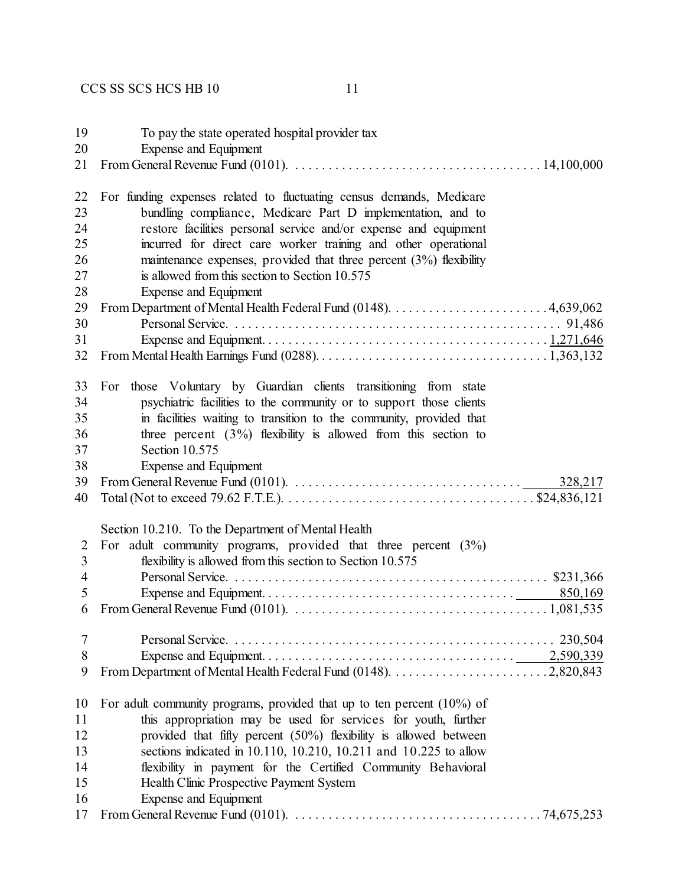19 To pay the state operated hospital provider tax
20 Expense and Equipment
21 From General Revenue Fund (0101). . . . . . . . . . . . . . . . . . . . . . . . . . . . . . . . . . . . . 14,100,000

22 For funding expenses related to fluctuating census demands, Medicare
23 bundling compliance, Medicare Part D implementation, and to
24 restore facilities personal service and/or expense and equipment
25 incurred for direct care worker training and other operational
26 maintenance expenses, provided that three percent (3%) flexibility
27 is allowed from this section to Section 10.575
28 Expense and Equipment
29 From Department of Mental Health Federal Fund (0148). . . . . . . . . . . . . . . . . . . . . . . 4,639,062
30 Personal Service. . . . . . . . . . . . . . . . . . . . . . . . . . . . . . . . . . . . . . . . . . . . . . . . . 91,486
31 Expense and Equipment. . . . . . . . . . . . . . . . . . . . . . . . . . . . . . . . . . . . . . . . . 1,271,646
32 From Mental Health Earnings Fund (0288). . . . . . . . . . . . . . . . . . . . . . . . . . . . . . . . . 1,363,132

33 For those Voluntary by Guardian clients transitioning from state
34 psychiatric facilities to the community or to support those clients
35 in facilities waiting to transition to the community, provided that
36 three percent (3%) flexibility is allowed from this section to
37 Section 10.575
38 Expense and Equipment
39 From General Revenue Fund (0101). . . . . . . . . . . . . . . . . . . . . . . . . . . . . . . . . . 328,217
40 Total (Not to exceed 79.62 F.T.E.). . . . . . . . . . . . . . . . . . . . . . . . . . . . . . . . . . . . $24,836,121

Section 10.210. To the Department of Mental Health
2 For adult community programs, provided that three percent (3%)
3 flexibility is allowed from this section to Section 10.575
4 Personal Service. . . . . . . . . . . . . . . . . . . . . . . . . . . . . . . . . . . . . . . . . . . . . . . $231,366
5 Expense and Equipment. . . . . . . . . . . . . . . . . . . . . . . . . . . . . . . . . . . . . 850,169
6 From General Revenue Fund (0101). . . . . . . . . . . . . . . . . . . . . . . . . . . . . . . . . . . . . 1,081,535

7 Personal Service. . . . . . . . . . . . . . . . . . . . . . . . . . . . . . . . . . . . . . . . . . . . . . . . 230,504
8 Expense and Equipment. . . . . . . . . . . . . . . . . . . . . . . . . . . . . . . . . . . . . 2,590,339
9 From Department of Mental Health Federal Fund (0148). . . . . . . . . . . . . . . . . . . . . . . 2,820,843

10 For adult community programs, provided that up to ten percent (10%) of
11 this appropriation may be used for services for youth, further
12 provided that fifty percent (50%) flexibility is allowed between
13 sections indicated in 10.110, 10.210, 10.211 and 10.225 to allow
14 flexibility in payment for the Certified Community Behavioral
15 Health Clinic Prospective Payment System
16 Expense and Equipment
17 From General Revenue Fund (0101). . . . . . . . . . . . . . . . . . . . . . . . . . . . . . . . . . . . . 74,675,253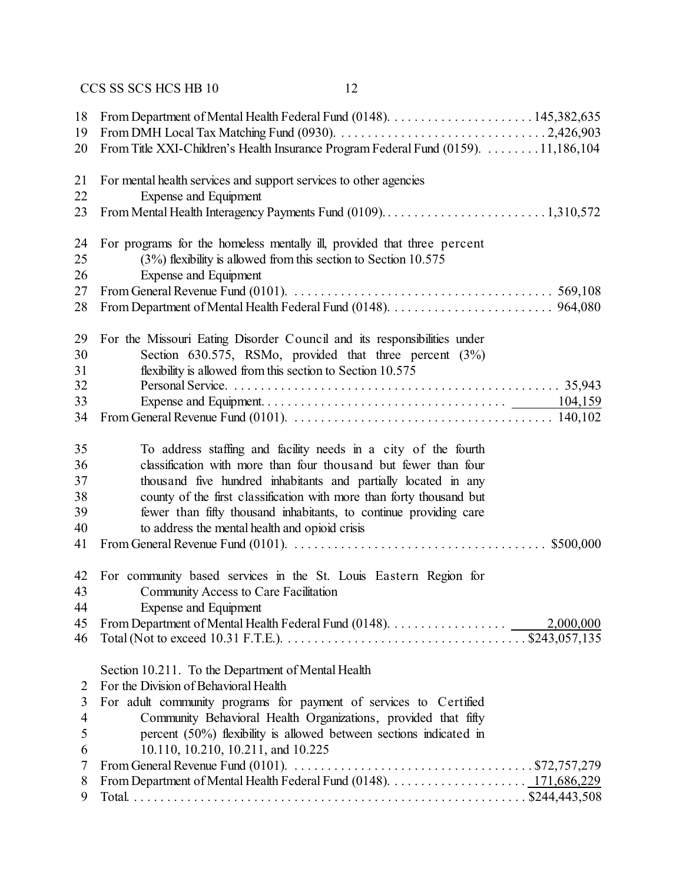18 From Department of Mental Health Federal Fund (0148). . . . . . . . . . . . . . . . . . . . . . 145,382,635
19 From DMH Local Tax Matching Fund (0930). . . . . . . . . . . . . . . . . . . . . . . . . . . . . . . 2,426,903
20 From Title XXI-Children's Health Insurance Program Federal Fund (0159). . . . . . . . . 11,186,104

21 For mental health services and support services to other agencies
22 Expense and Equipment
23 From Mental Health Interagency Payments Fund (0109). . . . . . . . . . . . . . . . . . . . . . . . . 1,310,572

24 For programs for the homeless mentally ill, provided that three percent
25 (3%) flexibility is allowed from this section to Section 10.575
26 Expense and Equipment
27 From General Revenue Fund (0101). . . . . . . . . . . . . . . . . . . . . . . . . . . . . . . . . . . . . . . 569,108
28 From Department of Mental Health Federal Fund (0148). . . . . . . . . . . . . . . . . . . . . . . . . 964,080

29 For the Missouri Eating Disorder Council and its responsibilities under
30 Section 630.575, RSMo, provided that three percent (3%)
31 flexibility is allowed from this section to Section 10.575
32 Personal Service. . . . . . . . . . . . . . . . . . . . . . . . . . . . . . . . . . . . . . . . . . . . . . . . 35,943
33 Expense and Equipment. . . . . . . . . . . . . . . . . . . . . . . . . . . . . . . . . . . . . 104,159
34 From General Revenue Fund (0101). . . . . . . . . . . . . . . . . . . . . . . . . . . . . . . . . . . . . . . 140,102

35 To address staffing and facility needs in a city of the fourth
36 classification with more than four thousand but fewer than four
37 thousand five hundred inhabitants and partially located in any
38 county of the first classification with more than forty thousand but
39 fewer than fifty thousand inhabitants, to continue providing care
40 to address the mental health and opioid crisis
41 From General Revenue Fund (0101). . . . . . . . . . . . . . . . . . . . . . . . . . . . . . . . . . . . . . $500,000

42 For community based services in the St. Louis Eastern Region for
43 Community Access to Care Facilitation
44 Expense and Equipment
45 From Department of Mental Health Federal Fund (0148). . . . . . . . . . . . . . . . . . 2,000,000
46 Total (Not to exceed 10.31 F.T.E.). . . . . . . . . . . . . . . . . . . . . . . . . . . . . . . . . . . . $243,057,135

Section 10.211. To the Department of Mental Health
2 For the Division of Behavioral Health
3 For adult community programs for payment of services to Certified
4 Community Behavioral Health Organizations, provided that fifty
5 percent (50%) flexibility is allowed between sections indicated in
6 10.110, 10.210, 10.211, and 10.225
7 From General Revenue Fund (0101). . . . . . . . . . . . . . . . . . . . . . . . . . . . . . . . . . . . $72,757,279
8 From Department of Mental Health Federal Fund (0148). . . . . . . . . . . . . . . . . . . . . 171,686,229
9 Total. . . . . . . . . . . . . . . . . . . . . . . . . . . . . . . . . . . . . . . . . . . . . . . . . . . . . . . . . $244,443,508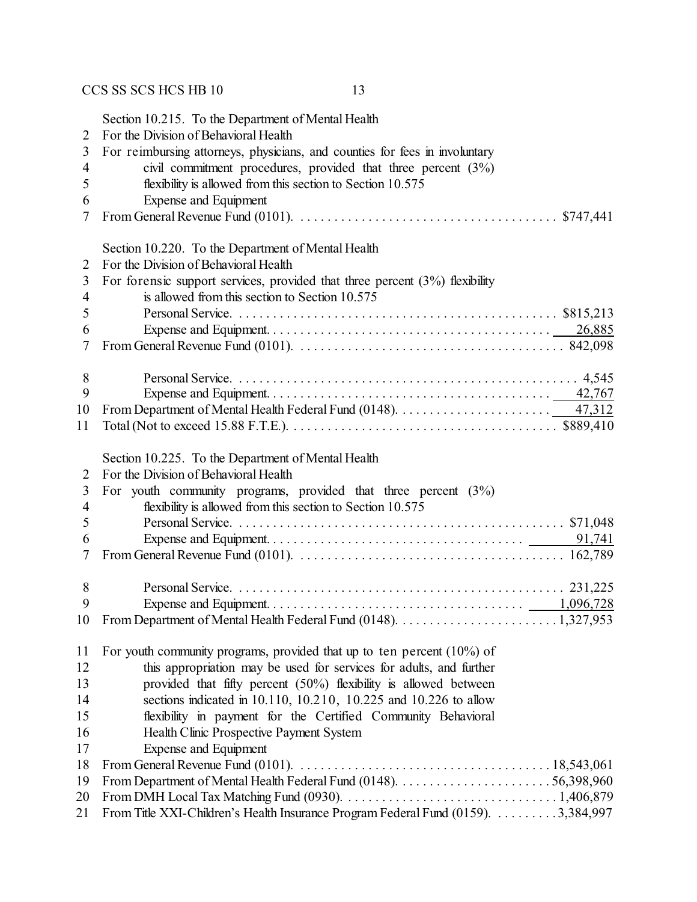Section 10.215. To the Department of Mental Health
For the Division of Behavioral Health
For reimbursing attorneys, physicians, and counties for fees in involuntary civil commitment procedures, provided that three percent (3%) flexibility is allowed from this section to Section 10.575

| | |
|---|---|
| Expense and Equipment | |
| From General Revenue Fund (0101) | $747,441 |

Section 10.220. To the Department of Mental Health
For the Division of Behavioral Health
For forensic support services, provided that three percent (3%) flexibility is allowed from this section to Section 10.575

| | |
|---|---|
| Personal Service | $815,213 |
| Expense and Equipment | 26,885 |
| From General Revenue Fund (0101) | 842,098 |
| | |
| Personal Service | 4,545 |
| Expense and Equipment | 42,767 |
| From Department of Mental Health Federal Fund (0148) | 47,312 |
| Total (Not to exceed 15.88 F.T.E.) | $889,410 |

Section 10.225. To the Department of Mental Health
For the Division of Behavioral Health
For youth community programs, provided that three percent (3%) flexibility is allowed from this section to Section 10.575

| | |
|---|---|
| Personal Service | $71,048 |
| Expense and Equipment | 91,741 |
| From General Revenue Fund (0101) | 162,789 |
| | |
| Personal Service | 231,225 |
| Expense and Equipment | 1,096,728 |
| From Department of Mental Health Federal Fund (0148) | 1,327,953 |

For youth community programs, provided that up to ten percent (10%) of this appropriation may be used for services for adults, and further provided that fifty percent (50%) flexibility is allowed between sections indicated in 10.110, 10.210, 10.225 and 10.226 to allow flexibility in payment for the Certified Community Behavioral Health Clinic Prospective Payment System

| | |
|---|---|
| Expense and Equipment | |
| From General Revenue Fund (0101) | 18,543,061 |
| From Department of Mental Health Federal Fund (0148) | 56,398,960 |
| From DMH Local Tax Matching Fund (0930) | 1,406,879 |
| From Title XXI-Children's Health Insurance Program Federal Fund (0159) | 3,384,997 |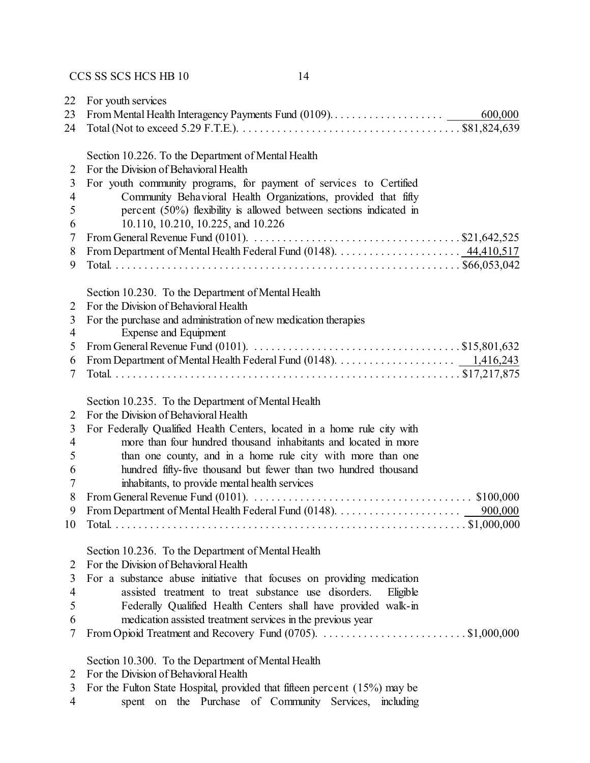For youth services
From Mental Health Interagency Payments Fund (0109). . . . . . . . . . . . . . . . . . . . 600,000
Total (Not to exceed 5.29 F.T.E.). . . . . . . . . . . . . . . . . . . . . . . . . . . . . . . . . . . . . $81,824,639

Section 10.226. To the Department of Mental Health
For the Division of Behavioral Health
For youth community programs, for payment of services to Certified Community Behavioral Health Organizations, provided that fifty percent (50%) flexibility is allowed between sections indicated in 10.110, 10.210, 10.225, and 10.226
From General Revenue Fund (0101). . . . . . . . . . . . . . . . . . . . . . . . . . . . . . . . . . . . $21,642,525
From Department of Mental Health Federal Fund (0148). . . . . . . . . . . . . . . . . . . . . 44,410,517
Total. . . . . . . . . . . . . . . . . . . . . . . . . . . . . . . . . . . . . . . . . . . . . . . . . . . . . . . . . . $66,053,042

Section 10.230. To the Department of Mental Health
For the Division of Behavioral Health
For the purchase and administration of new medication therapies
Expense and Equipment
From General Revenue Fund (0101). . . . . . . . . . . . . . . . . . . . . . . . . . . . . . . . . . . . $15,801,632
From Department of Mental Health Federal Fund (0148). . . . . . . . . . . . . . . . . . . . . 1,416,243
Total. . . . . . . . . . . . . . . . . . . . . . . . . . . . . . . . . . . . . . . . . . . . . . . . . . . . . . . . . . $17,217,875

Section 10.235. To the Department of Mental Health
For the Division of Behavioral Health
For Federally Qualified Health Centers, located in a home rule city with more than four hundred thousand inhabitants and located in more than one county, and in a home rule city with more than one hundred fifty-five thousand but fewer than two hundred thousand inhabitants, to provide mental health services
From General Revenue Fund (0101). . . . . . . . . . . . . . . . . . . . . . . . . . . . . . . . . . . . . $100,000
From Department of Mental Health Federal Fund (0148). . . . . . . . . . . . . . . . . . . . . 900,000
Total. . . . . . . . . . . . . . . . . . . . . . . . . . . . . . . . . . . . . . . . . . . . . . . . . . . . . . . . . . . $1,000,000

Section 10.236. To the Department of Mental Health
For the Division of Behavioral Health
For a substance abuse initiative that focuses on providing medication assisted treatment to treat substance use disorders. Eligible Federally Qualified Health Centers shall have provided walk-in medication assisted treatment services in the previous year
From Opioid Treatment and Recovery Fund (0705). . . . . . . . . . . . . . . . . . . . . . . . . $1,000,000

Section 10.300. To the Department of Mental Health
For the Division of Behavioral Health
For the Fulton State Hospital, provided that fifteen percent (15%) may be spent on the Purchase of Community Services, including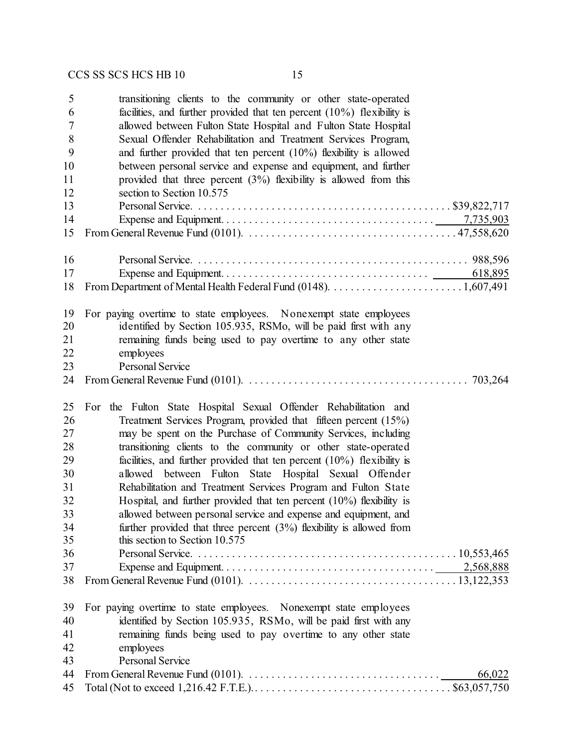transitioning clients to the community or other state-operated facilities, and further provided that ten percent (10%) flexibility is allowed between Fulton State Hospital and Fulton State Hospital Sexual Offender Rehabilitation and Treatment Services Program, and further provided that ten percent (10%) flexibility is allowed between personal service and expense and equipment, and further provided that three percent (3%) flexibility is allowed from this section to Section 10.575

Personal Service. . . . . . . . . . . . . . . . . . . . . . . . . . . . . . . . . . . . . . . . . . . . . $39,822,717

Expense and Equipment. . . . . . . . . . . . . . . . . . . . . . . . . . . . . . . . . . . . . 7,735,903

From General Revenue Fund (0101). . . . . . . . . . . . . . . . . . . . . . . . . . . . . . . . . . . . 47,558,620

Personal Service. . . . . . . . . . . . . . . . . . . . . . . . . . . . . . . . . . . . . . . . . . . . . . . 988,596

Expense and Equipment. . . . . . . . . . . . . . . . . . . . . . . . . . . . . . . . . . . . 618,895

From Department of Mental Health Federal Fund (0148). . . . . . . . . . . . . . . . . . . . . . . . 1,607,491

For paying overtime to state employees. Nonexempt state employees identified by Section 105.935, RSMo, will be paid first with any remaining funds being used to pay overtime to any other state employees

Personal Service

From General Revenue Fund (0101). . . . . . . . . . . . . . . . . . . . . . . . . . . . . . . . . . . . . . 703,264

For the Fulton State Hospital Sexual Offender Rehabilitation and Treatment Services Program, provided that fifteen percent (15%) may be spent on the Purchase of Community Services, including transitioning clients to the community or other state-operated facilities, and further provided that ten percent (10%) flexibility is allowed between Fulton State Hospital Sexual Offender Rehabilitation and Treatment Services Program and Fulton State Hospital, and further provided that ten percent (10%) flexibility is allowed between personal service and expense and equipment, and further provided that three percent (3%) flexibility is allowed from this section to Section 10.575

Personal Service. . . . . . . . . . . . . . . . . . . . . . . . . . . . . . . . . . . . . . . . . . . . . 10,553,465

Expense and Equipment. . . . . . . . . . . . . . . . . . . . . . . . . . . . . . . . . . . . . 2,568,888

From General Revenue Fund (0101). . . . . . . . . . . . . . . . . . . . . . . . . . . . . . . . . . . . 13,122,353

For paying overtime to state employees. Nonexempt state employees identified by Section 105.935, RSMo, will be paid first with any remaining funds being used to pay overtime to any other state employees

Personal Service

From General Revenue Fund (0101). . . . . . . . . . . . . . . . . . . . . . . . . . . . . . . . . . 66,022

Total (Not to exceed 1,216.42 F.T.E.). . . . . . . . . . . . . . . . . . . . . . . . . . . . . . . . . . $63,057,750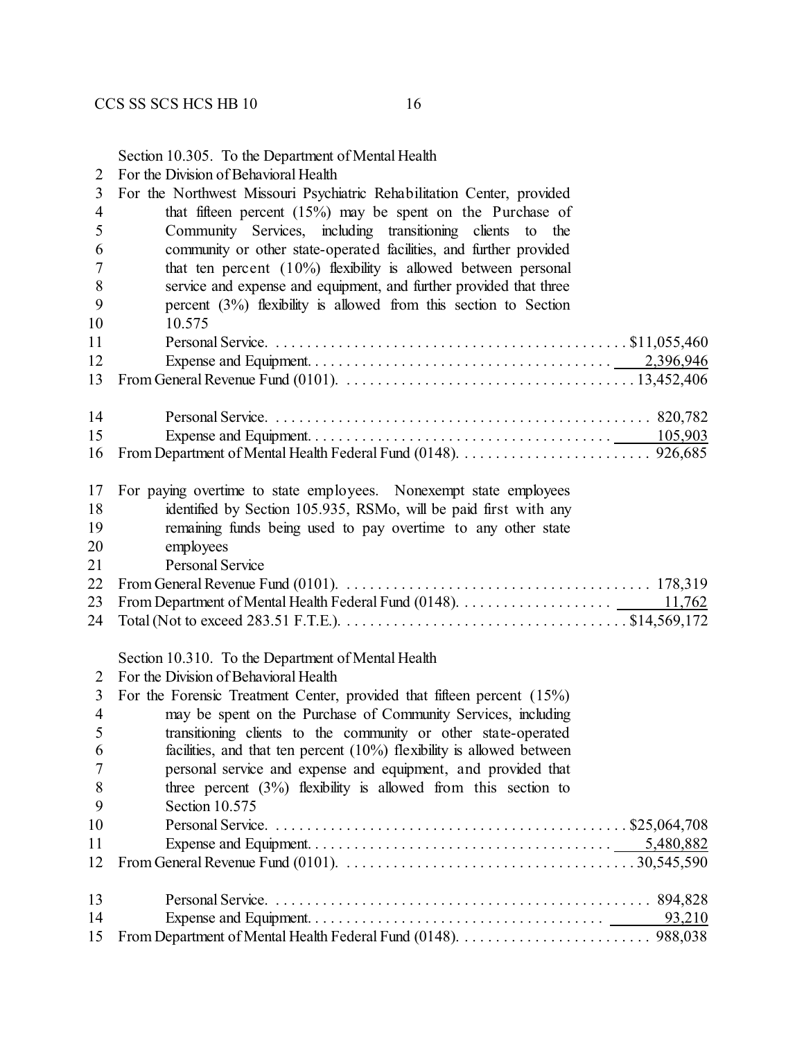Section 10.305. To the Department of Mental Health
2 For the Division of Behavioral Health
3 For the Northwest Missouri Psychiatric Rehabilitation Center, provided
4 that fifteen percent (15%) may be spent on the Purchase of
5 Community Services, including transitioning clients to the
6 community or other state-operated facilities, and further provided
7 that ten percent (10%) flexibility is allowed between personal
8 service and expense and equipment, and further provided that three
9 percent (3%) flexibility is allowed from this section to Section
10 10.575
11 Personal Service. . . . . . . . . . . . . . . . . . . . . . . . . . . . . . . . . . . . . . . . . . . . $11,055,460
12 Expense and Equipment. . . . . . . . . . . . . . . . . . . . . . . . . . . . . . . . . . . . . . 2,396,946
13 From General Revenue Fund (0101). . . . . . . . . . . . . . . . . . . . . . . . . . . . . . . . . . . 13,452,406

14 Personal Service. . . . . . . . . . . . . . . . . . . . . . . . . . . . . . . . . . . . . . . . . . . . . 820,782
15 Expense and Equipment. . . . . . . . . . . . . . . . . . . . . . . . . . . . . . . . . . . . . . 105,903
16 From Department of Mental Health Federal Fund (0148). . . . . . . . . . . . . . . . . . . . . . . . . 926,685

17 For paying overtime to state employees. Nonexempt state employees
18 identified by Section 105.935, RSMo, will be paid first with any
19 remaining funds being used to pay overtime to any other state
20 employees
21 Personal Service
22 From General Revenue Fund (0101). . . . . . . . . . . . . . . . . . . . . . . . . . . . . . . . . . . . . . 178,319
23 From Department of Mental Health Federal Fund (0148). . . . . . . . . . . . . . . . . . . . 11,762
24 Total (Not to exceed 283.51 F.T.E.). . . . . . . . . . . . . . . . . . . . . . . . . . . . . . . . . . . $14,569,172

Section 10.310. To the Department of Mental Health
2 For the Division of Behavioral Health
3 For the Forensic Treatment Center, provided that fifteen percent (15%)
4 may be spent on the Purchase of Community Services, including
5 transitioning clients to the community or other state-operated
6 facilities, and that ten percent (10%) flexibility is allowed between
7 personal service and expense and equipment, and provided that
8 three percent (3%) flexibility is allowed from this section to
9 Section 10.575
10 Personal Service. . . . . . . . . . . . . . . . . . . . . . . . . . . . . . . . . . . . . . . . . . . . $25,064,708
11 Expense and Equipment. . . . . . . . . . . . . . . . . . . . . . . . . . . . . . . . . . . . . . 5,480,882
12 From General Revenue Fund (0101). . . . . . . . . . . . . . . . . . . . . . . . . . . . . . . . . . . 30,545,590

13 Personal Service. . . . . . . . . . . . . . . . . . . . . . . . . . . . . . . . . . . . . . . . . . . . . 894,828
14 Expense and Equipment. . . . . . . . . . . . . . . . . . . . . . . . . . . . . . . . . . . . . . 93,210
15 From Department of Mental Health Federal Fund (0148). . . . . . . . . . . . . . . . . . . . . . . . . 988,038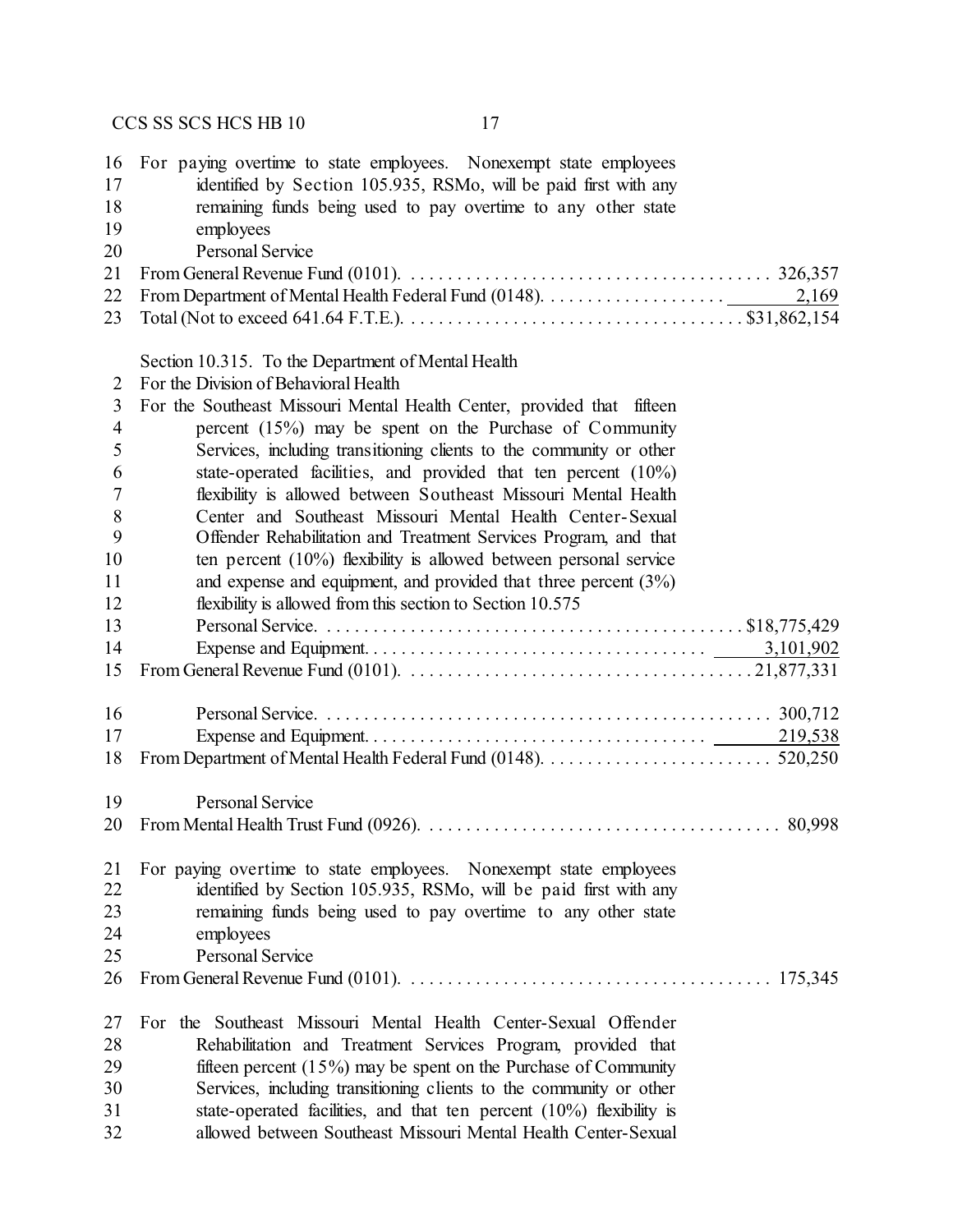For paying overtime to state employees. Nonexempt state employees identified by Section 105.935, RSMo, will be paid first with any remaining funds being used to pay overtime to any other state employees

| | |
|---|---:|
| Personal Service | |
| From General Revenue Fund (0101) | 326,357 |
| From Department of Mental Health Federal Fund (0148) | 2,169 |
| Total (Not to exceed 641.64 F.T.E.) | $31,862,154 |

Section 10.315. To the Department of Mental Health

For the Division of Behavioral Health

For the Southeast Missouri Mental Health Center, provided that fifteen percent (15%) may be spent on the Purchase of Community Services, including transitioning clients to the community or other state-operated facilities, and provided that ten percent (10%) flexibility is allowed between Southeast Missouri Mental Health Center and Southeast Missouri Mental Health Center-Sexual Offender Rehabilitation and Treatment Services Program, and that ten percent (10%) flexibility is allowed between personal service and expense and equipment, and provided that three percent (3%) flexibility is allowed from this section to Section 10.575

| | |
|---|---:|
| Personal Service | $18,775,429 |
| Expense and Equipment | 3,101,902 |
| From General Revenue Fund (0101) | 21,877,331 |
| | |
| Personal Service | 300,712 |
| Expense and Equipment | 219,538 |
| From Department of Mental Health Federal Fund (0148) | 520,250 |
| | |
| Personal Service | |
| From Mental Health Trust Fund (0926) | 80,998 |

For paying overtime to state employees. Nonexempt state employees identified by Section 105.935, RSMo, will be paid first with any remaining funds being used to pay overtime to any other state employees

| | |
|---|---:|
| Personal Service | |
| From General Revenue Fund (0101) | 175,345 |

For the Southeast Missouri Mental Health Center-Sexual Offender Rehabilitation and Treatment Services Program, provided that fifteen percent (15%) may be spent on the Purchase of Community Services, including transitioning clients to the community or other state-operated facilities, and that ten percent (10%) flexibility is allowed between Southeast Missouri Mental Health Center-Sexual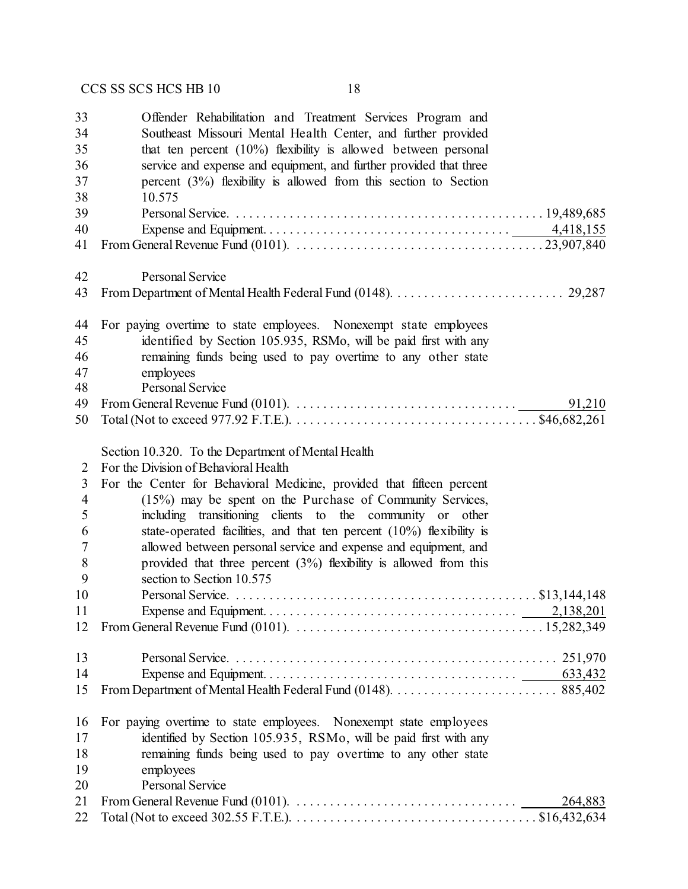Offender Rehabilitation and Treatment Services Program and Southeast Missouri Mental Health Center, and further provided that ten percent (10%) flexibility is allowed between personal service and expense and equipment, and further provided that three percent (3%) flexibility is allowed from this section to Section 10.575

| | |
|---|---:|
| Personal Service | 19,489,685 |
| Expense and Equipment | 4,418,155 |
| From General Revenue Fund (0101) | 23,907,840 |
| | |
| Personal Service | |
| From Department of Mental Health Federal Fund (0148) | 29,287 |

For paying overtime to state employees. Nonexempt state employees identified by Section 105.935, RSMo, will be paid first with any remaining funds being used to pay overtime to any other state employees

| | |
|---|---:|
| Personal Service | |
| From General Revenue Fund (0101) | 91,210 |
| Total (Not to exceed 977.92 F.T.E.) | $46,682,261 |

Section 10.320. To the Department of Mental Health
For the Division of Behavioral Health
For the Center for Behavioral Medicine, provided that fifteen percent (15%) may be spent on the Purchase of Community Services, including transitioning clients to the community or other state-operated facilities, and that ten percent (10%) flexibility is allowed between personal service and expense and equipment, and provided that three percent (3%) flexibility is allowed from this section to Section 10.575

| | |
|---|---:|
| Personal Service | $13,144,148 |
| Expense and Equipment | 2,138,201 |
| From General Revenue Fund (0101) | 15,282,349 |
| | |
| Personal Service | 251,970 |
| Expense and Equipment | 633,432 |
| From Department of Mental Health Federal Fund (0148) | 885,402 |

For paying overtime to state employees. Nonexempt state employees identified by Section 105.935, RSMo, will be paid first with any remaining funds being used to pay overtime to any other state employees

| | |
|---|---:|
| Personal Service | |
| From General Revenue Fund (0101) | 264,883 |
| Total (Not to exceed 302.55 F.T.E.) | $16,432,634 |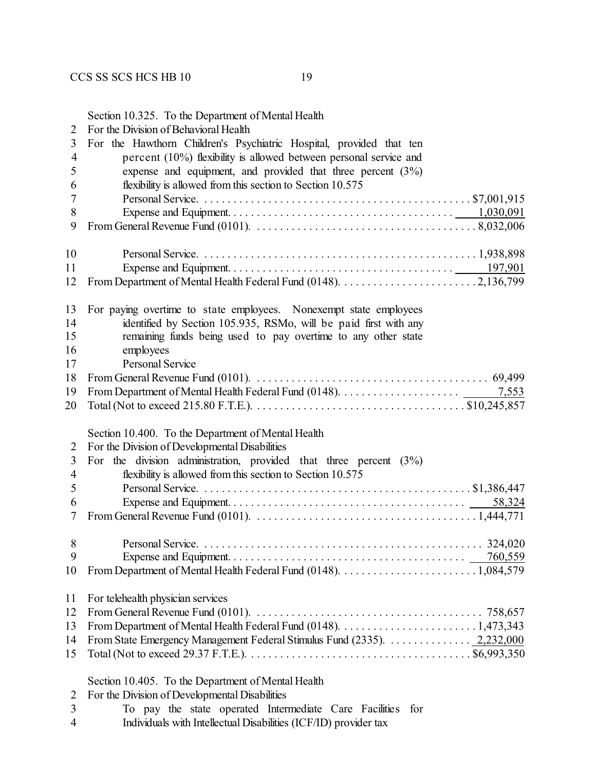Section 10.325. To the Department of Mental Health
For the Division of Behavioral Health
For the Hawthorn Children's Psychiatric Hospital, provided that ten percent (10%) flexibility is allowed between personal service and expense and equipment, and provided that three percent (3%) flexibility is allowed from this section to Section 10.575

| | |
|---|---|
| Personal Service | $7,001,915 |
| Expense and Equipment | 1,030,091 |
| From General Revenue Fund (0101) | 8,032,006 |
| | |
| Personal Service | 1,938,898 |
| Expense and Equipment | 197,901 |
| From Department of Mental Health Federal Fund (0148) | 2,136,799 |

For paying overtime to state employees. Nonexempt state employees identified by Section 105.935, RSMo, will be paid first with any remaining funds being used to pay overtime to any other state employees
Personal Service

| | |
|---|---|
| From General Revenue Fund (0101) | 69,499 |
| From Department of Mental Health Federal Fund (0148) | 7,553 |
| Total (Not to exceed 215.80 F.T.E.) | $10,245,857 |

Section 10.400. To the Department of Mental Health
For the Division of Developmental Disabilities
For the division administration, provided that three percent (3%) flexibility is allowed from this section to Section 10.575

| | |
|---|---|
| Personal Service | $1,386,447 |
| Expense and Equipment | 58,324 |
| From General Revenue Fund (0101) | 1,444,771 |
| | |
| Personal Service | 324,020 |
| Expense and Equipment | 760,559 |
| From Department of Mental Health Federal Fund (0148) | 1,084,579 |

For telehealth physician services

| | |
|---|---|
| From General Revenue Fund (0101) | 758,657 |
| From Department of Mental Health Federal Fund (0148) | 1,473,343 |
| From State Emergency Management Federal Stimulus Fund (2335) | 2,232,000 |
| Total (Not to exceed 29.37 F.T.E.) | $6,993,350 |

Section 10.405. To the Department of Mental Health
For the Division of Developmental Disabilities
To pay the state operated Intermediate Care Facilities for Individuals with Intellectual Disabilities (ICF/ID) provider tax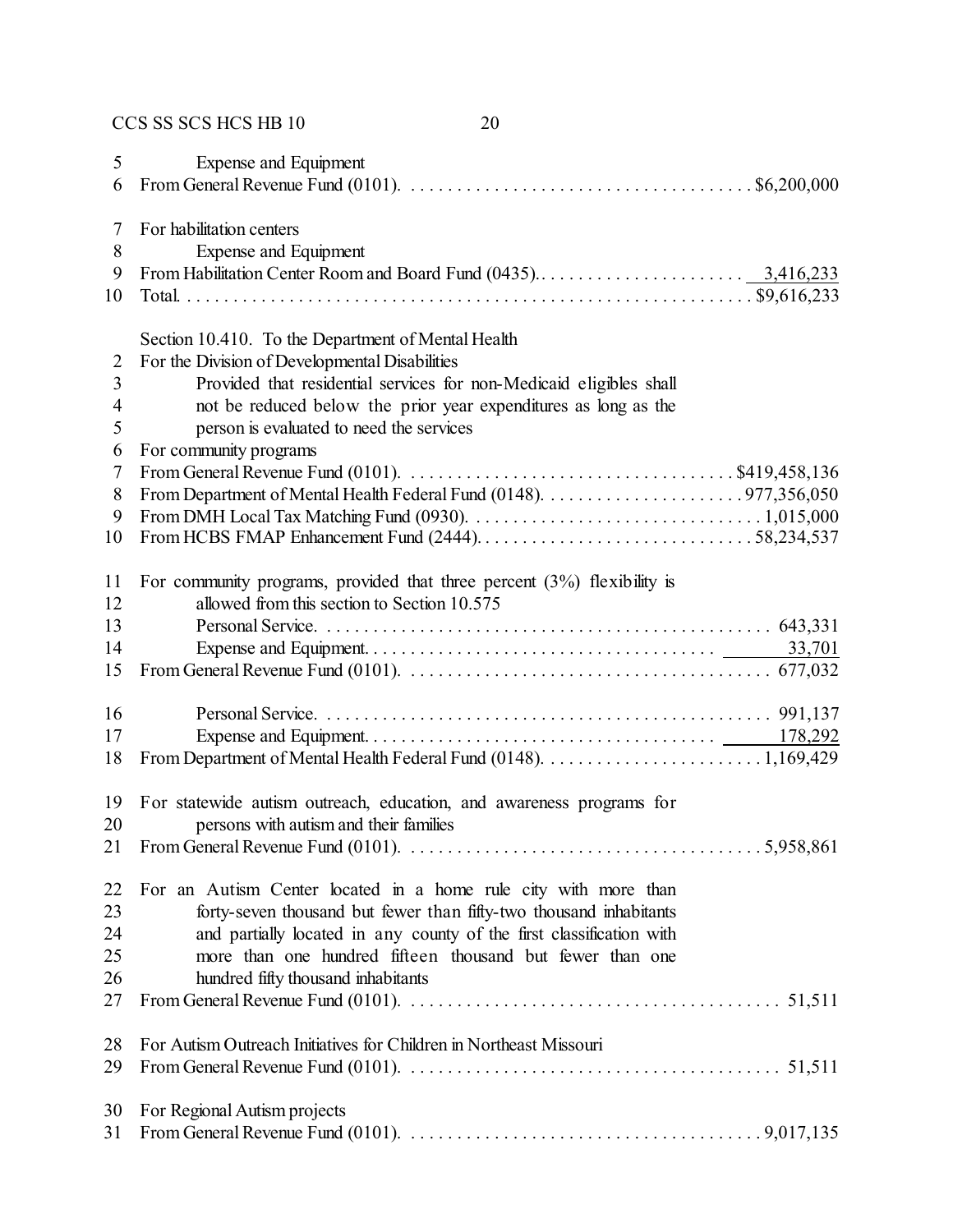Expense and Equipment
From General Revenue Fund (0101). . . . . . . . . . . . . . . . . . . . . . . . . . . . . . . . . . . . . $6,200,000

For habilitation centers
Expense and Equipment
From Habilitation Center Room and Board Fund (0435). . . . . . . . . . . . . . . . . . . . . . . 3,416,233
Total. . . . . . . . . . . . . . . . . . . . . . . . . . . . . . . . . . . . . . . . . . . . . . . . . . . . . . . . . . . $9,616,233

Section 10.410. To the Department of Mental Health
For the Division of Developmental Disabilities
Provided that residential services for non-Medicaid eligibles shall not be reduced below the prior year expenditures as long as the person is evaluated to need the services
For community programs
From General Revenue Fund (0101). . . . . . . . . . . . . . . . . . . . . . . . . . . . . . . . . . . $419,458,136
From Department of Mental Health Federal Fund (0148). . . . . . . . . . . . . . . . . . . . . . 977,356,050
From DMH Local Tax Matching Fund (0930). . . . . . . . . . . . . . . . . . . . . . . . . . . . . . . 1,015,000
From HCBS FMAP Enhancement Fund (2444). . . . . . . . . . . . . . . . . . . . . . . . . . . . . 58,234,537

For community programs, provided that three percent (3%) flexibility is allowed from this section to Section 10.575
Personal Service. . . . . . . . . . . . . . . . . . . . . . . . . . . . . . . . . . . . . . . . . . . . . . . 643,331
Expense and Equipment. . . . . . . . . . . . . . . . . . . . . . . . . . . . . . . . . . . . . 33,701
From General Revenue Fund (0101). . . . . . . . . . . . . . . . . . . . . . . . . . . . . . . . . . . . . . 677,032

Personal Service. . . . . . . . . . . . . . . . . . . . . . . . . . . . . . . . . . . . . . . . . . . . . . . 991,137
Expense and Equipment. . . . . . . . . . . . . . . . . . . . . . . . . . . . . . . . . . . . . 178,292
From Department of Mental Health Federal Fund (0148). . . . . . . . . . . . . . . . . . . . . . . . 1,169,429

For statewide autism outreach, education, and awareness programs for persons with autism and their families
From General Revenue Fund (0101). . . . . . . . . . . . . . . . . . . . . . . . . . . . . . . . . . . . . . 5,958,861

For an Autism Center located in a home rule city with more than forty-seven thousand but fewer than fifty-two thousand inhabitants and partially located in any county of the first classification with more than one hundred fifteen thousand but fewer than one hundred fifty thousand inhabitants
From General Revenue Fund (0101). . . . . . . . . . . . . . . . . . . . . . . . . . . . . . . . . . . . . . . . 51,511

For Autism Outreach Initiatives for Children in Northeast Missouri
From General Revenue Fund (0101). . . . . . . . . . . . . . . . . . . . . . . . . . . . . . . . . . . . . . . . 51,511

For Regional Autism projects
From General Revenue Fund (0101). . . . . . . . . . . . . . . . . . . . . . . . . . . . . . . . . . . . . . 9,017,135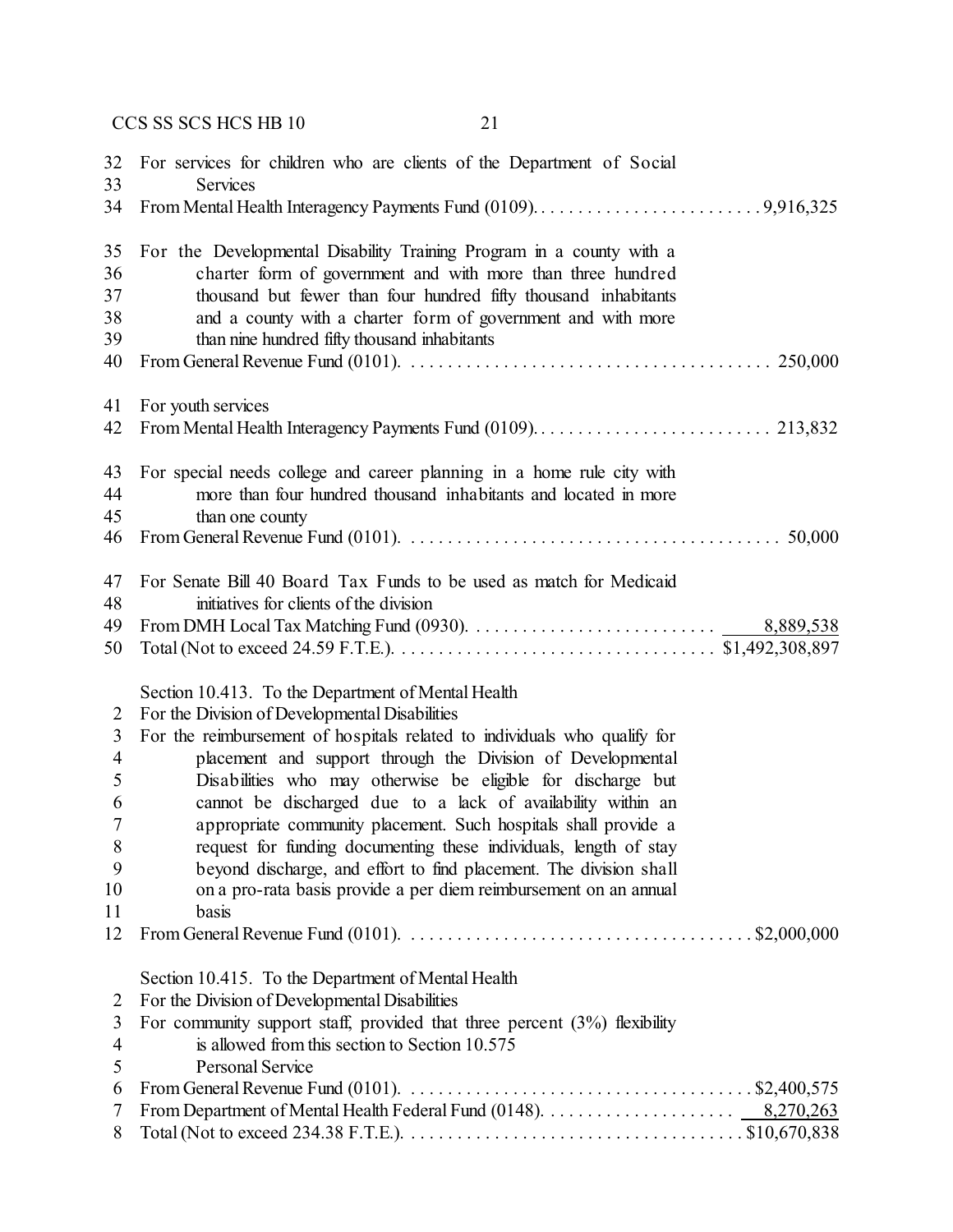For services for children who are clients of the Department of Social Services
From Mental Health Interagency Payments Fund (0109). . . . . . . . . . . . . . . . . . . . . . . . . 9,916,325

For the Developmental Disability Training Program in a county with a charter form of government and with more than three hundred thousand but fewer than four hundred fifty thousand inhabitants and a county with a charter form of government and with more than nine hundred fifty thousand inhabitants
From General Revenue Fund (0101). . . . . . . . . . . . . . . . . . . . . . . . . . . . . . . . . . . . . . . 250,000

For youth services
From Mental Health Interagency Payments Fund (0109). . . . . . . . . . . . . . . . . . . . . . . . . . 213,832

For special needs college and career planning in a home rule city with more than four hundred thousand inhabitants and located in more than one county
From General Revenue Fund (0101). . . . . . . . . . . . . . . . . . . . . . . . . . . . . . . . . . . . . . . . 50,000

For Senate Bill 40 Board Tax Funds to be used as match for Medicaid initiatives for clients of the division
From DMH Local Tax Matching Fund (0930). . . . . . . . . . . . . . . . . . . . . . . . . . 8,889,538
Total (Not to exceed 24.59 F.T.E.). . . . . . . . . . . . . . . . . . . . . . . . . . . . . . . . . . $1,492,308,897

Section 10.413. To the Department of Mental Health
For the Division of Developmental Disabilities
For the reimbursement of hospitals related to individuals who qualify for placement and support through the Division of Developmental Disabilities who may otherwise be eligible for discharge but cannot be discharged due to a lack of availability within an appropriate community placement. Such hospitals shall provide a request for funding documenting these individuals, length of stay beyond discharge, and effort to find placement. The division shall on a pro-rata basis provide a per diem reimbursement on an annual basis
From General Revenue Fund (0101). . . . . . . . . . . . . . . . . . . . . . . . . . . . . . . . . . . . . $2,000,000

Section 10.415. To the Department of Mental Health
For the Division of Developmental Disabilities
For community support staff, provided that three percent (3%) flexibility is allowed from this section to Section 10.575
Personal Service
From General Revenue Fund (0101). . . . . . . . . . . . . . . . . . . . . . . . . . . . . . . . . . . . . $2,400,575
From Department of Mental Health Federal Fund (0148). . . . . . . . . . . . . . . . . . . . . 8,270,263
Total (Not to exceed 234.38 F.T.E.). . . . . . . . . . . . . . . . . . . . . . . . . . . . . . . . . . . $10,670,838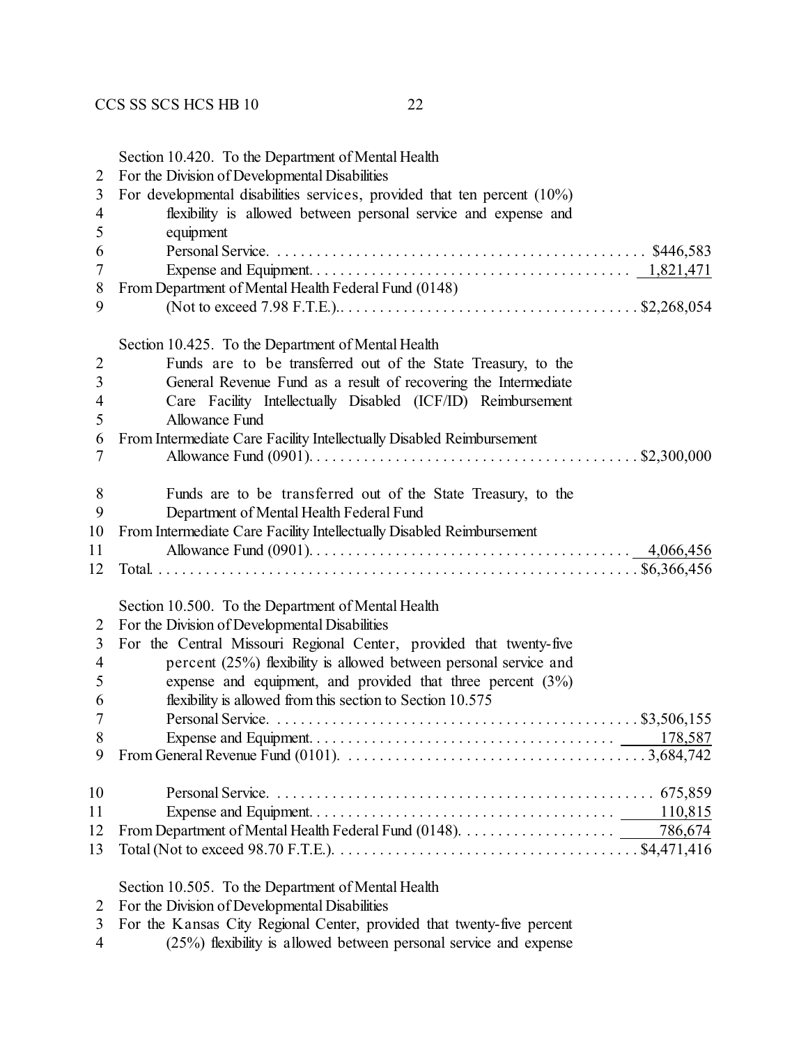Section 10.420. To the Department of Mental Health
For the Division of Developmental Disabilities
For developmental disabilities services, provided that ten percent (10%) flexibility is allowed between personal service and expense and equipment

| | |
|---|---|
| Personal Service | $446,583 |
| Expense and Equipment | 1,821,471 |
| From Department of Mental Health Federal Fund (0148) (Not to exceed 7.98 F.T.E.) | $2,268,054 |

Section 10.425. To the Department of Mental Health
Funds are to be transferred out of the State Treasury, to the General Revenue Fund as a result of recovering the Intermediate Care Facility Intellectually Disabled (ICF/ID) Reimbursement Allowance Fund

| | |
|---|---|
| From Intermediate Care Facility Intellectually Disabled Reimbursement Allowance Fund (0901) | $2,300,000 |

Funds are to be transferred out of the State Treasury, to the Department of Mental Health Federal Fund

| | |
|---|---|
| From Intermediate Care Facility Intellectually Disabled Reimbursement Allowance Fund (0901) | 4,066,456 |
| Total | $6,366,456 |

Section 10.500. To the Department of Mental Health
For the Division of Developmental Disabilities
For the Central Missouri Regional Center, provided that twenty-five percent (25%) flexibility is allowed between personal service and expense and equipment, and provided that three percent (3%) flexibility is allowed from this section to Section 10.575

| | |
|---|---|
| Personal Service | $3,506,155 |
| Expense and Equipment | 178,587 |
| From General Revenue Fund (0101) | 3,684,742 |
| Personal Service | 675,859 |
| Expense and Equipment | 110,815 |
| From Department of Mental Health Federal Fund (0148) | 786,674 |
| Total (Not to exceed 98.70 F.T.E.) | $4,471,416 |

Section 10.505. To the Department of Mental Health
For the Division of Developmental Disabilities
For the Kansas City Regional Center, provided that twenty-five percent (25%) flexibility is allowed between personal service and expense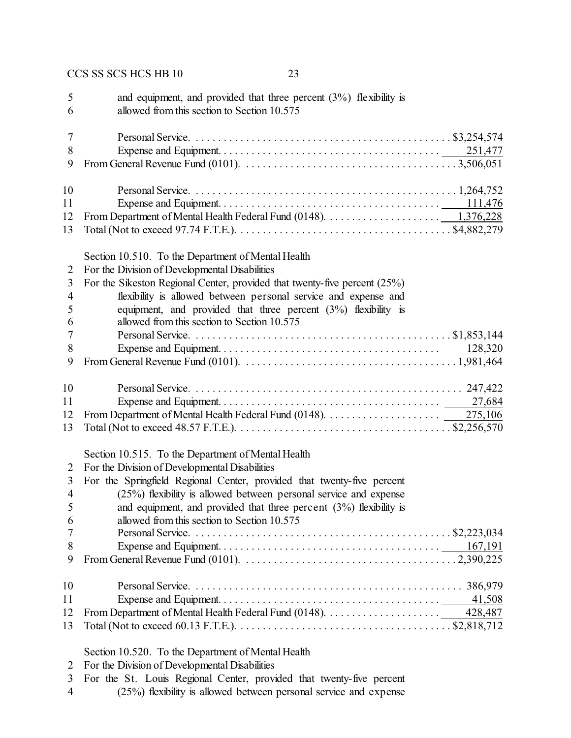and equipment, and provided that three percent (3%) flexibility is allowed from this section to Section 10.575

| | |
|---|---|
| Personal Service | $3,254,574 |
| Expense and Equipment | 251,477 |
| From General Revenue Fund (0101) | 3,506,051 |
| | |
| Personal Service | 1,264,752 |
| Expense and Equipment | 111,476 |
| From Department of Mental Health Federal Fund (0148) | 1,376,228 |
| Total (Not to exceed 97.74 F.T.E.) | $4,882,279 |

Section 10.510. To the Department of Mental Health
For the Division of Developmental Disabilities
For the Sikeston Regional Center, provided that twenty-five percent (25%) flexibility is allowed between personal service and expense and equipment, and provided that three percent (3%) flexibility is allowed from this section to Section 10.575

| | |
|---|---|
| Personal Service | $1,853,144 |
| Expense and Equipment | 128,320 |
| From General Revenue Fund (0101) | 1,981,464 |
| | |
| Personal Service | 247,422 |
| Expense and Equipment | 27,684 |
| From Department of Mental Health Federal Fund (0148) | 275,106 |
| Total (Not to exceed 48.57 F.T.E.) | $2,256,570 |

Section 10.515. To the Department of Mental Health
For the Division of Developmental Disabilities
For the Springfield Regional Center, provided that twenty-five percent (25%) flexibility is allowed between personal service and expense and equipment, and provided that three percent (3%) flexibility is allowed from this section to Section 10.575

| | |
|---|---|
| Personal Service | $2,223,034 |
| Expense and Equipment | 167,191 |
| From General Revenue Fund (0101) | 2,390,225 |
| | |
| Personal Service | 386,979 |
| Expense and Equipment | 41,508 |
| From Department of Mental Health Federal Fund (0148) | 428,487 |
| Total (Not to exceed 60.13 F.T.E.) | $2,818,712 |

Section 10.520. To the Department of Mental Health
For the Division of Developmental Disabilities
For the St. Louis Regional Center, provided that twenty-five percent (25%) flexibility is allowed between personal service and expense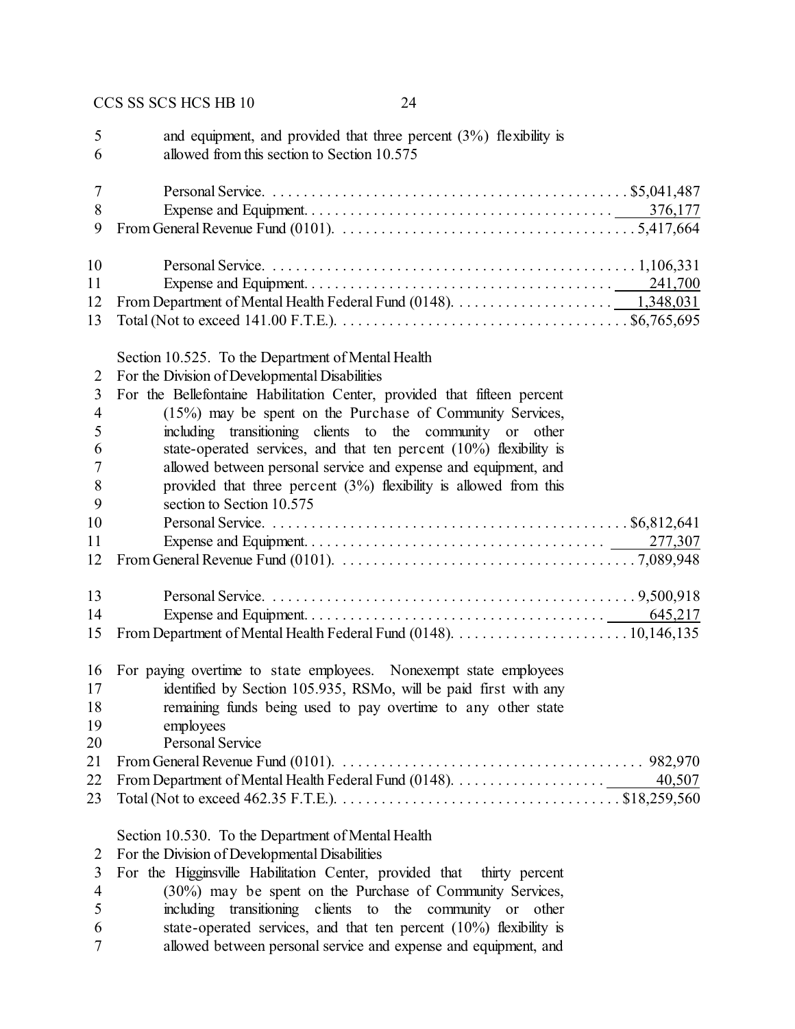and equipment, and provided that three percent (3%) flexibility is allowed from this section to Section 10.575

| | |
|---|---|
| Personal Service | $5,041,487 |
| Expense and Equipment | 376,177 |
| From General Revenue Fund (0101) | 5,417,664 |
| | |
| Personal Service | 1,106,331 |
| Expense and Equipment | 241,700 |
| From Department of Mental Health Federal Fund (0148) | 1,348,031 |
| Total (Not to exceed 141.00 F.T.E.) | $6,765,695 |

Section 10.525. To the Department of Mental Health
For the Division of Developmental Disabilities
For the Bellefontaine Habilitation Center, provided that fifteen percent (15%) may be spent on the Purchase of Community Services, including transitioning clients to the community or other state-operated services, and that ten percent (10%) flexibility is allowed between personal service and expense and equipment, and provided that three percent (3%) flexibility is allowed from this section to Section 10.575

| | |
|---|---|
| Personal Service | $6,812,641 |
| Expense and Equipment | 277,307 |
| From General Revenue Fund (0101) | 7,089,948 |
| | |
| Personal Service | 9,500,918 |
| Expense and Equipment | 645,217 |
| From Department of Mental Health Federal Fund (0148) | 10,146,135 |

For paying overtime to state employees. Nonexempt state employees identified by Section 105.935, RSMo, will be paid first with any remaining funds being used to pay overtime to any other state employees
Personal Service

| | |
|---|---|
| From General Revenue Fund (0101) | 982,970 |
| From Department of Mental Health Federal Fund (0148) | 40,507 |
| Total (Not to exceed 462.35 F.T.E.) | $18,259,560 |

Section 10.530. To the Department of Mental Health
For the Division of Developmental Disabilities
For the Higginsville Habilitation Center, provided that thirty percent (30%) may be spent on the Purchase of Community Services, including transitioning clients to the community or other state-operated services, and that ten percent (10%) flexibility is allowed between personal service and expense and equipment, and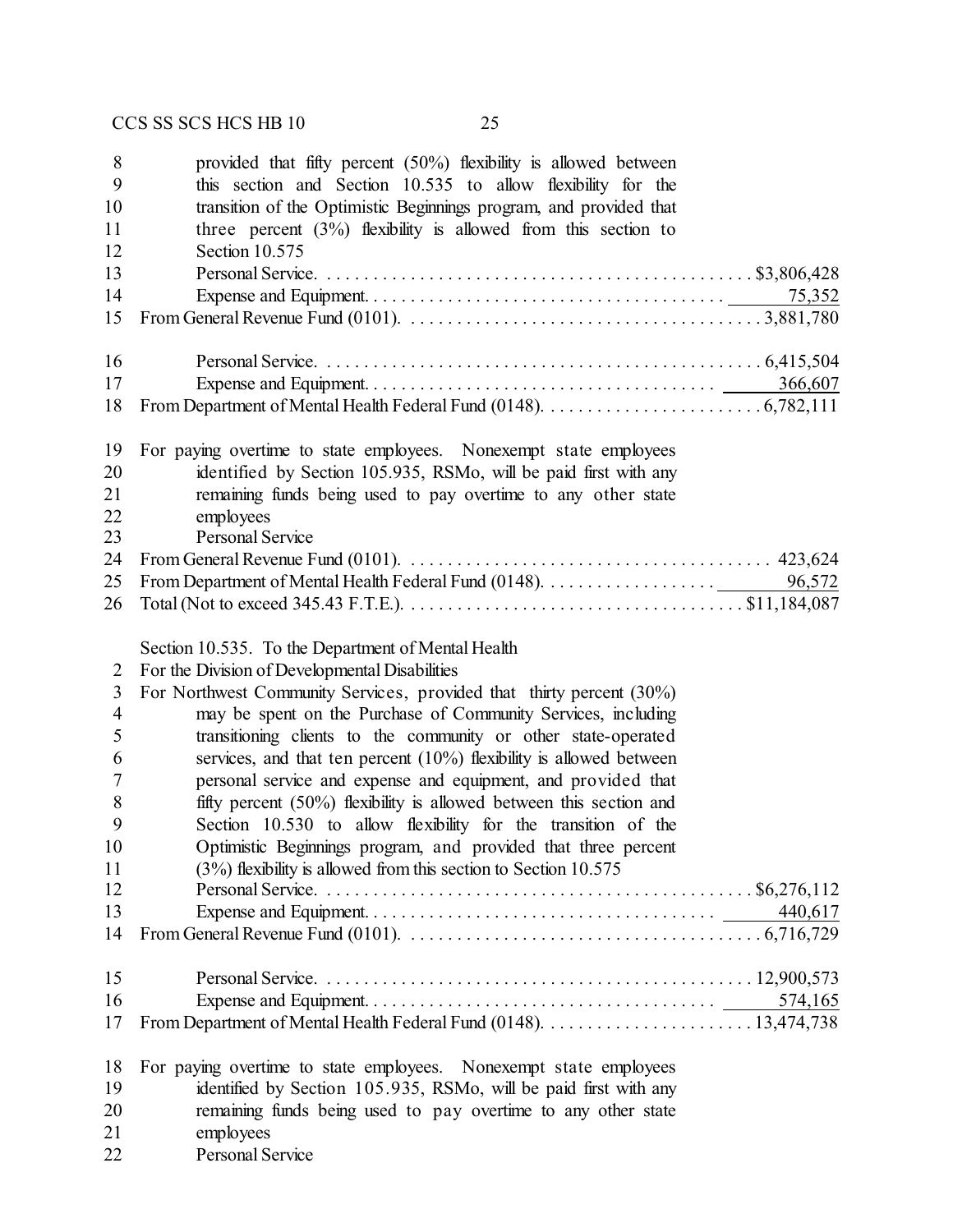provided that fifty percent (50%) flexibility is allowed between this section and Section 10.535 to allow flexibility for the transition of the Optimistic Beginnings program, and provided that three percent (3%) flexibility is allowed from this section to Section 10.575

| | |
|---|---:|
| Personal Service | $3,806,428 |
| Expense and Equipment | 75,352 |
| From General Revenue Fund (0101) | 3,881,780 |
| | |
| Personal Service | 6,415,504 |
| Expense and Equipment | 366,607 |
| From Department of Mental Health Federal Fund (0148) | 6,782,111 |

For paying overtime to state employees. Nonexempt state employees identified by Section 105.935, RSMo, will be paid first with any remaining funds being used to pay overtime to any other state employees

Personal Service

| | |
|---|---:|
| From General Revenue Fund (0101) | 423,624 |
| From Department of Mental Health Federal Fund (0148) | 96,572 |
| Total (Not to exceed 345.43 F.T.E.) | $11,184,087 |

Section 10.535. To the Department of Mental Health

For the Division of Developmental Disabilities

For Northwest Community Services, provided that thirty percent (30%) may be spent on the Purchase of Community Services, including transitioning clients to the community or other state-operated services, and that ten percent (10%) flexibility is allowed between personal service and expense and equipment, and provided that fifty percent (50%) flexibility is allowed between this section and Section 10.530 to allow flexibility for the transition of the Optimistic Beginnings program, and provided that three percent (3%) flexibility is allowed from this section to Section 10.575

| | |
|---|---:|
| Personal Service | $6,276,112 |
| Expense and Equipment | 440,617 |
| From General Revenue Fund (0101) | 6,716,729 |
| | |
| Personal Service | 12,900,573 |
| Expense and Equipment | 574,165 |
| From Department of Mental Health Federal Fund (0148) | 13,474,738 |

For paying overtime to state employees. Nonexempt state employees identified by Section 105.935, RSMo, will be paid first with any remaining funds being used to pay overtime to any other state employees

Personal Service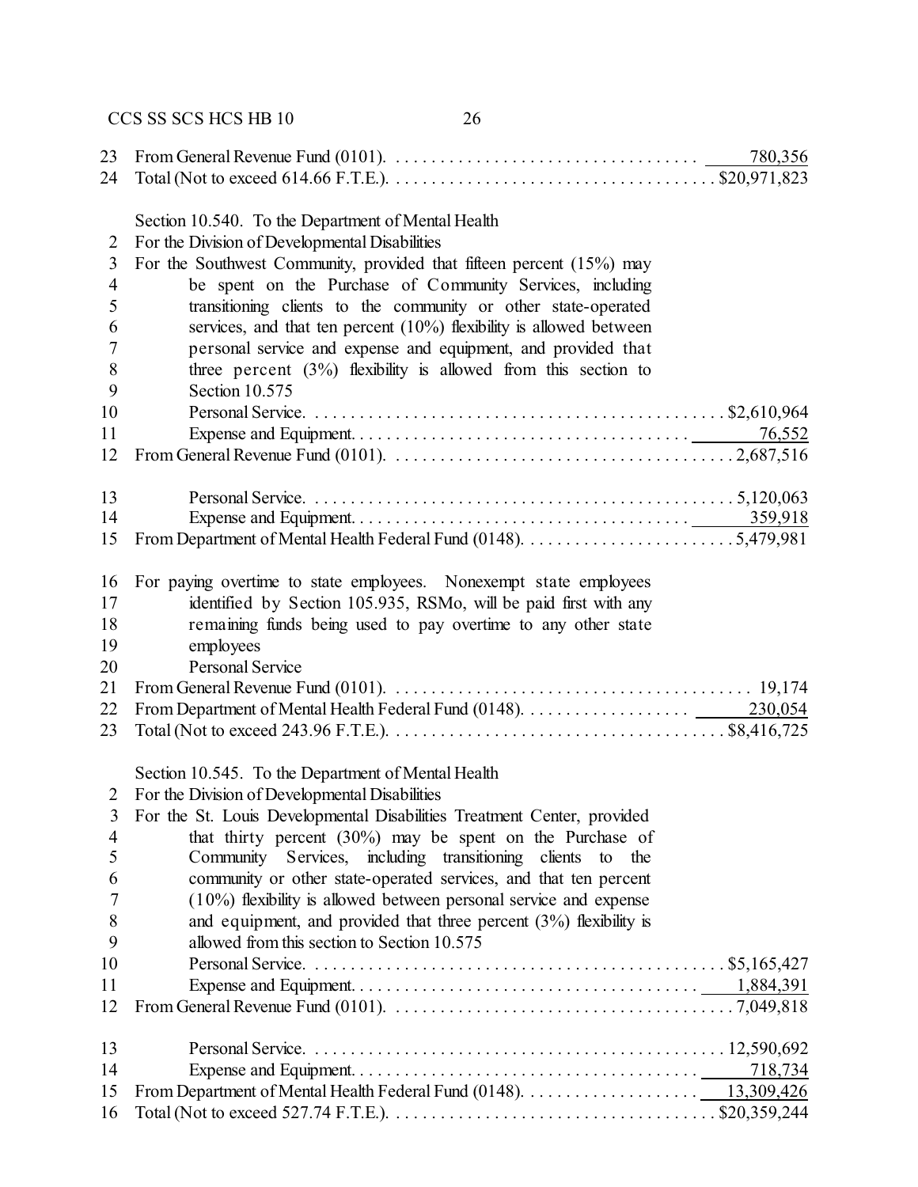23 From General Revenue Fund (0101). . . . . . . . . . . . . . . . . . . . . . . . . . . . . . . . . . . 780,356
24 Total (Not to exceed 614.66 F.T.E.). . . . . . . . . . . . . . . . . . . . . . . . . . . . . . . . . . . . $20,971,823

Section 10.540. To the Department of Mental Health
2 For the Division of Developmental Disabilities
3 For the Southwest Community, provided that fifteen percent (15%) may
4 be spent on the Purchase of Community Services, including
5 transitioning clients to the community or other state-operated
6 services, and that ten percent (10%) flexibility is allowed between
7 personal service and expense and equipment, and provided that
8 three percent (3%) flexibility is allowed from this section to
9 Section 10.575
10 Personal Service. . . . . . . . . . . . . . . . . . . . . . . . . . . . . . . . . . . . . . . . . . . . . $2,610,964
11 Expense and Equipment. . . . . . . . . . . . . . . . . . . . . . . . . . . . . . . . . . . . . 76,552
12 From General Revenue Fund (0101). . . . . . . . . . . . . . . . . . . . . . . . . . . . . . . . . . . . . 2,687,516

13 Personal Service. . . . . . . . . . . . . . . . . . . . . . . . . . . . . . . . . . . . . . . . . . . . . 5,120,063
14 Expense and Equipment. . . . . . . . . . . . . . . . . . . . . . . . . . . . . . . . . . . . . 359,918
15 From Department of Mental Health Federal Fund (0148). . . . . . . . . . . . . . . . . . . . . . . . 5,479,981

16 For paying overtime to state employees. Nonexempt state employees
17 identified by Section 105.935, RSMo, will be paid first with any
18 remaining funds being used to pay overtime to any other state
19 employees
20 Personal Service
21 From General Revenue Fund (0101). . . . . . . . . . . . . . . . . . . . . . . . . . . . . . . . . . . . . . . 19,174
22 From Department of Mental Health Federal Fund (0148). . . . . . . . . . . . . . . . . . 230,054
23 Total (Not to exceed 243.96 F.T.E.). . . . . . . . . . . . . . . . . . . . . . . . . . . . . . . . . . . . $8,416,725

Section 10.545. To the Department of Mental Health
2 For the Division of Developmental Disabilities
3 For the St. Louis Developmental Disabilities Treatment Center, provided
4 that thirty percent (30%) may be spent on the Purchase of
5 Community Services, including transitioning clients to the
6 community or other state-operated services, and that ten percent
7 (10%) flexibility is allowed between personal service and expense
8 and equipment, and provided that three percent (3%) flexibility is
9 allowed from this section to Section 10.575
10 Personal Service. . . . . . . . . . . . . . . . . . . . . . . . . . . . . . . . . . . . . . . . . . . . . $5,165,427
11 Expense and Equipment. . . . . . . . . . . . . . . . . . . . . . . . . . . . . . . . . . . . . 1,884,391
12 From General Revenue Fund (0101). . . . . . . . . . . . . . . . . . . . . . . . . . . . . . . . . . . . . 7,049,818

13 Personal Service. . . . . . . . . . . . . . . . . . . . . . . . . . . . . . . . . . . . . . . . . . . . . 12,590,692
14 Expense and Equipment. . . . . . . . . . . . . . . . . . . . . . . . . . . . . . . . . . . . . 718,734
15 From Department of Mental Health Federal Fund (0148). . . . . . . . . . . . . . . . . . . 13,309,426
16 Total (Not to exceed 527.74 F.T.E.). . . . . . . . . . . . . . . . . . . . . . . . . . . . . . . . . . . . $20,359,244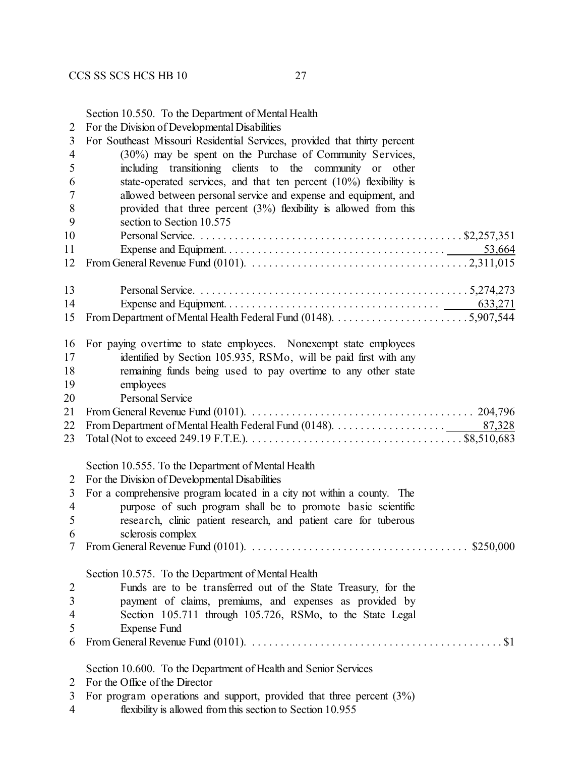Section 10.550. To the Department of Mental Health
2 For the Division of Developmental Disabilities
3 For Southeast Missouri Residential Services, provided that thirty percent
4 (30%) may be spent on the Purchase of Community Services,
5 including transitioning clients to the community or other
6 state-operated services, and that ten percent (10%) flexibility is
7 allowed between personal service and expense and equipment, and
8 provided that three percent (3%) flexibility is allowed from this
9 section to Section 10.575
10 Personal Service. . . . . . . . . . . . . . . . . . . . . . . . . . . . . . . . . . . . . . . . . . . . . $2,257,351
11 Expense and Equipment. . . . . . . . . . . . . . . . . . . . . . . . . . . . . . . . . . . . . . 53,664
12 From General Revenue Fund (0101). . . . . . . . . . . . . . . . . . . . . . . . . . . . . . . . . . . . . 2,311,015

13 Personal Service. . . . . . . . . . . . . . . . . . . . . . . . . . . . . . . . . . . . . . . . . . . . . . 5,274,273
14 Expense and Equipment. . . . . . . . . . . . . . . . . . . . . . . . . . . . . . . . . . . . . . 633,271
15 From Department of Mental Health Federal Fund (0148). . . . . . . . . . . . . . . . . . . . . . . . 5,907,544

16 For paying overtime to state employees. Nonexempt state employees
17 identified by Section 105.935, RSMo, will be paid first with any
18 remaining funds being used to pay overtime to any other state
19 employees
20 Personal Service
21 From General Revenue Fund (0101). . . . . . . . . . . . . . . . . . . . . . . . . . . . . . . . . . . . . . 204,796
22 From Department of Mental Health Federal Fund (0148). . . . . . . . . . . . . . . . . . . . 87,328
23 Total (Not to exceed 249.19 F.T.E.). . . . . . . . . . . . . . . . . . . . . . . . . . . . . . . . . . . . . $8,510,683

Section 10.555. To the Department of Mental Health
2 For the Division of Developmental Disabilities
3 For a comprehensive program located in a city not within a county. The
4 purpose of such program shall be to promote basic scientific
5 research, clinic patient research, and patient care for tuberous
6 sclerosis complex
7 From General Revenue Fund (0101). . . . . . . . . . . . . . . . . . . . . . . . . . . . . . . . . . . . . . $250,000

Section 10.575. To the Department of Mental Health
2 Funds are to be transferred out of the State Treasury, for the
3 payment of claims, premiums, and expenses as provided by
4 Section 105.711 through 105.726, RSMo, to the State Legal
5 Expense Fund
6 From General Revenue Fund (0101). . . . . . . . . . . . . . . . . . . . . . . . . . . . . . . . . . . . . . . . . . . . $1

Section 10.600. To the Department of Health and Senior Services
2 For the Office of the Director
3 For program operations and support, provided that three percent (3%)
4 flexibility is allowed from this section to Section 10.955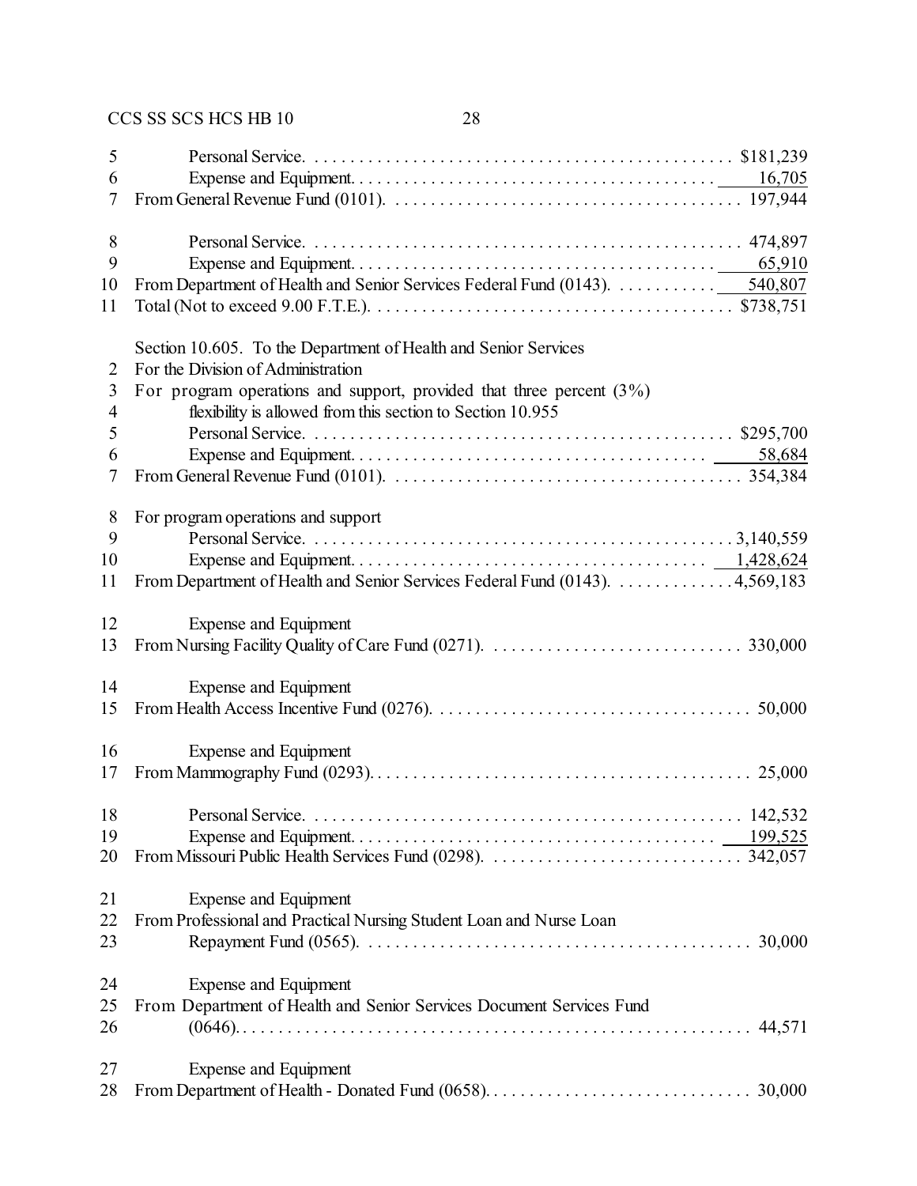Personal Service. . . . . . . . . . . . . . . . . . . . . . . . . . . . . . . . . . . . . . . . . . . . . . $181,239
Expense and Equipment. . . . . . . . . . . . . . . . . . . . . . . . . . . . . . . . . . . . . . . . 16,705
From General Revenue Fund (0101). . . . . . . . . . . . . . . . . . . . . . . . . . . . . . . . . . . . . . 197,944

Personal Service. . . . . . . . . . . . . . . . . . . . . . . . . . . . . . . . . . . . . . . . . . . . . . . 474,897
Expense and Equipment. . . . . . . . . . . . . . . . . . . . . . . . . . . . . . . . . . . . . . . . 65,910
From Department of Health and Senior Services Federal Fund (0143). . . . . . . . . . . . 540,807
Total (Not to exceed 9.00 F.T.E.). . . . . . . . . . . . . . . . . . . . . . . . . . . . . . . . . . . . . . . . $738,751

Section 10.605. To the Department of Health and Senior Services
For the Division of Administration
For program operations and support, provided that three percent (3%) flexibility is allowed from this section to Section 10.955
Personal Service. . . . . . . . . . . . . . . . . . . . . . . . . . . . . . . . . . . . . . . . . . . . . . $295,700
Expense and Equipment. . . . . . . . . . . . . . . . . . . . . . . . . . . . . . . . . . . . . . . 58,684
From General Revenue Fund (0101). . . . . . . . . . . . . . . . . . . . . . . . . . . . . . . . . . . . . . 354,384

For program operations and support
Personal Service. . . . . . . . . . . . . . . . . . . . . . . . . . . . . . . . . . . . . . . . . . . . . . 3,140,559
Expense and Equipment. . . . . . . . . . . . . . . . . . . . . . . . . . . . . . . . . . . . . . . 1,428,624
From Department of Health and Senior Services Federal Fund (0143). . . . . . . . . . . . . 4,569,183

Expense and Equipment
From Nursing Facility Quality of Care Fund (0271). . . . . . . . . . . . . . . . . . . . . . . . . . . . 330,000

Expense and Equipment
From Health Access Incentive Fund (0276). . . . . . . . . . . . . . . . . . . . . . . . . . . . . . . . . . . 50,000

Expense and Equipment
From Mammography Fund (0293). . . . . . . . . . . . . . . . . . . . . . . . . . . . . . . . . . . . . . . . . . 25,000

Personal Service. . . . . . . . . . . . . . . . . . . . . . . . . . . . . . . . . . . . . . . . . . . . . . . 142,532
Expense and Equipment. . . . . . . . . . . . . . . . . . . . . . . . . . . . . . . . . . . . . . . 199,525
From Missouri Public Health Services Fund (0298). . . . . . . . . . . . . . . . . . . . . . . . . . . . 342,057

Expense and Equipment
From Professional and Practical Nursing Student Loan and Nurse Loan Repayment Fund (0565). . . . . . . . . . . . . . . . . . . . . . . . . . . . . . . . . . . . . . . . . . 30,000

Expense and Equipment
From Department of Health and Senior Services Document Services Fund (0646). . . . . . . . . . . . . . . . . . . . . . . . . . . . . . . . . . . . . . . . . . . . . . . . . . . . . . . . 44,571

Expense and Equipment
From Department of Health - Donated Fund (0658). . . . . . . . . . . . . . . . . . . . . . . . . . . . . 30,000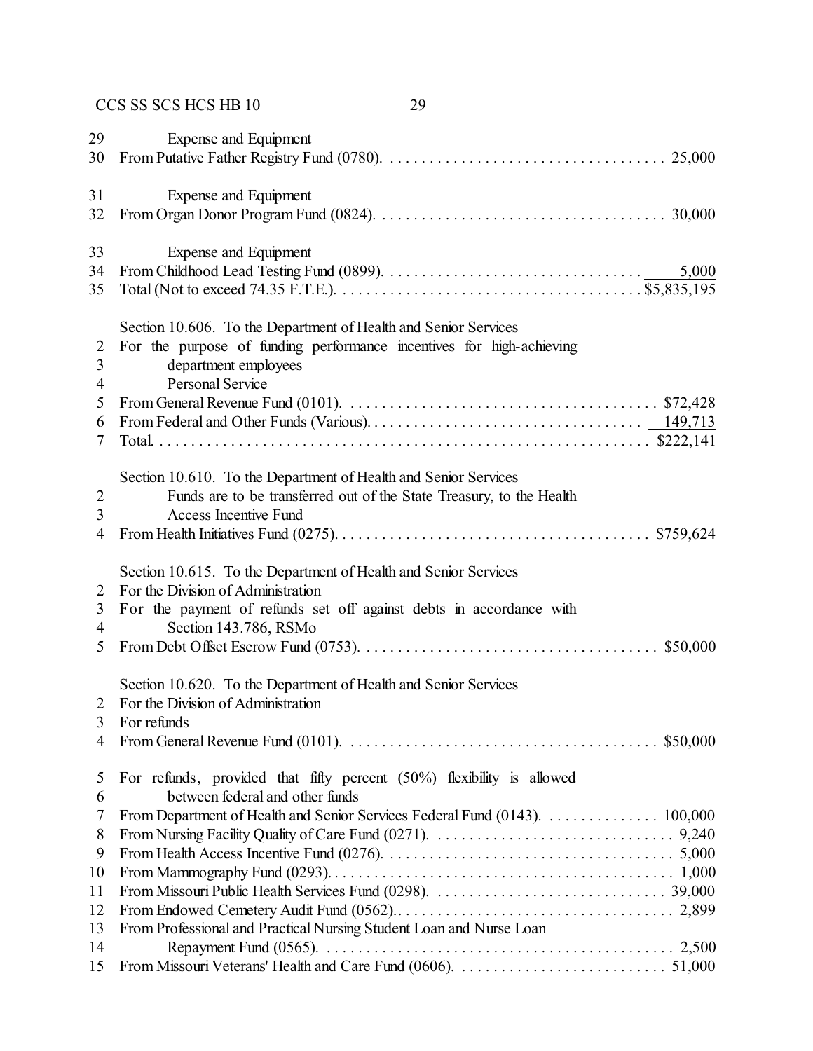29 Expense and Equipment
30 From Putative Father Registry Fund (0780). . . . . . . . . . . . . . . . . . . . . . . . . . . . . . . . . . . 25,000

31 Expense and Equipment
32 From Organ Donor Program Fund (0824). . . . . . . . . . . . . . . . . . . . . . . . . . . . . . . . . . . . 30,000

33 Expense and Equipment
34 From Childhood Lead Testing Fund (0899). . . . . . . . . . . . . . . . . . . . . . . . . . . . . . . . . 5,000
35 Total (Not to exceed 74.35 F.T.E.). . . . . . . . . . . . . . . . . . . . . . . . . . . . . . . . . . . . . . $5,835,195

Section 10.606. To the Department of Health and Senior Services
2 For the purpose of funding performance incentives for high-achieving
3 department employees
4 Personal Service
5 From General Revenue Fund (0101). . . . . . . . . . . . . . . . . . . . . . . . . . . . . . . . . . . . . . . $72,428
6 From Federal and Other Funds (Various). . . . . . . . . . . . . . . . . . . . . . . . . . . . . . . . . . . 149,713
7 Total. . . . . . . . . . . . . . . . . . . . . . . . . . . . . . . . . . . . . . . . . . . . . . . . . . . . . . . . . . . . . . $222,141

Section 10.610. To the Department of Health and Senior Services
2 Funds are to be transferred out of the State Treasury, to the Health
3 Access Incentive Fund
4 From Health Initiatives Fund (0275). . . . . . . . . . . . . . . . . . . . . . . . . . . . . . . . . . . . . . . $759,624

Section 10.615. To the Department of Health and Senior Services
2 For the Division of Administration
3 For the payment of refunds set off against debts in accordance with
4 Section 143.786, RSMo
5 From Debt Offset Escrow Fund (0753). . . . . . . . . . . . . . . . . . . . . . . . . . . . . . . . . . . . . $50,000

Section 10.620. To the Department of Health and Senior Services
2 For the Division of Administration
3 For refunds
4 From General Revenue Fund (0101). . . . . . . . . . . . . . . . . . . . . . . . . . . . . . . . . . . . . . . $50,000

5 For refunds, provided that fifty percent (50%) flexibility is allowed
6 between federal and other funds
7 From Department of Health and Senior Services Federal Fund (0143). . . . . . . . . . . . . . . 100,000
8 From Nursing Facility Quality of Care Fund (0271). . . . . . . . . . . . . . . . . . . . . . . . . . . . . . . 9,240
9 From Health Access Incentive Fund (0276). . . . . . . . . . . . . . . . . . . . . . . . . . . . . . . . . . . . . 5,000
10 From Mammography Fund (0293). . . . . . . . . . . . . . . . . . . . . . . . . . . . . . . . . . . . . . . . . . . 1,000
11 From Missouri Public Health Services Fund (0298). . . . . . . . . . . . . . . . . . . . . . . . . . . . . . 39,000
12 From Endowed Cemetery Audit Fund (0562).. . . . . . . . . . . . . . . . . . . . . . . . . . . . . . . . . . 2,899
13 From Professional and Practical Nursing Student Loan and Nurse Loan
14 Repayment Fund (0565). . . . . . . . . . . . . . . . . . . . . . . . . . . . . . . . . . . . . . . . . . . . . 2,500
15 From Missouri Veterans' Health and Care Fund (0606). . . . . . . . . . . . . . . . . . . . . . . . . . . 51,000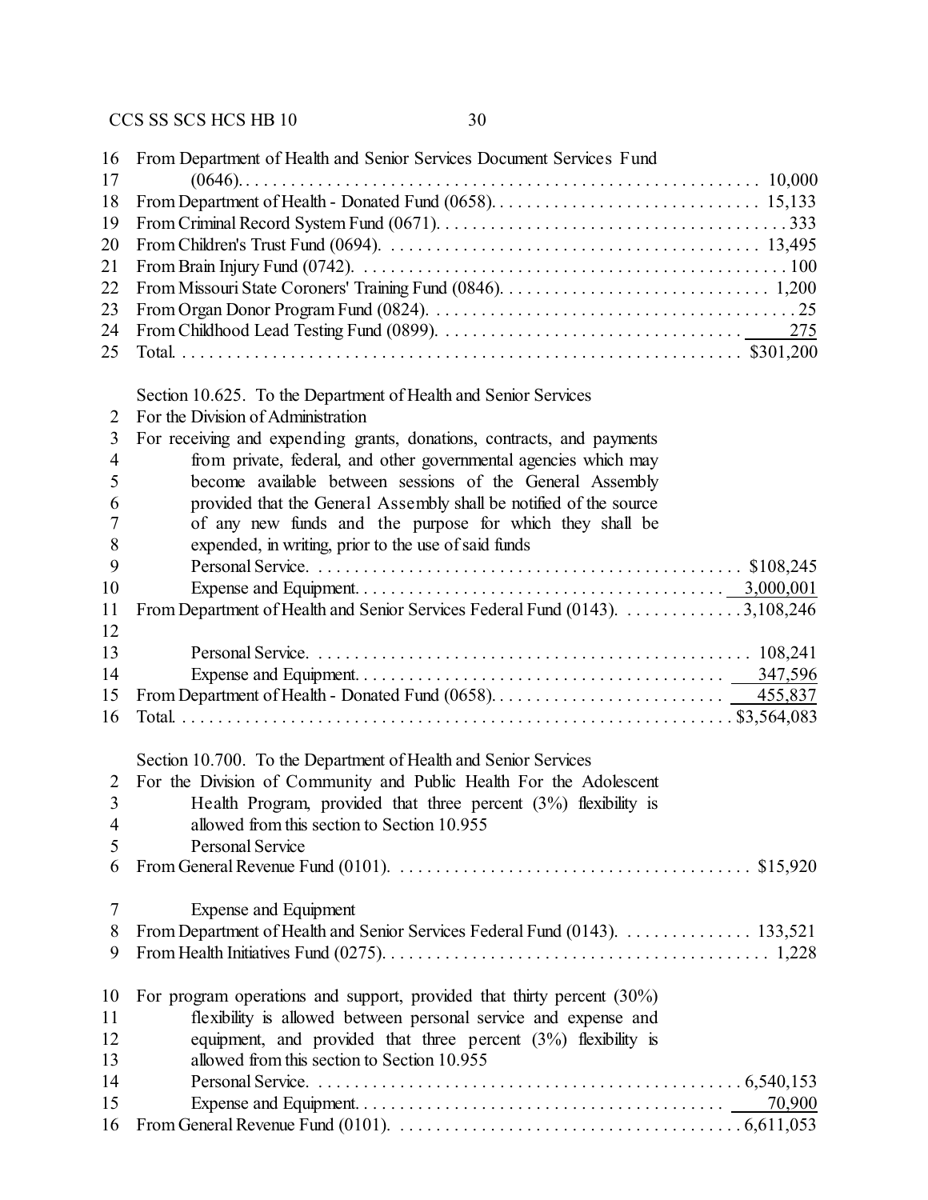16 From Department of Health and Senior Services Document Services Fund
17 (0646). . . . . . . . . . . . . . . . . . . . . . . . . . . . . . . . . . . . . . . . . . . . . . . . . . . . . . . . . . 10,000
18 From Department of Health - Donated Fund (0658). . . . . . . . . . . . . . . . . . . . . . . . . . . . . . 15,133
19 From Criminal Record System Fund (0671). . . . . . . . . . . . . . . . . . . . . . . . . . . . . . . . . . . . . 333
20 From Children's Trust Fund (0694). . . . . . . . . . . . . . . . . . . . . . . . . . . . . . . . . . . . . . . . 13,495
21 From Brain Injury Fund (0742). . . . . . . . . . . . . . . . . . . . . . . . . . . . . . . . . . . . . . . . . . . . . . 100
22 From Missouri State Coroners' Training Fund (0846). . . . . . . . . . . . . . . . . . . . . . . . . . . . . . 1,200
23 From Organ Donor Program Fund (0824). . . . . . . . . . . . . . . . . . . . . . . . . . . . . . . . . . . . . . . . 25
24 From Childhood Lead Testing Fund (0899). . . . . . . . . . . . . . . . . . . . . . . . . . . . . . . . . . . . 275
25 Total. . . . . . . . . . . . . . . . . . . . . . . . . . . . . . . . . . . . . . . . . . . . . . . . . . . . . . . . . . . . . $301,200

Section 10.625. To the Department of Health and Senior Services
2 For the Division of Administration
3 For receiving and expending grants, donations, contracts, and payments
4 from private, federal, and other governmental agencies which may
5 become available between sessions of the General Assembly
6 provided that the General Assembly shall be notified of the source
7 of any new funds and the purpose for which they shall be
8 expended, in writing, prior to the use of said funds
9 Personal Service. . . . . . . . . . . . . . . . . . . . . . . . . . . . . . . . . . . . . . . . . . . . . . . $108,245
10 Expense and Equipment. . . . . . . . . . . . . . . . . . . . . . . . . . . . . . . . . . . . . . . . . 3,000,001
11 From Department of Health and Senior Services Federal Fund (0143). . . . . . . . . . . . . 3,108,246
12
13 Personal Service. . . . . . . . . . . . . . . . . . . . . . . . . . . . . . . . . . . . . . . . . . . . . . . . 108,241
14 Expense and Equipment. . . . . . . . . . . . . . . . . . . . . . . . . . . . . . . . . . . . . . . . . 347,596
15 From Department of Health - Donated Fund (0658). . . . . . . . . . . . . . . . . . . . . . . . . . 455,837
16 Total. . . . . . . . . . . . . . . . . . . . . . . . . . . . . . . . . . . . . . . . . . . . . . . . . . . . . . . . . . . . $3,564,083

Section 10.700. To the Department of Health and Senior Services
2 For the Division of Community and Public Health For the Adolescent
3 Health Program, provided that three percent (3%) flexibility is
4 allowed from this section to Section 10.955
5 Personal Service
6 From General Revenue Fund (0101). . . . . . . . . . . . . . . . . . . . . . . . . . . . . . . . . . . . . . . $15,920

7 Expense and Equipment
8 From Department of Health and Senior Services Federal Fund (0143). . . . . . . . . . . . . . 133,521
9 From Health Initiatives Fund (0275). . . . . . . . . . . . . . . . . . . . . . . . . . . . . . . . . . . . . . . . . . 1,228

10 For program operations and support, provided that thirty percent (30%)
11 flexibility is allowed between personal service and expense and
12 equipment, and provided that three percent (3%) flexibility is
13 allowed from this section to Section 10.955
14 Personal Service. . . . . . . . . . . . . . . . . . . . . . . . . . . . . . . . . . . . . . . . . . . . . . . 6,540,153
15 Expense and Equipment. . . . . . . . . . . . . . . . . . . . . . . . . . . . . . . . . . . . . . . . . 70,900
16 From General Revenue Fund (0101). . . . . . . . . . . . . . . . . . . . . . . . . . . . . . . . . . . . . 6,611,053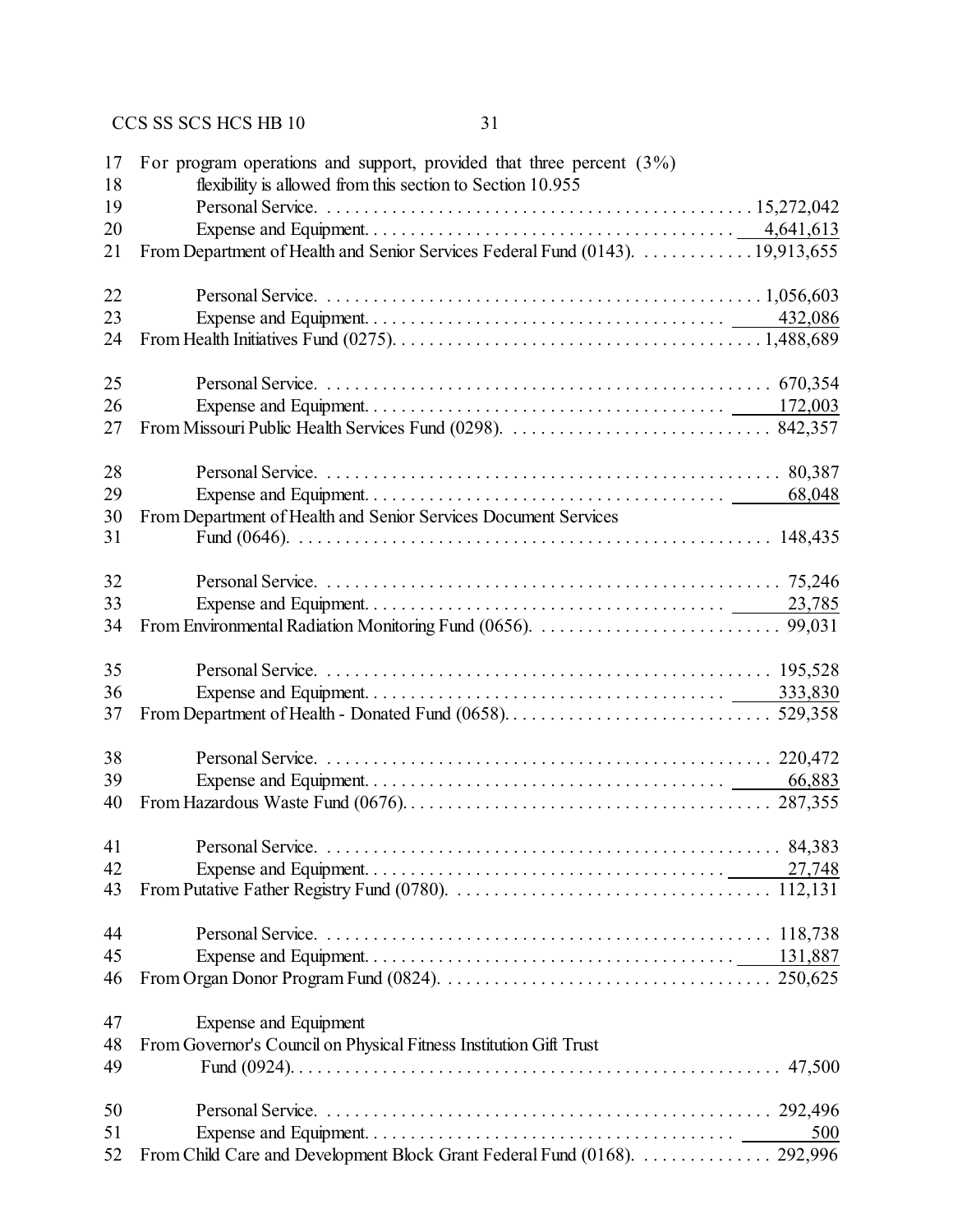17 For program operations and support, provided that three percent (3%)
18 flexibility is allowed from this section to Section 10.955
19 Personal Service. . . . . . . . . . . . . . . . . . . . . . . . . . . . . . . . . . . . . . . . . . . . . . 15,272,042
20 Expense and Equipment. . . . . . . . . . . . . . . . . . . . . . . . . . . . . . . . . . . . . . 4,641,613
21 From Department of Health and Senior Services Federal Fund (0143). . . . . . . . . . . . 19,913,655

22 Personal Service. . . . . . . . . . . . . . . . . . . . . . . . . . . . . . . . . . . . . . . . . . . . . . 1,056,603
23 Expense and Equipment. . . . . . . . . . . . . . . . . . . . . . . . . . . . . . . . . . . . . . 432,086
24 From Health Initiatives Fund (0275). . . . . . . . . . . . . . . . . . . . . . . . . . . . . . . . . . . . . . 1,488,689

25 Personal Service. . . . . . . . . . . . . . . . . . . . . . . . . . . . . . . . . . . . . . . . . . . . . . . 670,354
26 Expense and Equipment. . . . . . . . . . . . . . . . . . . . . . . . . . . . . . . . . . . . . . 172,003
27 From Missouri Public Health Services Fund (0298). . . . . . . . . . . . . . . . . . . . . . . . . . . . 842,357

28 Personal Service. . . . . . . . . . . . . . . . . . . . . . . . . . . . . . . . . . . . . . . . . . . . . . . 80,387
29 Expense and Equipment. . . . . . . . . . . . . . . . . . . . . . . . . . . . . . . . . . . . . . 68,048
30 From Department of Health and Senior Services Document Services
31 Fund (0646). . . . . . . . . . . . . . . . . . . . . . . . . . . . . . . . . . . . . . . . . . . . . . . . . . 148,435

32 Personal Service. . . . . . . . . . . . . . . . . . . . . . . . . . . . . . . . . . . . . . . . . . . . . . . 75,246
33 Expense and Equipment. . . . . . . . . . . . . . . . . . . . . . . . . . . . . . . . . . . . . . 23,785
34 From Environmental Radiation Monitoring Fund (0656). . . . . . . . . . . . . . . . . . . . . . . . . . 99,031

35 Personal Service. . . . . . . . . . . . . . . . . . . . . . . . . . . . . . . . . . . . . . . . . . . . . . . 195,528
36 Expense and Equipment. . . . . . . . . . . . . . . . . . . . . . . . . . . . . . . . . . . . . . 333,830
37 From Department of Health - Donated Fund (0658). . . . . . . . . . . . . . . . . . . . . . . . . . . . 529,358

38 Personal Service. . . . . . . . . . . . . . . . . . . . . . . . . . . . . . . . . . . . . . . . . . . . . . . 220,472
39 Expense and Equipment. . . . . . . . . . . . . . . . . . . . . . . . . . . . . . . . . . . . . . 66,883
40 From Hazardous Waste Fund (0676). . . . . . . . . . . . . . . . . . . . . . . . . . . . . . . . . . . . . . 287,355

41 Personal Service. . . . . . . . . . . . . . . . . . . . . . . . . . . . . . . . . . . . . . . . . . . . . . . 84,383
42 Expense and Equipment. . . . . . . . . . . . . . . . . . . . . . . . . . . . . . . . . . . . . . 27,748
43 From Putative Father Registry Fund (0780). . . . . . . . . . . . . . . . . . . . . . . . . . . . . . . . . 112,131

44 Personal Service. . . . . . . . . . . . . . . . . . . . . . . . . . . . . . . . . . . . . . . . . . . . . . . 118,738
45 Expense and Equipment. . . . . . . . . . . . . . . . . . . . . . . . . . . . . . . . . . . . . . 131,887
46 From Organ Donor Program Fund (0824). . . . . . . . . . . . . . . . . . . . . . . . . . . . . . . . . . 250,625

47 Expense and Equipment
48 From Governor's Council on Physical Fitness Institution Gift Trust
49 Fund (0924). . . . . . . . . . . . . . . . . . . . . . . . . . . . . . . . . . . . . . . . . . . . . . . . . . 47,500

50 Personal Service. . . . . . . . . . . . . . . . . . . . . . . . . . . . . . . . . . . . . . . . . . . . . . . 292,496
51 Expense and Equipment. . . . . . . . . . . . . . . . . . . . . . . . . . . . . . . . . . . . . . 500
52 From Child Care and Development Block Grant Federal Fund (0168). . . . . . . . . . . . . . 292,996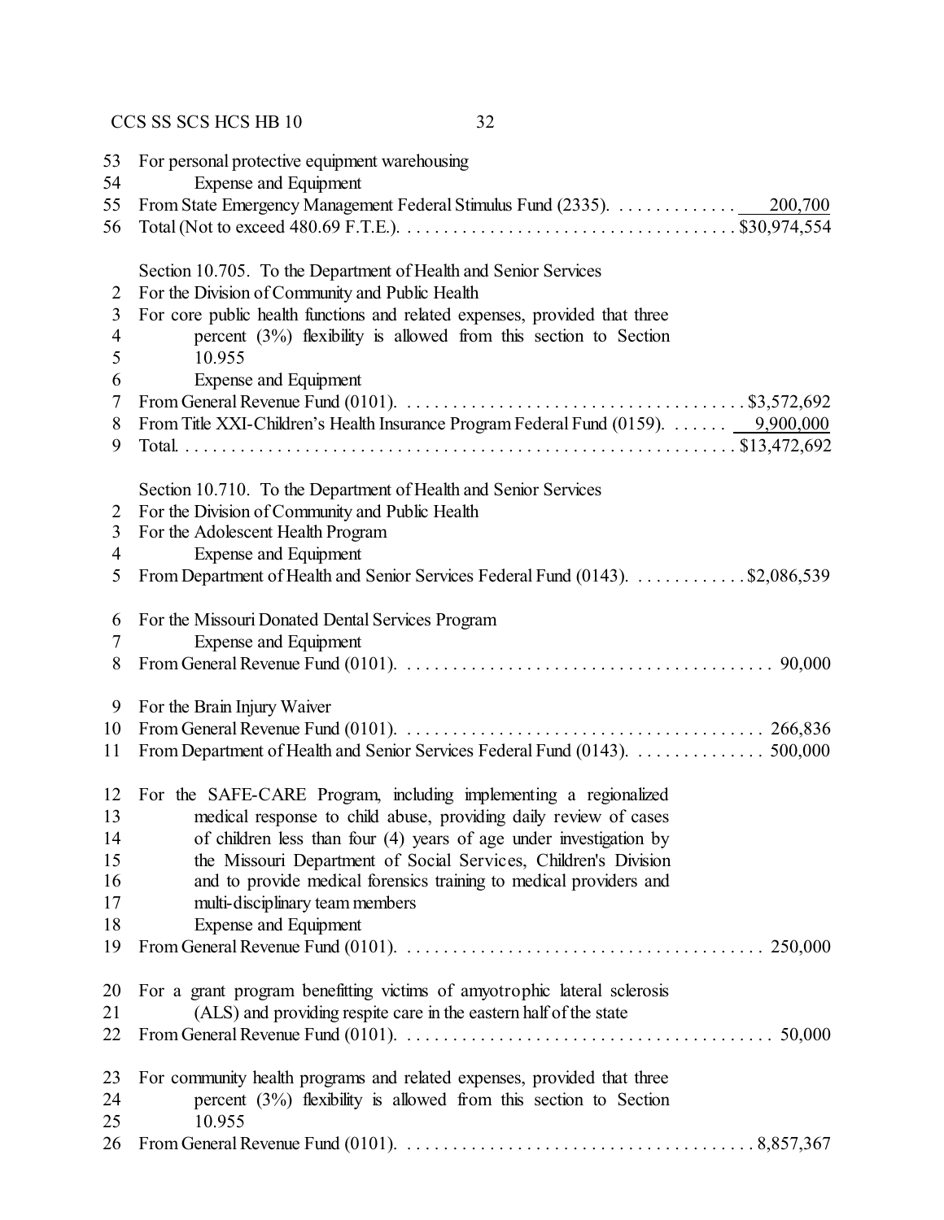53 For personal protective equipment warehousing
54 Expense and Equipment
55 From State Emergency Management Federal Stimulus Fund (2335). . . . . . . . . . . . . . 200,700
56 Total (Not to exceed 480.69 F.T.E.). . . . . . . . . . . . . . . . . . . . . . . . . . . . . . . . . . . . $30,974,554

Section 10.705. To the Department of Health and Senior Services
2 For the Division of Community and Public Health
3 For core public health functions and related expenses, provided that three
4 percent (3%) flexibility is allowed from this section to Section
5 10.955
6 Expense and Equipment
7 From General Revenue Fund (0101). . . . . . . . . . . . . . . . . . . . . . . . . . . . . . . . . . . . $3,572,692
8 From Title XXI-Children's Health Insurance Program Federal Fund (0159). . . . . . . 9,900,000
9 Total. . . . . . . . . . . . . . . . . . . . . . . . . . . . . . . . . . . . . . . . . . . . . . . . . . . . . . . . . . $13,472,692

Section 10.710. To the Department of Health and Senior Services
2 For the Division of Community and Public Health
3 For the Adolescent Health Program
4 Expense and Equipment
5 From Department of Health and Senior Services Federal Fund (0143). . . . . . . . . . . . $2,086,539

6 For the Missouri Donated Dental Services Program
7 Expense and Equipment
8 From General Revenue Fund (0101). . . . . . . . . . . . . . . . . . . . . . . . . . . . . . . . . . . . . . . 90,000

9 For the Brain Injury Waiver
10 From General Revenue Fund (0101). . . . . . . . . . . . . . . . . . . . . . . . . . . . . . . . . . . . . . 266,836
11 From Department of Health and Senior Services Federal Fund (0143). . . . . . . . . . . . . . 500,000

12 For the SAFE-CARE Program, including implementing a regionalized
13 medical response to child abuse, providing daily review of cases
14 of children less than four (4) years of age under investigation by
15 the Missouri Department of Social Services, Children's Division
16 and to provide medical forensics training to medical providers and
17 multi-disciplinary team members
18 Expense and Equipment
19 From General Revenue Fund (0101). . . . . . . . . . . . . . . . . . . . . . . . . . . . . . . . . . . . . . 250,000

20 For a grant program benefitting victims of amyotrophic lateral sclerosis
21 (ALS) and providing respite care in the eastern half of the state
22 From General Revenue Fund (0101). . . . . . . . . . . . . . . . . . . . . . . . . . . . . . . . . . . . . . . 50,000

23 For community health programs and related expenses, provided that three
24 percent (3%) flexibility is allowed from this section to Section
25 10.955
26 From General Revenue Fund (0101). . . . . . . . . . . . . . . . . . . . . . . . . . . . . . . . . . . . 8,857,367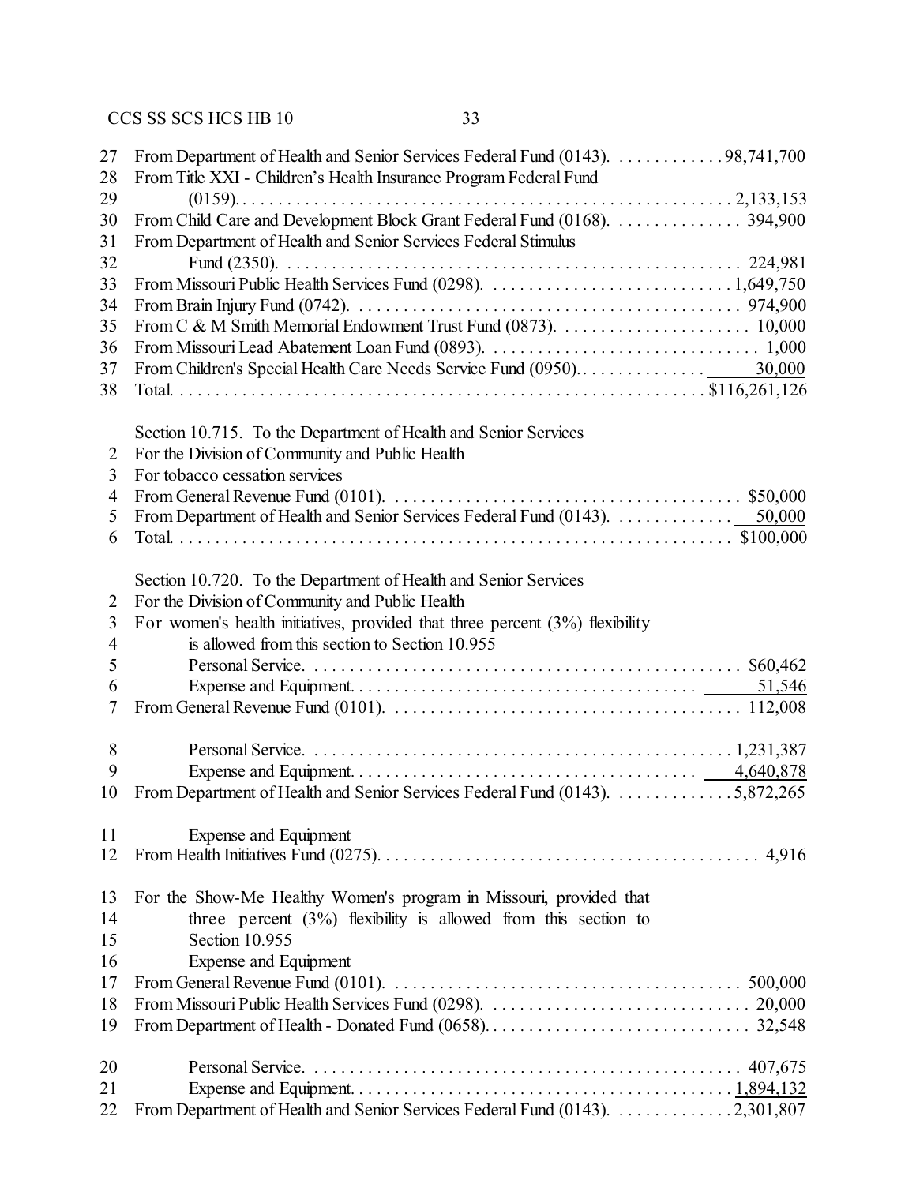27 From Department of Health and Senior Services Federal Fund (0143). . . . . . . . . . . . .98,741,700
28 From Title XXI - Children's Health Insurance Program Federal Fund
29 (0159). . . . . . . . . . . . . . . . . . . . . . . . . . . . . . . . . . . . . . . . . . . . . . . . . . . . . . 2,133,153
30 From Child Care and Development Block Grant Federal Fund (0168). . . . . . . . . . . . . . . 394,900
31 From Department of Health and Senior Services Federal Stimulus
32 Fund (2350). . . . . . . . . . . . . . . . . . . . . . . . . . . . . . . . . . . . . . . . . . . . . . . . . . . 224,981
33 From Missouri Public Health Services Fund (0298). . . . . . . . . . . . . . . . . . . . . . . . . . . .1,649,750
34 From Brain Injury Fund (0742). . . . . . . . . . . . . . . . . . . . . . . . . . . . . . . . . . . . . . . . . . . 974,900
35 From C & M Smith Memorial Endowment Trust Fund (0873). . . . . . . . . . . . . . . . . . . . . . 10,000
36 From Missouri Lead Abatement Loan Fund (0893). . . . . . . . . . . . . . . . . . . . . . . . . . . . . . . 1,000
37 From Children's Special Health Care Needs Service Fund (0950). . . . . . . . . . . . . . . 30,000
38 Total. . . . . . . . . . . . . . . . . . . . . . . . . . . . . . . . . . . . . . . . . . . . . . . . . . . . . . . . . . $116,261,126

Section 10.715. To the Department of Health and Senior Services
2 For the Division of Community and Public Health
3 For tobacco cessation services
4 From General Revenue Fund (0101). . . . . . . . . . . . . . . . . . . . . . . . . . . . . . . . . . . . . . . . $50,000
5 From Department of Health and Senior Services Federal Fund (0143). . . . . . . . . . . . . . 50,000
6 Total. . . . . . . . . . . . . . . . . . . . . . . . . . . . . . . . . . . . . . . . . . . . . . . . . . . . . . . . . . . . . $100,000

Section 10.720. To the Department of Health and Senior Services
2 For the Division of Community and Public Health
3 For women's health initiatives, provided that three percent (3%) flexibility
4 is allowed from this section to Section 10.955
5 Personal Service. . . . . . . . . . . . . . . . . . . . . . . . . . . . . . . . . . . . . . . . . . . . . . . . $60,462
6 Expense and Equipment. . . . . . . . . . . . . . . . . . . . . . . . . . . . . . . . . . . . . . . . 51,546
7 From General Revenue Fund (0101). . . . . . . . . . . . . . . . . . . . . . . . . . . . . . . . . . . . . . . . 112,008

8 Personal Service. . . . . . . . . . . . . . . . . . . . . . . . . . . . . . . . . . . . . . . . . . . . . . . . .1,231,387
9 Expense and Equipment. . . . . . . . . . . . . . . . . . . . . . . . . . . . . . . . . . . . . . . . 4,640,878
10 From Department of Health and Senior Services Federal Fund (0143). . . . . . . . . . . . . .5,872,265

11 Expense and Equipment
12 From Health Initiatives Fund (0275). . . . . . . . . . . . . . . . . . . . . . . . . . . . . . . . . . . . . . . . . . . 4,916

13 For the Show-Me Healthy Women's program in Missouri, provided that
14 three percent (3%) flexibility is allowed from this section to
15 Section 10.955
16 Expense and Equipment
17 From General Revenue Fund (0101). . . . . . . . . . . . . . . . . . . . . . . . . . . . . . . . . . . . . . . . 500,000
18 From Missouri Public Health Services Fund (0298). . . . . . . . . . . . . . . . . . . . . . . . . . . . . . 20,000
19 From Department of Health - Donated Fund (0658). . . . . . . . . . . . . . . . . . . . . . . . . . . . . . . 32,548

20 Personal Service. . . . . . . . . . . . . . . . . . . . . . . . . . . . . . . . . . . . . . . . . . . . . . . . . 407,675
21 Expense and Equipment. . . . . . . . . . . . . . . . . . . . . . . . . . . . . . . . . . . . . . . . . . .1,894,132
22 From Department of Health and Senior Services Federal Fund (0143). . . . . . . . . . . . . .2,301,807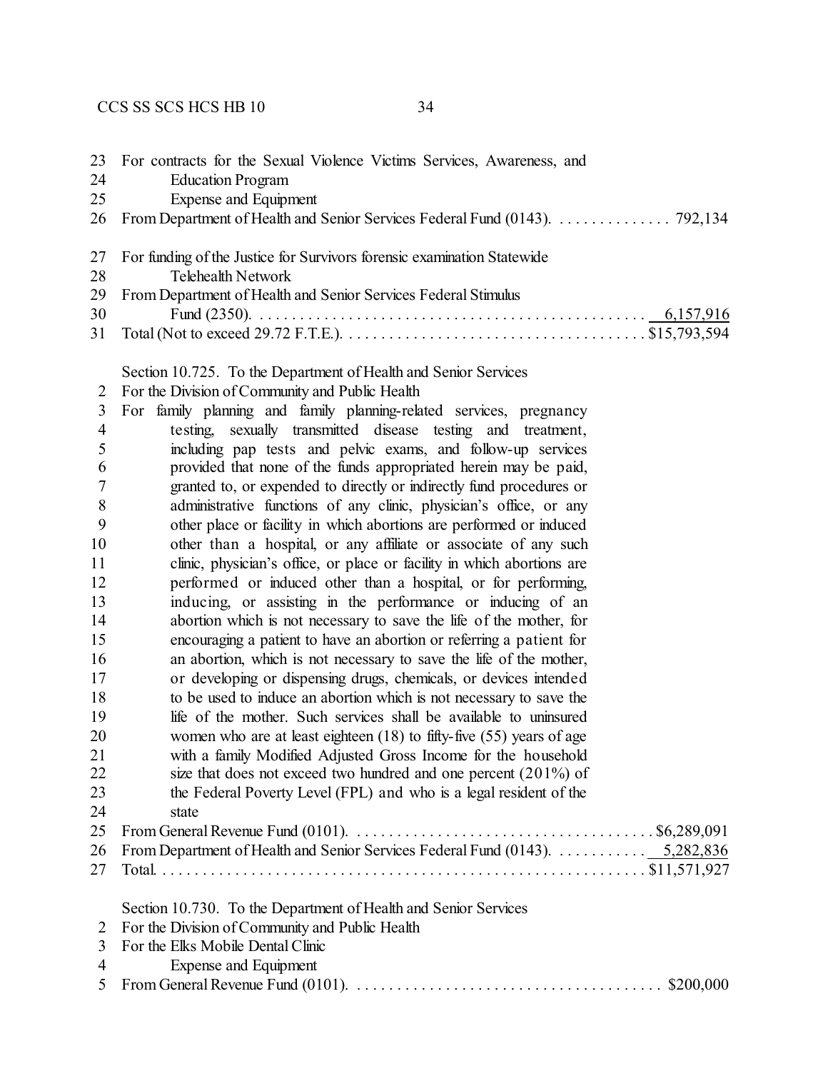23 For contracts for the Sexual Violence Victims Services, Awareness, and
24 Education Program
25 Expense and Equipment
26 From Department of Health and Senior Services Federal Fund (0143). . . . . . . . . . . . . . 792,134

27 For funding of the Justice for Survivors forensic examination Statewide
28 Telehealth Network
29 From Department of Health and Senior Services Federal Stimulus
30 Fund (2350). . . . . . . . . . . . . . . . . . . . . . . . . . . . . . . . . . . . . . . . . . . . . . . . 6,157,916
31 Total (Not to exceed 29.72 F.T.E.). . . . . . . . . . . . . . . . . . . . . . . . . . . . . . . . . . . . $15,793,594

Section 10.725. To the Department of Health and Senior Services
2 For the Division of Community and Public Health
3 For family planning and family planning-related services, pregnancy
4 testing, sexually transmitted disease testing and treatment,
5 including pap tests and pelvic exams, and follow-up services
6 provided that none of the funds appropriated herein may be paid,
7 granted to, or expended to directly or indirectly fund procedures or
8 administrative functions of any clinic, physician's office, or any
9 other place or facility in which abortions are performed or induced
10 other than a hospital, or any affiliate or associate of any such
11 clinic, physician's office, or place or facility in which abortions are
12 performed or induced other than a hospital, or for performing,
13 inducing, or assisting in the performance or inducing of an
14 abortion which is not necessary to save the life of the mother, for
15 encouraging a patient to have an abortion or referring a patient for
16 an abortion, which is not necessary to save the life of the mother,
17 or developing or dispensing drugs, chemicals, or devices intended
18 to be used to induce an abortion which is not necessary to save the
19 life of the mother. Such services shall be available to uninsured
20 women who are at least eighteen (18) to fifty-five (55) years of age
21 with a family Modified Adjusted Gross Income for the household
22 size that does not exceed two hundred and one percent (201%) of
23 the Federal Poverty Level (FPL) and who is a legal resident of the
24 state
25 From General Revenue Fund (0101). . . . . . . . . . . . . . . . . . . . . . . . . . . . . . . . . . . . $6,289,091
26 From Department of Health and Senior Services Federal Fund (0143). . . . . . . . . . . 5,282,836
27 Total. . . . . . . . . . . . . . . . . . . . . . . . . . . . . . . . . . . . . . . . . . . . . . . . . . . . . . . . . $11,571,927

Section 10.730. To the Department of Health and Senior Services
2 For the Division of Community and Public Health
3 For the Elks Mobile Dental Clinic
4 Expense and Equipment
5 From General Revenue Fund (0101). . . . . . . . . . . . . . . . . . . . . . . . . . . . . . . . . . . . . $200,000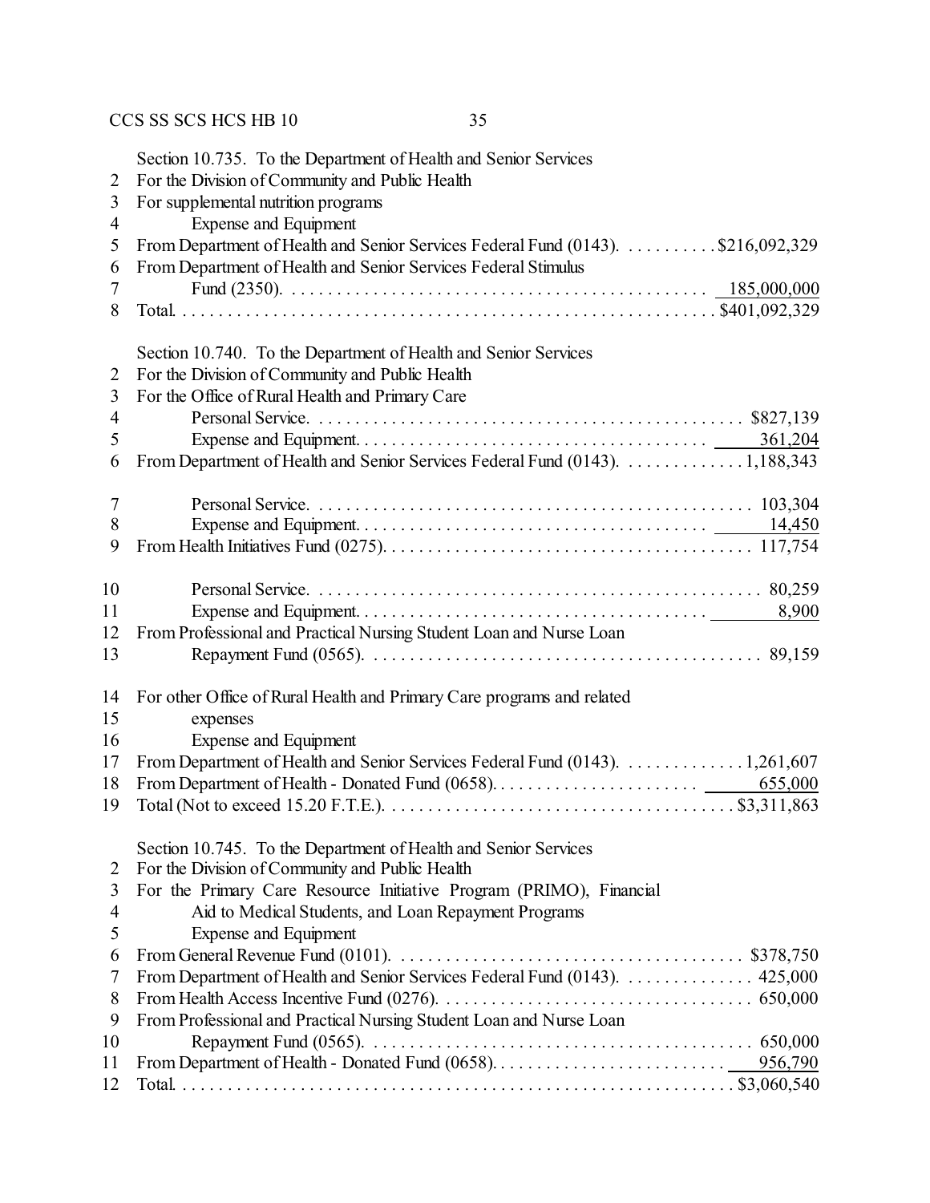Section 10.735. To the Department of Health and Senior Services
For the Division of Community and Public Health
For supplemental nutrition programs
Expense and Equipment
From Department of Health and Senior Services Federal Fund (0143) . . . . . . . . . . $216,092,329
From Department of Health and Senior Services Federal Stimulus Fund (2350) . . . . . . . . . . 185,000,000
Total . . . . . . . . . . $401,092,329

Section 10.740. To the Department of Health and Senior Services
For the Division of Community and Public Health
For the Office of Rural Health and Primary Care
Personal Service . . . . . . . . . . $827,139
Expense and Equipment . . . . . . . . . . 361,204
From Department of Health and Senior Services Federal Fund (0143) . . . . . . . . . . 1,188,343

Personal Service . . . . . . . . . . 103,304
Expense and Equipment . . . . . . . . . . 14,450
From Health Initiatives Fund (0275) . . . . . . . . . . 117,754

Personal Service . . . . . . . . . . 80,259
Expense and Equipment . . . . . . . . . . 8,900
From Professional and Practical Nursing Student Loan and Nurse Loan Repayment Fund (0565) . . . . . . . . . . 89,159

For other Office of Rural Health and Primary Care programs and related expenses
Expense and Equipment
From Department of Health and Senior Services Federal Fund (0143) . . . . . . . . . . 1,261,607
From Department of Health - Donated Fund (0658) . . . . . . . . . . 655,000
Total (Not to exceed 15.20 F.T.E.) . . . . . . . . . . $3,311,863

Section 10.745. To the Department of Health and Senior Services
For the Division of Community and Public Health
For the Primary Care Resource Initiative Program (PRIMO), Financial Aid to Medical Students, and Loan Repayment Programs
Expense and Equipment
From General Revenue Fund (0101) . . . . . . . . . . $378,750
From Department of Health and Senior Services Federal Fund (0143) . . . . . . . . . . 425,000
From Health Access Incentive Fund (0276) . . . . . . . . . . 650,000
From Professional and Practical Nursing Student Loan and Nurse Loan Repayment Fund (0565) . . . . . . . . . . 650,000
From Department of Health - Donated Fund (0658) . . . . . . . . . . 956,790
Total . . . . . . . . . . $3,060,540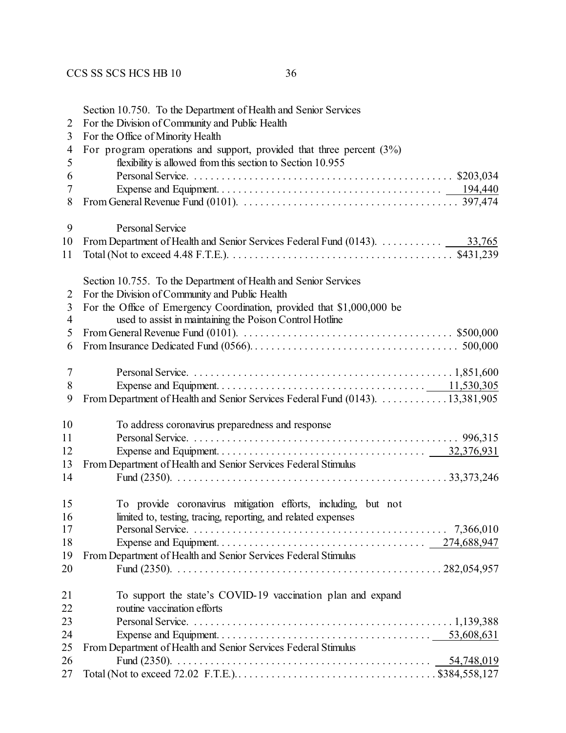Section 10.750. To the Department of Health and Senior Services
2 For the Division of Community and Public Health
3 For the Office of Minority Health
4 For program operations and support, provided that three percent (3%)
5 flexibility is allowed from this section to Section 10.955
6 Personal Service. . . . . . . . . . . . . . . . . . . . . . . . . . . . . . . . . . . . . . . . . . . . . . $203,034
7 Expense and Equipment. . . . . . . . . . . . . . . . . . . . . . . . . . . . . . . . . . . . . . . . 194,440
8 From General Revenue Fund (0101). . . . . . . . . . . . . . . . . . . . . . . . . . . . . . . . . . . . . . 397,474

9 Personal Service
10 From Department of Health and Senior Services Federal Fund (0143). . . . . . . . . . . . 33,765
11 Total (Not to exceed 4.48 F.T.E.). . . . . . . . . . . . . . . . . . . . . . . . . . . . . . . . . . . . . . . $431,239

Section 10.755. To the Department of Health and Senior Services
2 For the Division of Community and Public Health
3 For the Office of Emergency Coordination, provided that $1,000,000 be
4 used to assist in maintaining the Poison Control Hotline
5 From General Revenue Fund (0101). . . . . . . . . . . . . . . . . . . . . . . . . . . . . . . . . . . . . . $500,000
6 From Insurance Dedicated Fund (0566). . . . . . . . . . . . . . . . . . . . . . . . . . . . . . . . . . . . . 500,000

7 Personal Service. . . . . . . . . . . . . . . . . . . . . . . . . . . . . . . . . . . . . . . . . . . . . . 1,851,600
8 Expense and Equipment. . . . . . . . . . . . . . . . . . . . . . . . . . . . . . . . . . . . . 11,530,305
9 From Department of Health and Senior Services Federal Fund (0143). . . . . . . . . . . . . 13,381,905

10 To address coronavirus preparedness and response
11 Personal Service. . . . . . . . . . . . . . . . . . . . . . . . . . . . . . . . . . . . . . . . . . . . . . . 996,315
12 Expense and Equipment. . . . . . . . . . . . . . . . . . . . . . . . . . . . . . . . . . . . . 32,376,931
13 From Department of Health and Senior Services Federal Stimulus
14 Fund (2350). . . . . . . . . . . . . . . . . . . . . . . . . . . . . . . . . . . . . . . . . . . . . . . . . 33,373,246

15 To provide coronavirus mitigation efforts, including, but not
16 limited to, testing, tracing, reporting, and related expenses
17 Personal Service. . . . . . . . . . . . . . . . . . . . . . . . . . . . . . . . . . . . . . . . . . . . . 7,366,010
18 Expense and Equipment. . . . . . . . . . . . . . . . . . . . . . . . . . . . . . . . . . . . . 274,688,947
19 From Department of Health and Senior Services Federal Stimulus
20 Fund (2350). . . . . . . . . . . . . . . . . . . . . . . . . . . . . . . . . . . . . . . . . . . . . . . . . 282,054,957

21 To support the state's COVID-19 vaccination plan and expand
22 routine vaccination efforts
23 Personal Service. . . . . . . . . . . . . . . . . . . . . . . . . . . . . . . . . . . . . . . . . . . . . 1,139,388
24 Expense and Equipment. . . . . . . . . . . . . . . . . . . . . . . . . . . . . . . . . . . . . 53,608,631
25 From Department of Health and Senior Services Federal Stimulus
26 Fund (2350). . . . . . . . . . . . . . . . . . . . . . . . . . . . . . . . . . . . . . . . . . . . . . . . 54,748,019
27 Total (Not to exceed 72.02 F.T.E.). . . . . . . . . . . . . . . . . . . . . . . . . . . . . . . . . . $384,558,127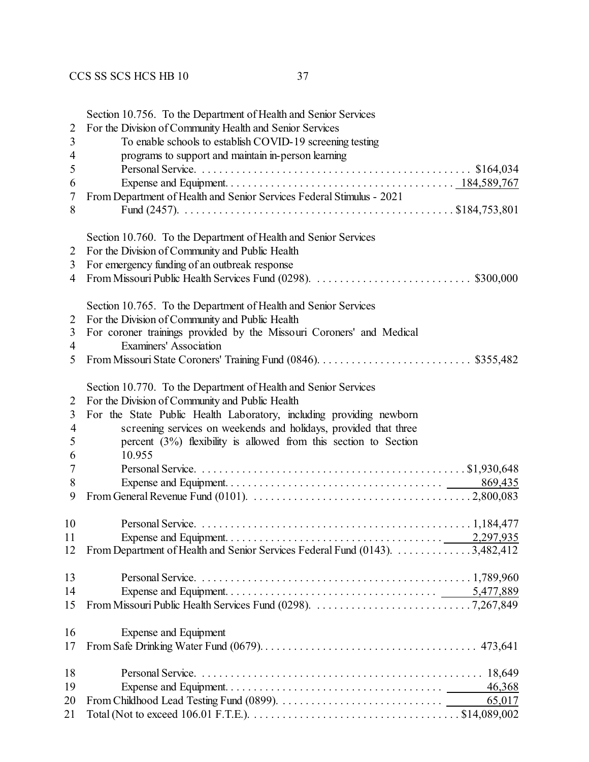Section 10.756. To the Department of Health and Senior Services
For the Division of Community Health and Senior Services
To enable schools to establish COVID-19 screening testing programs to support and maintain in-person learning

| | |
|---|---|
| Personal Service | $164,034 |
| Expense and Equipment | 184,589,767 |
| From Department of Health and Senior Services Federal Stimulus - 2021 Fund (2457) | $184,753,801 |

Section 10.760. To the Department of Health and Senior Services
For the Division of Community and Public Health
For emergency funding of an outbreak response

| | |
|---|---|
| From Missouri Public Health Services Fund (0298) | $300,000 |

Section 10.765. To the Department of Health and Senior Services
For the Division of Community and Public Health
For coroner trainings provided by the Missouri Coroners' and Medical Examiners' Association

| | |
|---|---|
| From Missouri State Coroners' Training Fund (0846) | $355,482 |

Section 10.770. To the Department of Health and Senior Services
For the Division of Community and Public Health
For the State Public Health Laboratory, including providing newborn screening services on weekends and holidays, provided that three percent (3%) flexibility is allowed from this section to Section 10.955

| | |
|---|---|
| Personal Service | $1,930,648 |
| Expense and Equipment | 869,435 |
| From General Revenue Fund (0101) | 2,800,083 |
| | |
| Personal Service | 1,184,477 |
| Expense and Equipment | 2,297,935 |
| From Department of Health and Senior Services Federal Fund (0143) | 3,482,412 |
| | |
| Personal Service | 1,789,960 |
| Expense and Equipment | 5,477,889 |
| From Missouri Public Health Services Fund (0298) | 7,267,849 |
| | |
| Expense and Equipment | |
| From Safe Drinking Water Fund (0679) | 473,641 |
| | |
| Personal Service | 18,649 |
| Expense and Equipment | 46,368 |
| From Childhood Lead Testing Fund (0899) | 65,017 |
| Total (Not to exceed 106.01 F.T.E.) | $14,089,002 |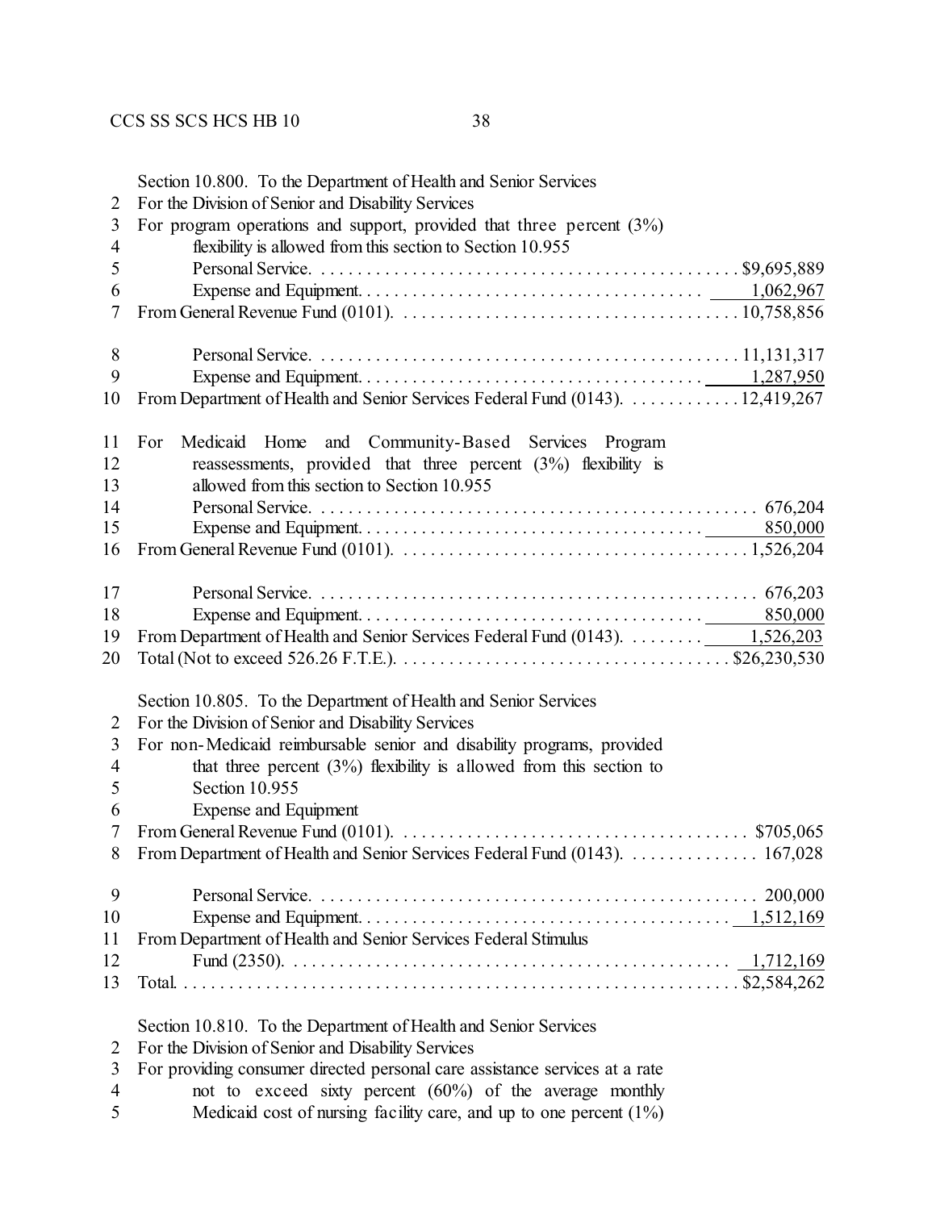Section 10.800. To the Department of Health and Senior Services
For the Division of Senior and Disability Services
For program operations and support, provided that three percent (3%) flexibility is allowed from this section to Section 10.955

| | |
|---|---:|
| Personal Service | $9,695,889 |
| Expense and Equipment | 1,062,967 |
| From General Revenue Fund (0101) | 10,758,856 |
| Personal Service | 11,131,317 |
| Expense and Equipment | 1,287,950 |
| From Department of Health and Senior Services Federal Fund (0143) | 12,419,267 |

For Medicaid Home and Community-Based Services Program reassessments, provided that three percent (3%) flexibility is allowed from this section to Section 10.955

| | |
|---|---:|
| Personal Service | 676,204 |
| Expense and Equipment | 850,000 |
| From General Revenue Fund (0101) | 1,526,204 |
| Personal Service | 676,203 |
| Expense and Equipment | 850,000 |
| From Department of Health and Senior Services Federal Fund (0143) | 1,526,203 |
| Total (Not to exceed 526.26 F.T.E.) | $26,230,530 |

Section 10.805. To the Department of Health and Senior Services
For the Division of Senior and Disability Services
For non-Medicaid reimbursable senior and disability programs, provided that three percent (3%) flexibility is allowed from this section to Section 10.955
Expense and Equipment

| | |
|---|---:|
| From General Revenue Fund (0101) | $705,065 |
| From Department of Health and Senior Services Federal Fund (0143) | 167,028 |
| Personal Service | 200,000 |
| Expense and Equipment | 1,512,169 |
| From Department of Health and Senior Services Federal Stimulus Fund (2350) | 1,712,169 |
| Total | $2,584,262 |

Section 10.810. To the Department of Health and Senior Services
For the Division of Senior and Disability Services
For providing consumer directed personal care assistance services at a rate not to exceed sixty percent (60%) of the average monthly Medicaid cost of nursing facility care, and up to one percent (1%)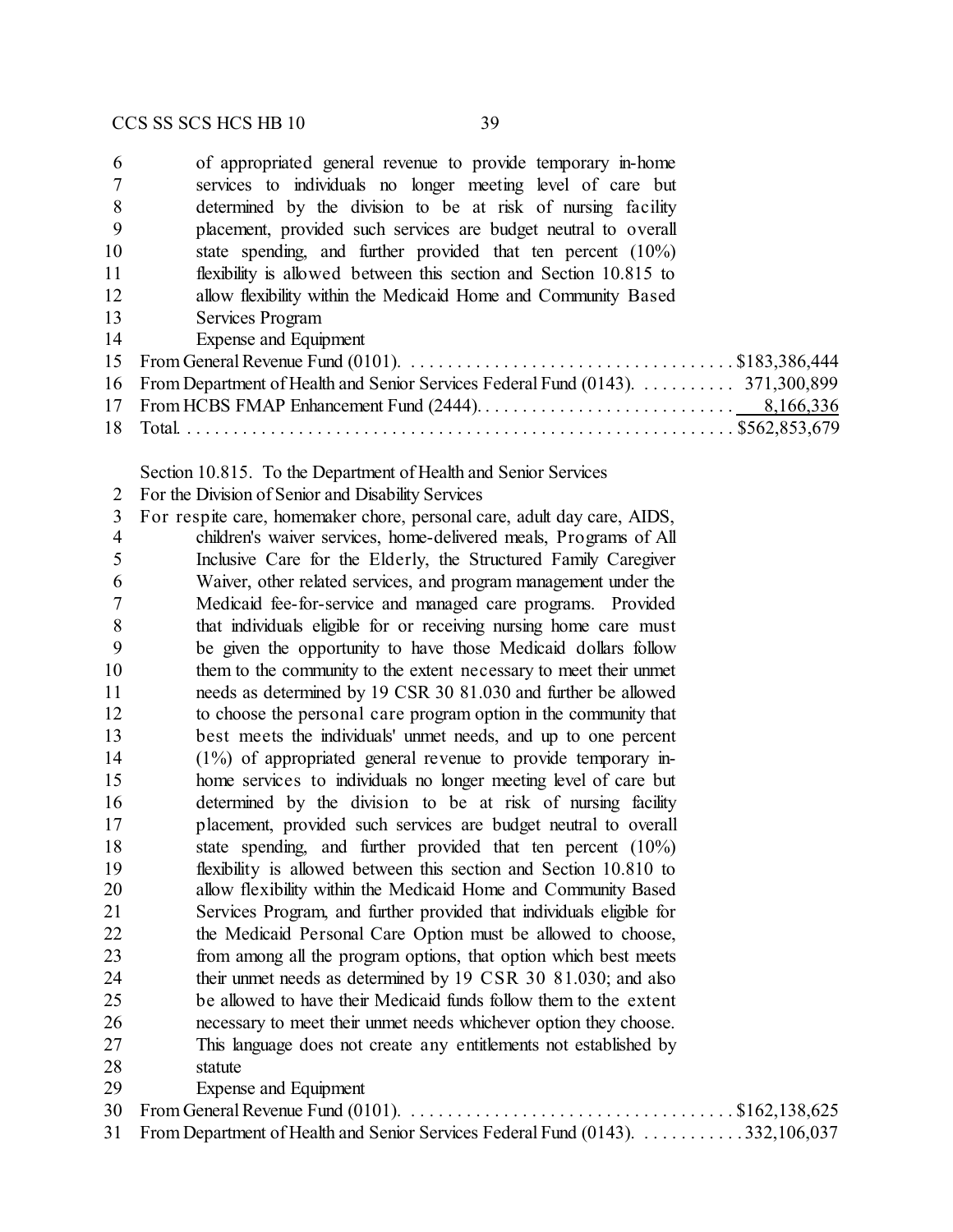of appropriated general revenue to provide temporary in-home services to individuals no longer meeting level of care but determined by the division to be at risk of nursing facility placement, provided such services are budget neutral to overall state spending, and further provided that ten percent (10%) flexibility is allowed between this section and Section 10.815 to allow flexibility within the Medicaid Home and Community Based Services Program

Expense and Equipment

| | |
|---|---:|
| From General Revenue Fund (0101). | $183,386,444 |
| From Department of Health and Senior Services Federal Fund (0143). | 371,300,899 |
| From HCBS FMAP Enhancement Fund (2444). | 8,166,336 |
| Total. | $562,853,679 |

Section 10.815. To the Department of Health and Senior Services

For the Division of Senior and Disability Services

For respite care, homemaker chore, personal care, adult day care, AIDS, children's waiver services, home-delivered meals, Programs of All Inclusive Care for the Elderly, the Structured Family Caregiver Waiver, other related services, and program management under the Medicaid fee-for-service and managed care programs. Provided that individuals eligible for or receiving nursing home care must be given the opportunity to have those Medicaid dollars follow them to the community to the extent necessary to meet their unmet needs as determined by 19 CSR 30 81.030 and further be allowed to choose the personal care program option in the community that best meets the individuals' unmet needs, and up to one percent (1%) of appropriated general revenue to provide temporary in-home services to individuals no longer meeting level of care but determined by the division to be at risk of nursing facility placement, provided such services are budget neutral to overall state spending, and further provided that ten percent (10%) flexibility is allowed between this section and Section 10.810 to allow flexibility within the Medicaid Home and Community Based Services Program, and further provided that individuals eligible for the Medicaid Personal Care Option must be allowed to choose, from among all the program options, that option which best meets their unmet needs as determined by 19 CSR 30 81.030; and also be allowed to have their Medicaid funds follow them to the extent necessary to meet their unmet needs whichever option they choose. This language does not create any entitlements not established by statute

Expense and Equipment

| | |
|---|---:|
| From General Revenue Fund (0101). | $162,138,625 |
| From Department of Health and Senior Services Federal Fund (0143). | 332,106,037 |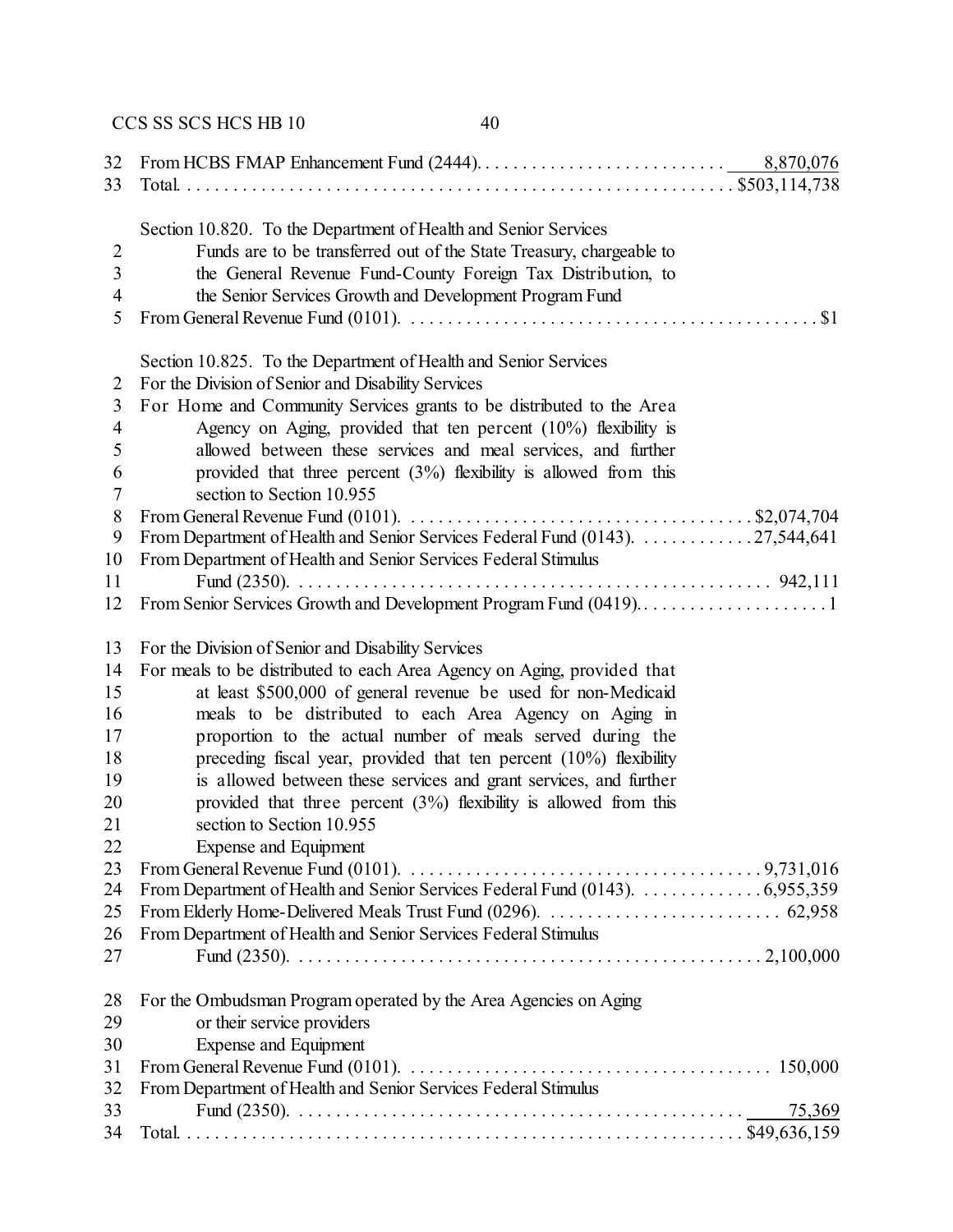32 From HCBS FMAP Enhancement Fund (2444). . . . . . . . . . . . . . . . . . . . . . . . . . . 8,870,076
33 Total. . . . . . . . . . . . . . . . . . . . . . . . . . . . . . . . . . . . . . . . . . . . . . . . . . . . . . . . . . $503,114,738

Section 10.820. To the Department of Health and Senior Services
2 Funds are to be transferred out of the State Treasury, chargeable to
3 the General Revenue Fund-County Foreign Tax Distribution, to
4 the Senior Services Growth and Development Program Fund
5 From General Revenue Fund (0101). . . . . . . . . . . . . . . . . . . . . . . . . . . . . . . . . . . . . . . . . . . . $1

Section 10.825. To the Department of Health and Senior Services
2 For the Division of Senior and Disability Services
3 For Home and Community Services grants to be distributed to the Area
4 Agency on Aging, provided that ten percent (10%) flexibility is
5 allowed between these services and meal services, and further
6 provided that three percent (3%) flexibility is allowed from this
7 section to Section 10.955
8 From General Revenue Fund (0101). . . . . . . . . . . . . . . . . . . . . . . . . . . . . . . . . . . . . $2,074,704
9 From Department of Health and Senior Services Federal Fund (0143). . . . . . . . . . . . . 27,544,641
10 From Department of Health and Senior Services Federal Stimulus
11 Fund (2350). . . . . . . . . . . . . . . . . . . . . . . . . . . . . . . . . . . . . . . . . . . . . . . . . . 942,111
12 From Senior Services Growth and Development Program Fund (0419). . . . . . . . . . . . . . . . . . . . . 1

13 For the Division of Senior and Disability Services
14 For meals to be distributed to each Area Agency on Aging, provided that
15 at least $500,000 of general revenue be used for non-Medicaid
16 meals to be distributed to each Area Agency on Aging in
17 proportion to the actual number of meals served during the
18 preceding fiscal year, provided that ten percent (10%) flexibility
19 is allowed between these services and grant services, and further
20 provided that three percent (3%) flexibility is allowed from this
21 section to Section 10.955
22 Expense and Equipment
23 From General Revenue Fund (0101). . . . . . . . . . . . . . . . . . . . . . . . . . . . . . . . . . . . . . 9,731,016
24 From Department of Health and Senior Services Federal Fund (0143). . . . . . . . . . . . . . 6,955,359
25 From Elderly Home-Delivered Meals Trust Fund (0296). . . . . . . . . . . . . . . . . . . . . . . . . . 62,958
26 From Department of Health and Senior Services Federal Stimulus
27 Fund (2350). . . . . . . . . . . . . . . . . . . . . . . . . . . . . . . . . . . . . . . . . . . . . . . . . . 2,100,000

28 For the Ombudsman Program operated by the Area Agencies on Aging
29 or their service providers
30 Expense and Equipment
31 From General Revenue Fund (0101). . . . . . . . . . . . . . . . . . . . . . . . . . . . . . . . . . . . . . . 150,000
32 From Department of Health and Senior Services Federal Stimulus
33 Fund (2350). . . . . . . . . . . . . . . . . . . . . . . . . . . . . . . . . . . . . . . . . . . . . . . . . . 75,369
34 Total. . . . . . . . . . . . . . . . . . . . . . . . . . . . . . . . . . . . . . . . . . . . . . . . . . . . . . . . . . $49,636,159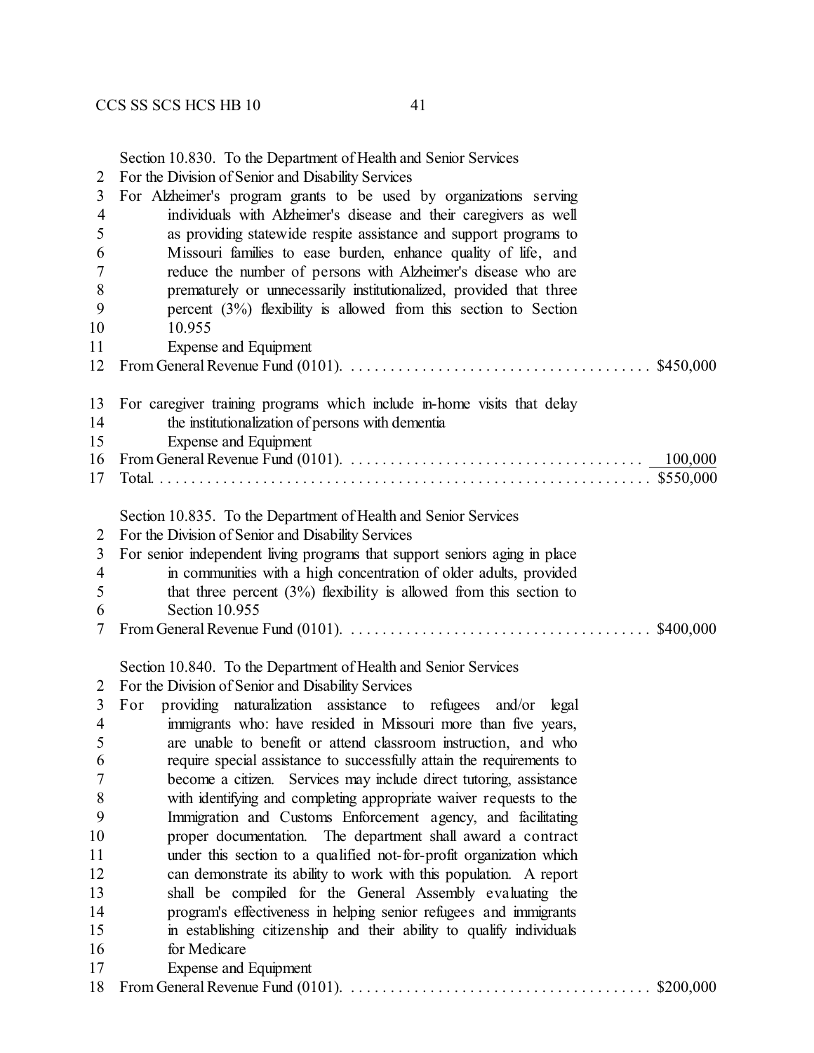Section 10.830. To the Department of Health and Senior Services
For the Division of Senior and Disability Services
For Alzheimer's program grants to be used by organizations serving individuals with Alzheimer's disease and their caregivers as well as providing statewide respite assistance and support programs to Missouri families to ease burden, enhance quality of life, and reduce the number of persons with Alzheimer's disease who are prematurely or unnecessarily institutionalized, provided that three percent (3%) flexibility is allowed from this section to Section 10.955
Expense and Equipment
From General Revenue Fund (0101). . . . . . . . . . . . . . . . . . . . . . . . . . . . . . . . . . . . . . $450,000

For caregiver training programs which include in-home visits that delay the institutionalization of persons with dementia
Expense and Equipment
From General Revenue Fund (0101). . . . . . . . . . . . . . . . . . . . . . . . . . . . . . . . . . . . . . 100,000
Total. . . . . . . . . . . . . . . . . . . . . . . . . . . . . . . . . . . . . . . . . . . . . . . . . . . . . . . . . . . . $550,000

Section 10.835. To the Department of Health and Senior Services
For the Division of Senior and Disability Services
For senior independent living programs that support seniors aging in place in communities with a high concentration of older adults, provided that three percent (3%) flexibility is allowed from this section to Section 10.955
From General Revenue Fund (0101). . . . . . . . . . . . . . . . . . . . . . . . . . . . . . . . . . . . . . $400,000

Section 10.840. To the Department of Health and Senior Services
For the Division of Senior and Disability Services
For providing naturalization assistance to refugees and/or legal immigrants who: have resided in Missouri more than five years, are unable to benefit or attend classroom instruction, and who require special assistance to successfully attain the requirements to become a citizen. Services may include direct tutoring, assistance with identifying and completing appropriate waiver requests to the Immigration and Customs Enforcement agency, and facilitating proper documentation. The department shall award a contract under this section to a qualified not-for-profit organization which can demonstrate its ability to work with this population. A report shall be compiled for the General Assembly evaluating the program's effectiveness in helping senior refugees and immigrants in establishing citizenship and their ability to qualify individuals for Medicare
Expense and Equipment
From General Revenue Fund (0101). . . . . . . . . . . . . . . . . . . . . . . . . . . . . . . . . . . . . $200,000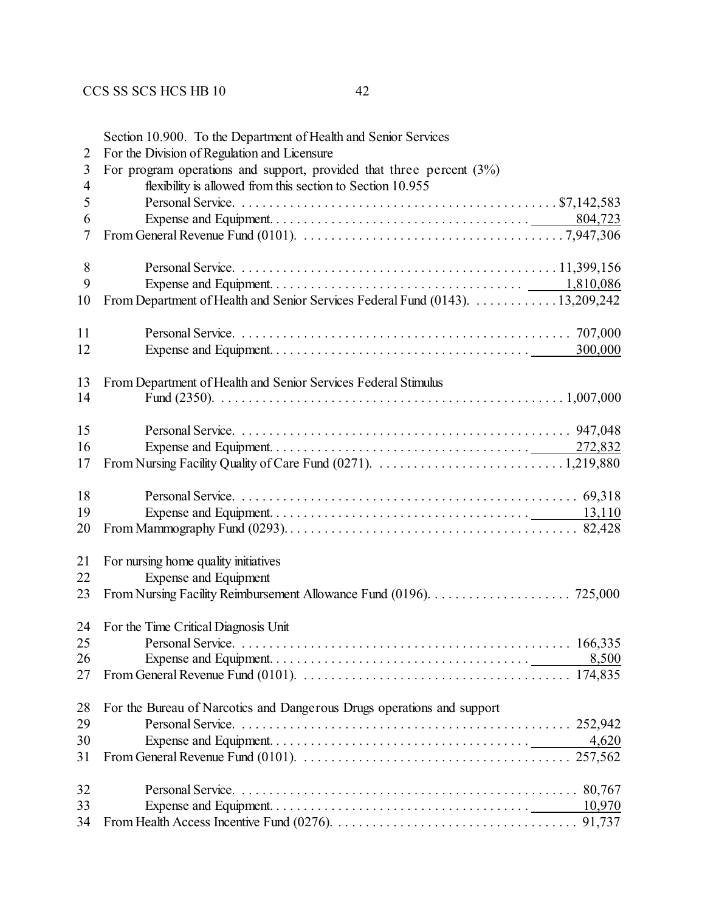Section 10.900. To the Department of Health and Senior Services
For the Division of Regulation and Licensure
For program operations and support, provided that three percent (3%) flexibility is allowed from this section to Section 10.955

| | |
|---|---|
| Personal Service | $7,142,583 |
| Expense and Equipment | 804,723 |
| From General Revenue Fund (0101) | 7,947,306 |
| | |
| Personal Service | 11,399,156 |
| Expense and Equipment | 1,810,086 |
| From Department of Health and Senior Services Federal Fund (0143) | 13,209,242 |
| | |
| Personal Service | 707,000 |
| Expense and Equipment | 300,000 |
| From Department of Health and Senior Services Federal Stimulus Fund (2350) | 1,007,000 |
| | |
| Personal Service | 947,048 |
| Expense and Equipment | 272,832 |
| From Nursing Facility Quality of Care Fund (0271) | 1,219,880 |
| | |
| Personal Service | 69,318 |
| Expense and Equipment | 13,110 |
| From Mammography Fund (0293) | 82,428 |

For nursing home quality initiatives

| | |
|---|---|
| Expense and Equipment | |
| From Nursing Facility Reimbursement Allowance Fund (0196) | 725,000 |

For the Time Critical Diagnosis Unit

| | |
|---|---|
| Personal Service | 166,335 |
| Expense and Equipment | 8,500 |
| From General Revenue Fund (0101) | 174,835 |

For the Bureau of Narcotics and Dangerous Drugs operations and support

| | |
|---|---|
| Personal Service | 252,942 |
| Expense and Equipment | 4,620 |
| From General Revenue Fund (0101) | 257,562 |
| | |
| Personal Service | 80,767 |
| Expense and Equipment | 10,970 |
| From Health Access Incentive Fund (0276) | 91,737 |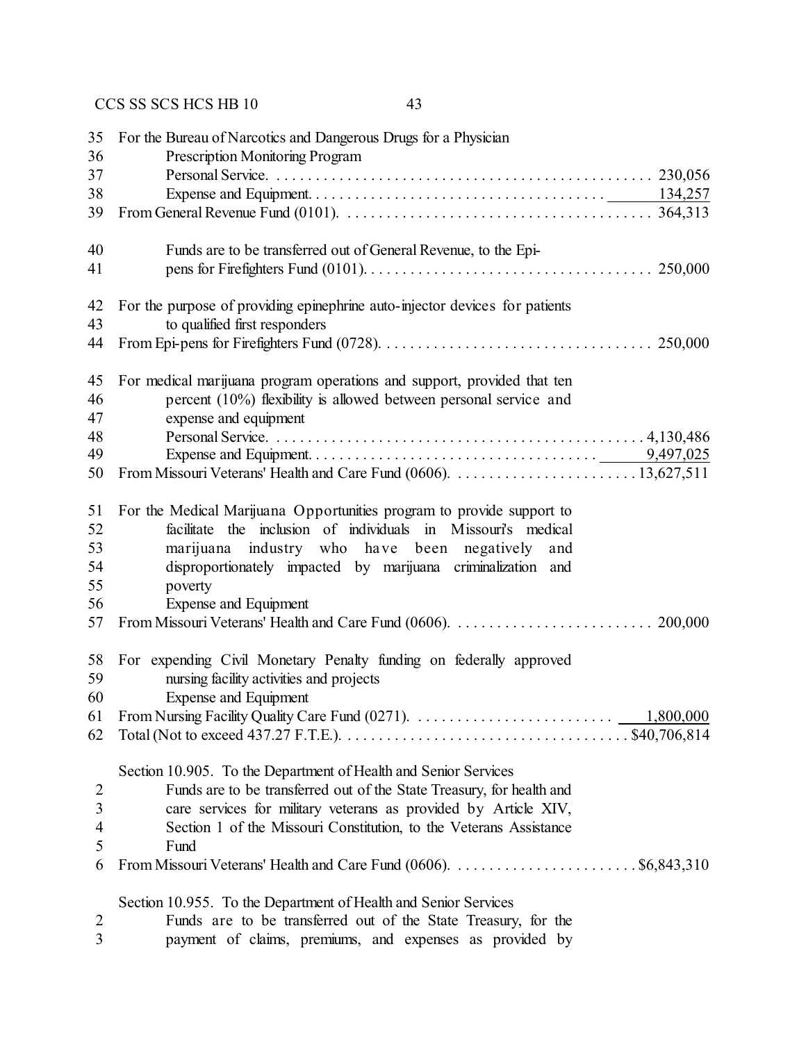For the Bureau of Narcotics and Dangerous Drugs for a Physician Prescription Monitoring Program

| | |
|---|---:|
| Personal Service | 230,056 |
| Expense and Equipment | 134,257 |
| From General Revenue Fund (0101) | 364,313 |

Funds are to be transferred out of General Revenue, to the Epi-pens for Firefighters Fund (0101) . . . . . 250,000

For the purpose of providing epinephrine auto-injector devices for patients to qualified first responders

From Epi-pens for Firefighters Fund (0728) . . . . . 250,000

For medical marijuana program operations and support, provided that ten percent (10%) flexibility is allowed between personal service and expense and equipment

| | |
|---|---:|
| Personal Service | 4,130,486 |
| Expense and Equipment | 9,497,025 |
| From Missouri Veterans' Health and Care Fund (0606) | 13,627,511 |

For the Medical Marijuana Opportunities program to provide support to facilitate the inclusion of individuals in Missouri's medical marijuana industry who have been negatively and disproportionately impacted by marijuana criminalization and poverty

Expense and Equipment

From Missouri Veterans' Health and Care Fund (0606) . . . . . 200,000

For expending Civil Monetary Penalty funding on federally approved nursing facility activities and projects

Expense and Equipment

| | |
|---|---:|
| From Nursing Facility Quality Care Fund (0271) | 1,800,000 |
| Total (Not to exceed 437.27 F.T.E.) | $40,706,814 |

Section 10.905. To the Department of Health and Senior Services

Funds are to be transferred out of the State Treasury, for health and care services for military veterans as provided by Article XIV, Section 1 of the Missouri Constitution, to the Veterans Assistance Fund

From Missouri Veterans' Health and Care Fund (0606) . . . . . $6,843,310

Section 10.955. To the Department of Health and Senior Services

Funds are to be transferred out of the State Treasury, for the payment of claims, premiums, and expenses as provided by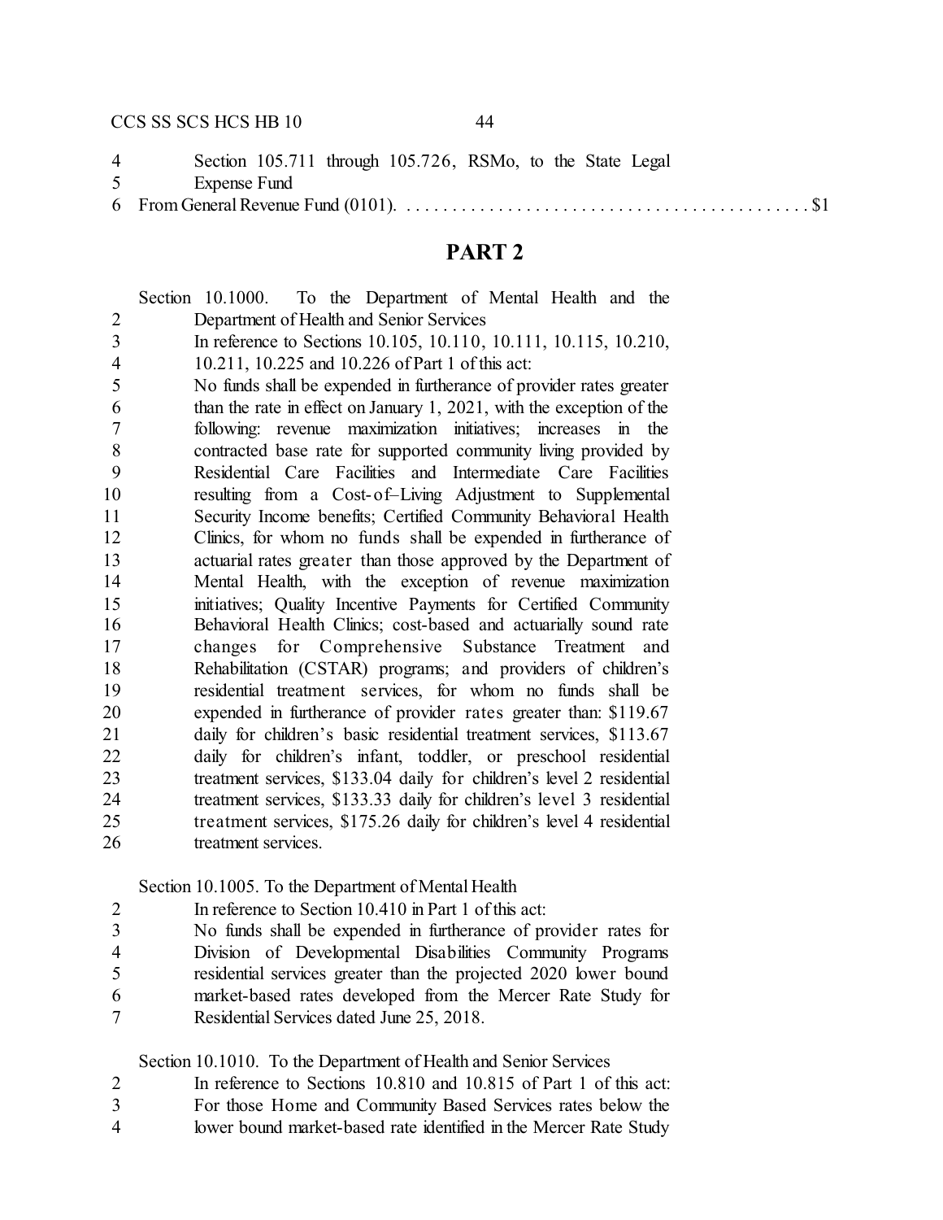Section 105.711 through 105.726, RSMo, to the State Legal Expense Fund

From General Revenue Fund (0101). . . . . . . . . . . . . . . . . . . . . . . . . . . . . . . . . . . . . . . . . . . . $1

## PART 2

Section 10.1000. To the Department of Mental Health and the Department of Health and Senior Services

In reference to Sections 10.105, 10.110, 10.111, 10.115, 10.210, 10.211, 10.225 and 10.226 of Part 1 of this act:

No funds shall be expended in furtherance of provider rates greater than the rate in effect on January 1, 2021, with the exception of the following: revenue maximization initiatives; increases in the contracted base rate for supported community living provided by Residential Care Facilities and Intermediate Care Facilities resulting from a Cost-of–Living Adjustment to Supplemental Security Income benefits; Certified Community Behavioral Health Clinics, for whom no funds shall be expended in furtherance of actuarial rates greater than those approved by the Department of Mental Health, with the exception of revenue maximization initiatives; Quality Incentive Payments for Certified Community Behavioral Health Clinics; cost-based and actuarially sound rate changes for Comprehensive Substance Treatment and Rehabilitation (CSTAR) programs; and providers of children's residential treatment services, for whom no funds shall be expended in furtherance of provider rates greater than: $119.67 daily for children's basic residential treatment services, $113.67 daily for children's infant, toddler, or preschool residential treatment services, $133.04 daily for children's level 2 residential treatment services, $133.33 daily for children's level 3 residential treatment services, $175.26 daily for children's level 4 residential treatment services.

Section 10.1005. To the Department of Mental Health

In reference to Section 10.410 in Part 1 of this act:

No funds shall be expended in furtherance of provider rates for Division of Developmental Disabilities Community Programs residential services greater than the projected 2020 lower bound market-based rates developed from the Mercer Rate Study for Residential Services dated June 25, 2018.

Section 10.1010. To the Department of Health and Senior Services

In reference to Sections 10.810 and 10.815 of Part 1 of this act:

For those Home and Community Based Services rates below the lower bound market-based rate identified in the Mercer Rate Study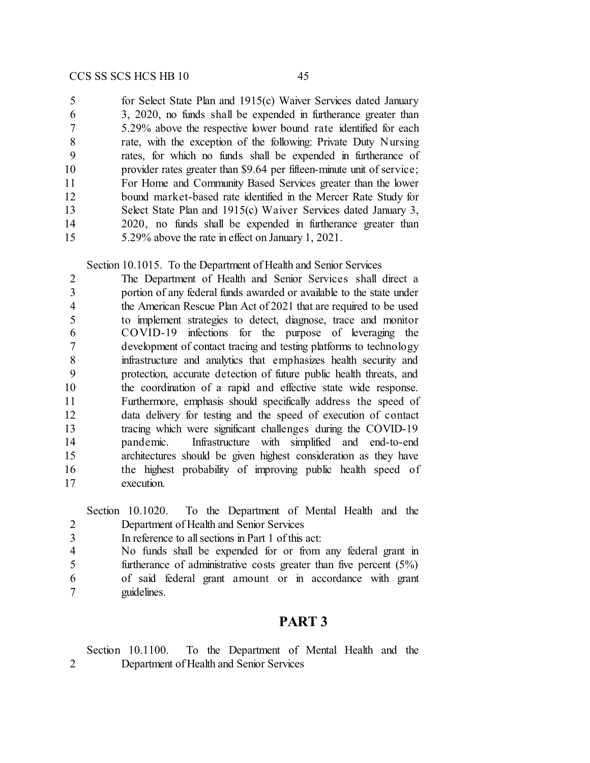for Select State Plan and 1915(c) Waiver Services dated January 3, 2020, no funds shall be expended in furtherance greater than 5.29% above the respective lower bound rate identified for each rate, with the exception of the following: Private Duty Nursing rates, for which no funds shall be expended in furtherance of provider rates greater than $9.64 per fifteen-minute unit of service; For Home and Community Based Services greater than the lower bound market-based rate identified in the Mercer Rate Study for Select State Plan and 1915(c) Waiver Services dated January 3, 2020, no funds shall be expended in furtherance greater than 5.29% above the rate in effect on January 1, 2021.

Section 10.1015. To the Department of Health and Senior Services
The Department of Health and Senior Services shall direct a portion of any federal funds awarded or available to the state under the American Rescue Plan Act of 2021 that are required to be used to implement strategies to detect, diagnose, trace and monitor COVID-19 infections for the purpose of leveraging the development of contact tracing and testing platforms to technology infrastructure and analytics that emphasizes health security and protection, accurate detection of future public health threats, and the coordination of a rapid and effective state wide response. Furthermore, emphasis should specifically address the speed of data delivery for testing and the speed of execution of contact tracing which were significant challenges during the COVID-19 pandemic. Infrastructure with simplified and end-to-end architectures should be given highest consideration as they have the highest probability of improving public health speed of execution.

Section 10.1020. To the Department of Mental Health and the Department of Health and Senior Services
In reference to all sections in Part 1 of this act:
No funds shall be expended for or from any federal grant in furtherance of administrative costs greater than five percent (5%) of said federal grant amount or in accordance with grant guidelines.

## PART 3

Section 10.1100. To the Department of Mental Health and the Department of Health and Senior Services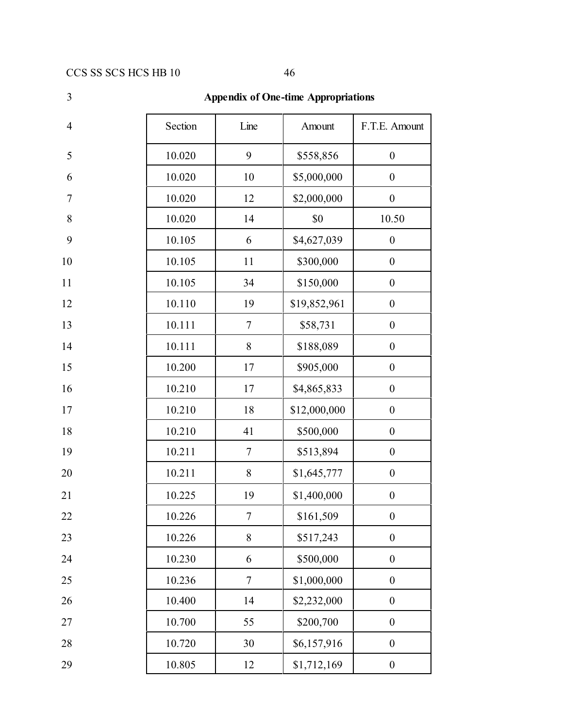## Appendix of One-time Appropriations

| Section | Line | Amount | F.T.E. Amount |
|---|---|---|---|
| 10.020 | 9 | $558,856 | 0 |
| 10.020 | 10 | $5,000,000 | 0 |
| 10.020 | 12 | $2,000,000 | 0 |
| 10.020 | 14 | $0 | 10.50 |
| 10.105 | 6 | $4,627,039 | 0 |
| 10.105 | 11 | $300,000 | 0 |
| 10.105 | 34 | $150,000 | 0 |
| 10.110 | 19 | $19,852,961 | 0 |
| 10.111 | 7 | $58,731 | 0 |
| 10.111 | 8 | $188,089 | 0 |
| 10.200 | 17 | $905,000 | 0 |
| 10.210 | 17 | $4,865,833 | 0 |
| 10.210 | 18 | $12,000,000 | 0 |
| 10.210 | 41 | $500,000 | 0 |
| 10.211 | 7 | $513,894 | 0 |
| 10.211 | 8 | $1,645,777 | 0 |
| 10.225 | 19 | $1,400,000 | 0 |
| 10.226 | 7 | $161,509 | 0 |
| 10.226 | 8 | $517,243 | 0 |
| 10.230 | 6 | $500,000 | 0 |
| 10.236 | 7 | $1,000,000 | 0 |
| 10.400 | 14 | $2,232,000 | 0 |
| 10.700 | 55 | $200,700 | 0 |
| 10.720 | 30 | $6,157,916 | 0 |
| 10.805 | 12 | $1,712,169 | 0 |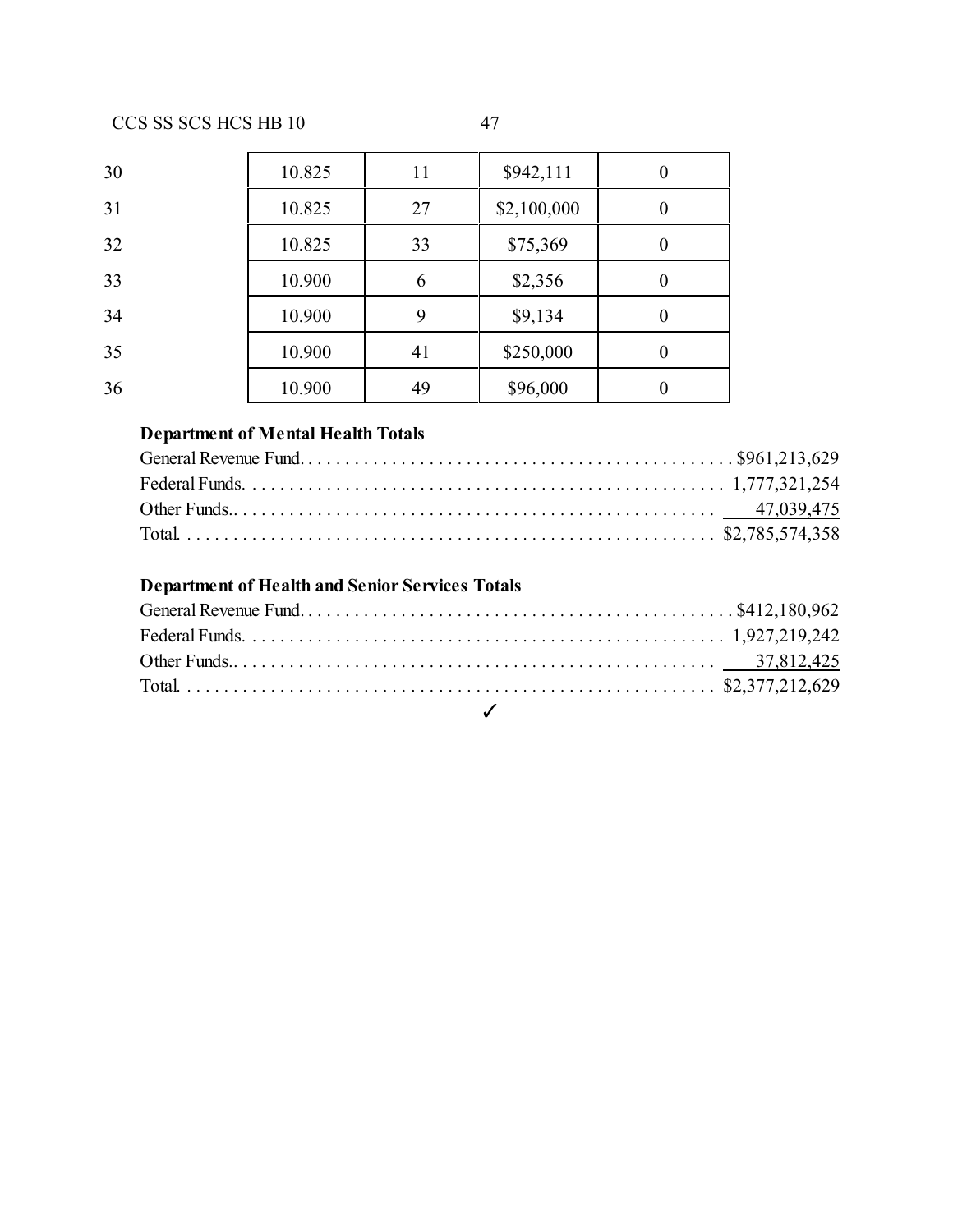| | | | |
|---|---|---|---|
| 10.825 | 11 | $942,111 | 0 |
| 10.825 | 27 | $2,100,000 | 0 |
| 10.825 | 33 | $75,369 | 0 |
| 10.900 | 6 | $2,356 | 0 |
| 10.900 | 9 | $9,134 | 0 |
| 10.900 | 41 | $250,000 | 0 |
| 10.900 | 49 | $96,000 | 0 |

**Department of Mental Health Totals**

General Revenue Fund. . . . . . . . . . . . . . . . . . . . . . . . . . . . . . . . . . . . . . . . . . . . . . . . $961,213,629
Federal Funds. . . . . . . . . . . . . . . . . . . . . . . . . . . . . . . . . . . . . . . . . . . . . . . . . . . . 1,777,321,254
Other Funds.. . . . . . . . . . . . . . . . . . . . . . . . . . . . . . . . . . . . . . . . . . . . . . . . . . . . 47,039,475
Total. . . . . . . . . . . . . . . . . . . . . . . . . . . . . . . . . . . . . . . . . . . . . . . . . . . . . . . . . $2,785,574,358

**Department of Health and Senior Services Totals**

General Revenue Fund. . . . . . . . . . . . . . . . . . . . . . . . . . . . . . . . . . . . . . . . . . . . . . . $412,180,962
Federal Funds. . . . . . . . . . . . . . . . . . . . . . . . . . . . . . . . . . . . . . . . . . . . . . . . . . . . 1,927,219,242
Other Funds.. . . . . . . . . . . . . . . . . . . . . . . . . . . . . . . . . . . . . . . . . . . . . . . . . . . . 37,812,425
Total. . . . . . . . . . . . . . . . . . . . . . . . . . . . . . . . . . . . . . . . . . . . . . . . . . . . . . . . . $2,377,212,629

✓